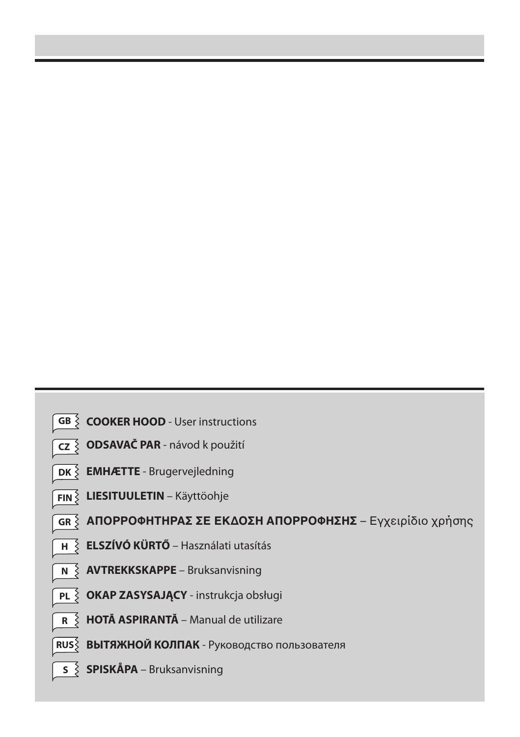GB **COOKER HOOD** - User instructions

CZ **ODSAVAČ PAR** - návod k použití

DK **EMHÆTTE** - Brugervejledning

FIN **LIESITUULETIN** – Käyttöohje

GR **ΑΠΟΡΡΟΦΗΤΗΡΑΣ ΣΕ ΕΚΔΟΣΗ ΑΠΟΡΡΟΦΗΣΗΣ** – Εγχειρίδιο χρήσης

H **ELSZÍVÓ KÜRTŐ** – Használati utasítás

N **AVTREKKSKAPPE** – Bruksanvisning

PL **OKAP ZASYSAJĄCY** - instrukcja obsługi

R **HOTĂ ASPIRANTĂ** – Manual de utilizare

RUS **ВЫТЯЖНОЙ КОЛПАК** - Руководство пользователя

S **SPISKÅPA** – Bruksanvisning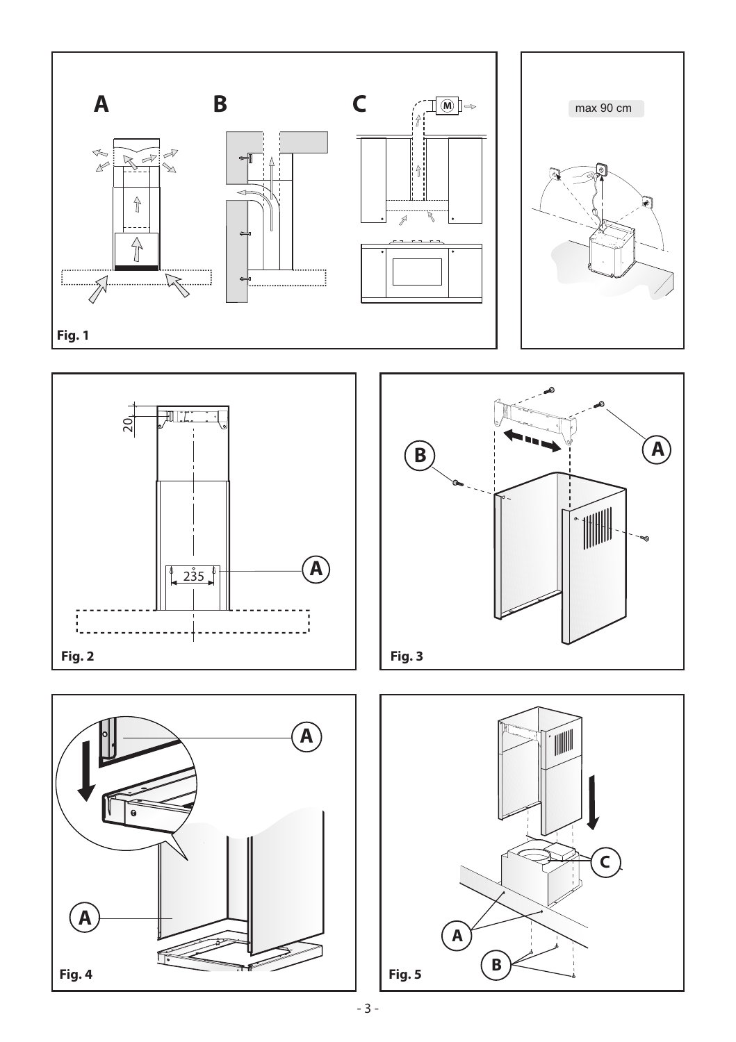A

B

C

M

max 90 cm

Fig. 1

20

235

A

Fig. 2

B

A

Fig. 3

A

A

Fig. 4

C

A

B

Fig. 5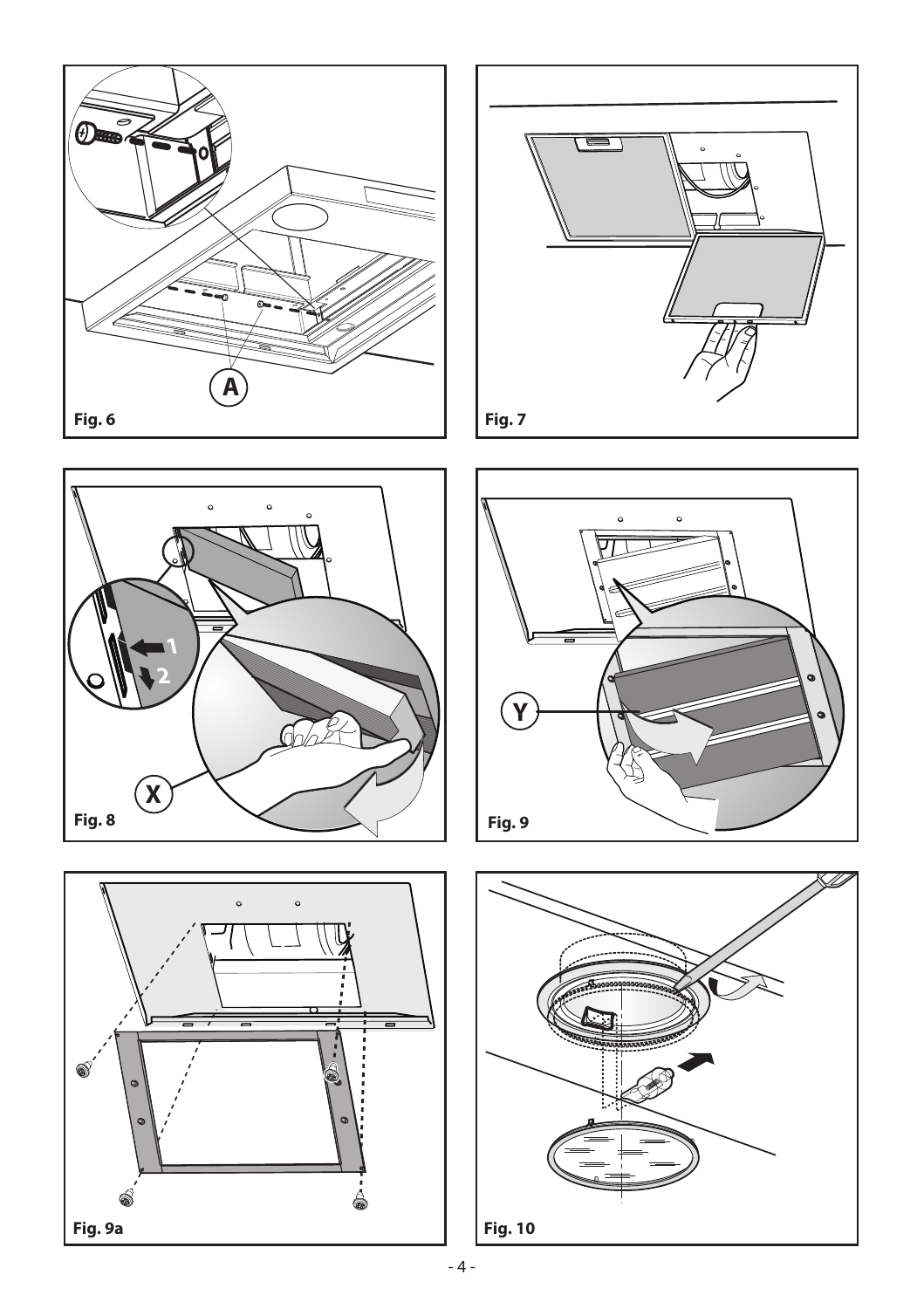A

Fig. 6

Fig. 7

1

2

X

Fig. 8

Y

Fig. 9

Fig. 9a

Fig. 10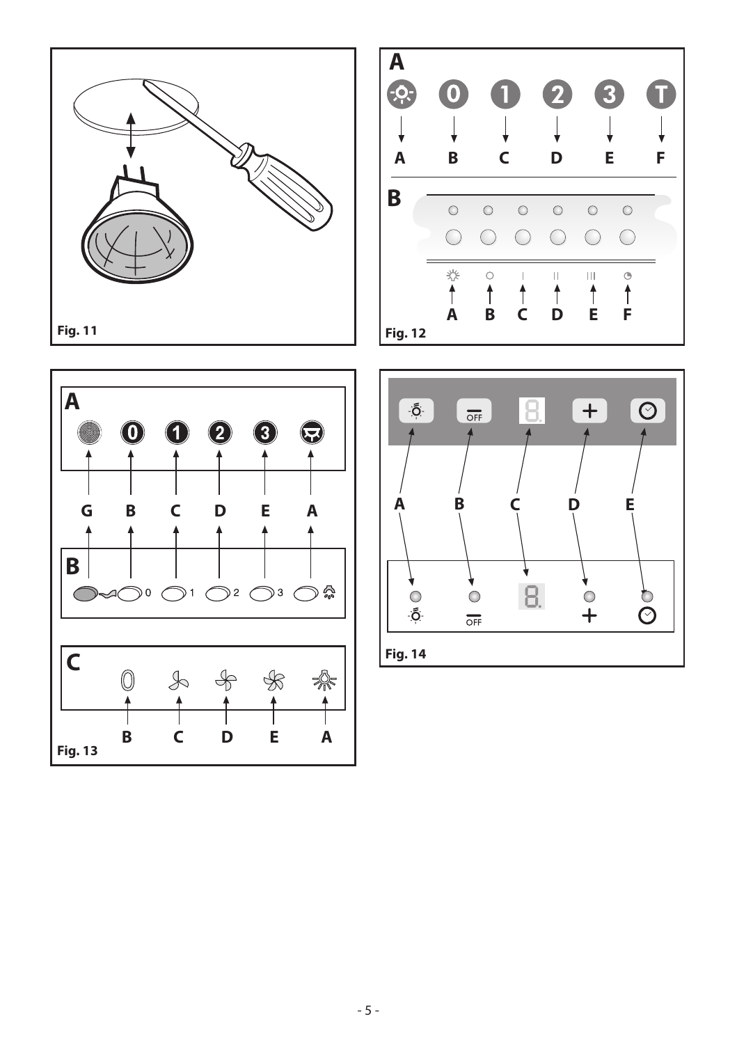Fig. 11

**A**

A B C D E F

**B**

A B C D E F

Fig. 12

**A**

G B C D E A

**B**

0 1 2 3

**C**

B C D E A

Fig. 13

OFF

A B C D E

OFF

Fig. 14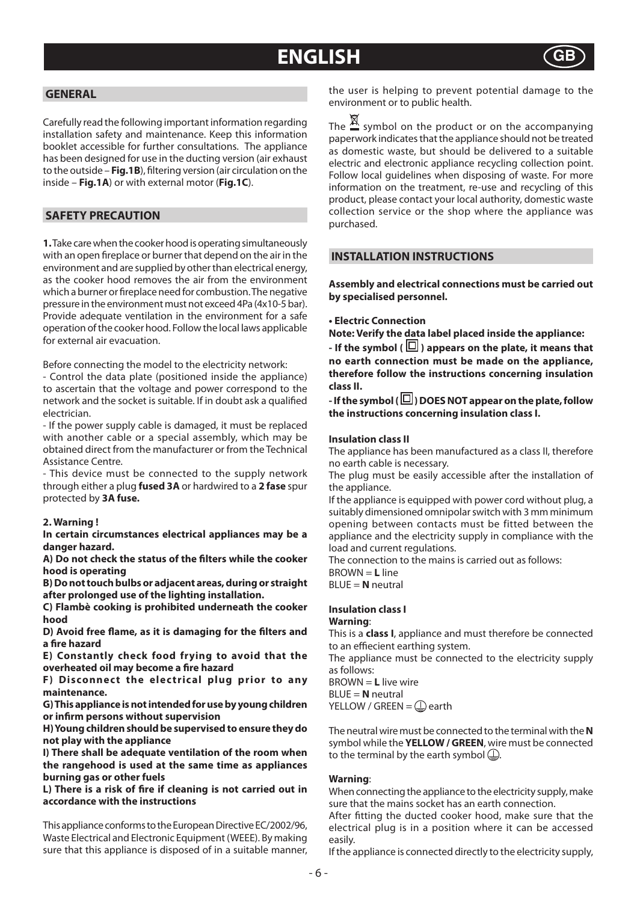# ENGLISH

## GENERAL

Carefully read the following important information regarding installation safety and maintenance. Keep this information booklet accessible for further consultations. The appliance has been designed for use in the ducting version (air exhaust to the outside – **Fig.1B**), filtering version (air circulation on the inside – **Fig.1A**) or with external motor (**Fig.1C**).

## SAFETY PRECAUTION

**1.** Take care when the cooker hood is operating simultaneously with an open fireplace or burner that depend on the air in the environment and are supplied by other than electrical energy, as the cooker hood removes the air from the environment which a burner or fireplace need for combustion. The negative pressure in the environment must not exceed 4Pa (4x10-5 bar). Provide adequate ventilation in the environment for a safe operation of the cooker hood. Follow the local laws applicable for external air evacuation.

Before connecting the model to the electricity network:
- Control the data plate (positioned inside the appliance) to ascertain that the voltage and power correspond to the network and the socket is suitable. If in doubt ask a qualified electrician.
- If the power supply cable is damaged, it must be replaced with another cable or a special assembly, which may be obtained direct from the manufacturer or from the Technical Assistance Centre.
- This device must be connected to the supply network through either a plug **fused 3A** or hardwired to a **2 fase** spur protected by **3A fuse.**

**2. Warning !**

**In certain circumstances electrical appliances may be a danger hazard.**

**A) Do not check the status of the filters while the cooker hood is operating**

**B) Do not touch bulbs or adjacent areas, during or straight after prolonged use of the lighting installation.**

**C) Flambè cooking is prohibited underneath the cooker hood**

**D) Avoid free flame, as it is damaging for the filters and a fire hazard**

**E) Constantly check food frying to avoid that the overheated oil may become a fire hazard**

**F) Disconnect the electrical plug prior to any maintenance.**

**G) This appliance is not intended for use by young children or infirm persons without supervision**

**H) Young children should be supervised to ensure they do not play with the appliance**

**I) There shall be adequate ventilation of the room when the rangehood is used at the same time as appliances burning gas or other fuels**

**L) There is a risk of fire if cleaning is not carried out in accordance with the instructions**

This appliance conforms to the European Directive EC/2002/96, Waste Electrical and Electronic Equipment (WEEE). By making sure that this appliance is disposed of in a suitable manner, the user is helping to prevent potential damage to the environment or to public health.

The symbol on the product or on the accompanying paperwork indicates that the appliance should not be treated as domestic waste, but should be delivered to a suitable electric and electronic appliance recycling collection point. Follow local guidelines when disposing of waste. For more information on the treatment, re-use and recycling of this product, please contact your local authority, domestic waste collection service or the shop where the appliance was purchased.

## INSTALLATION INSTRUCTIONS

**Assembly and electrical connections must be carried out by specialised personnel.**

**• Electric Connection**

**Note: Verify the data label placed inside the appliance:**

**- If the symbol ( ⧈ ) appears on the plate, it means that no earth connection must be made on the appliance, therefore follow the instructions concerning insulation class II.**

**- If the symbol ( ⧈ ) DOES NOT appear on the plate, follow the instructions concerning insulation class I.**

**Insulation class II**

The appliance has been manufactured as a class II, therefore no earth cable is necessary.

The plug must be easily accessible after the installation of the appliance.

If the appliance is equipped with power cord without plug, a suitably dimensioned omnipolar switch with 3 mm minimum opening between contacts must be fitted between the appliance and the electricity supply in compliance with the load and current regulations.

The connection to the mains is carried out as follows:
BROWN = **L** line
BLUE = **N** neutral

**Insulation class I**

**Warning**:

This is a **class I**, appliance and must therefore be connected to an effiecient earthing system.

The appliance must be connected to the electricity supply as follows:
BROWN = **L** live wire
BLUE = **N** neutral
YELLOW / GREEN = ⏚ earth

The neutral wire must be connected to the terminal with the **N** symbol while the **YELLOW / GREEN**, wire must be connected to the terminal by the earth symbol ⏚.

**Warning**:

When connecting the appliance to the electricity supply, make sure that the mains socket has an earth connection.

After fitting the ducted cooker hood, make sure that the electrical plug is in a position where it can be accessed easily.

If the appliance is connected directly to the electricity supply,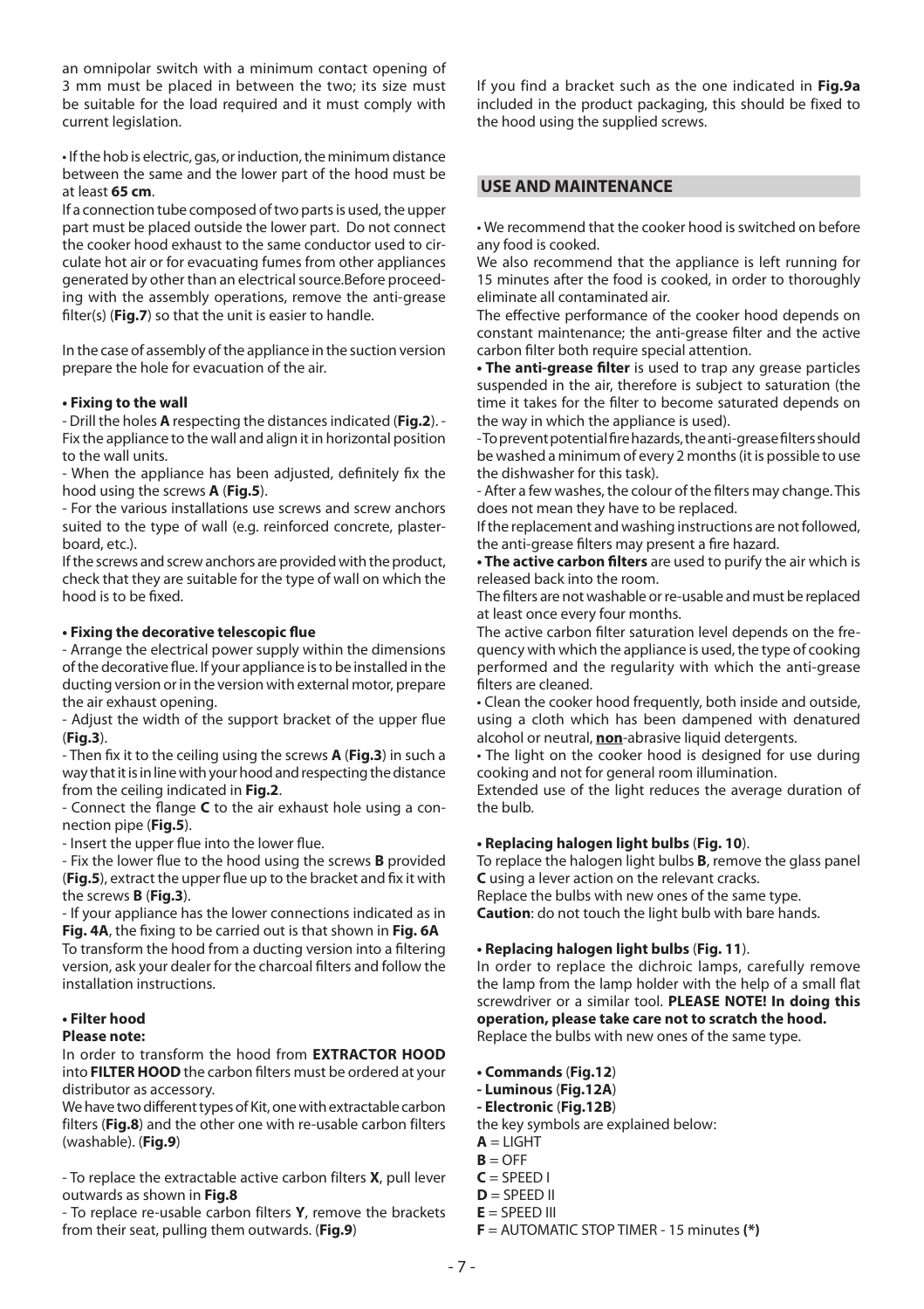an omnipolar switch with a minimum contact opening of 3 mm must be placed in between the two; its size must be suitable for the load required and it must comply with current legislation.

• If the hob is electric, gas, or induction, the minimum distance between the same and the lower part of the hood must be at least **65 cm**.

If a connection tube composed of two parts is used, the upper part must be placed outside the lower part. Do not connect the cooker hood exhaust to the same conductor used to circulate hot air or for evacuating fumes from other appliances generated by other than an electrical source.Before proceeding with the assembly operations, remove the anti-grease filter(s) (**Fig.7**) so that the unit is easier to handle.

In the case of assembly of the appliance in the suction version prepare the hole for evacuation of the air.

**• Fixing to the wall**

- Drill the holes **A** respecting the distances indicated (**Fig.2**). - Fix the appliance to the wall and align it in horizontal position to the wall units.
- When the appliance has been adjusted, definitely fix the hood using the screws **A** (**Fig.5**).
- For the various installations use screws and screw anchors suited to the type of wall (e.g. reinforced concrete, plasterboard, etc.).

If the screws and screw anchors are provided with the product, check that they are suitable for the type of wall on which the hood is to be fixed.

**• Fixing the decorative telescopic flue**

- Arrange the electrical power supply within the dimensions of the decorative flue. If your appliance is to be installed in the ducting version or in the version with external motor, prepare the air exhaust opening.
- Adjust the width of the support bracket of the upper flue (**Fig.3**).
- Then fix it to the ceiling using the screws **A** (**Fig.3**) in such a way that it is in line with your hood and respecting the distance from the ceiling indicated in **Fig.2**.
- Connect the flange **C** to the air exhaust hole using a connection pipe (**Fig.5**).
- Insert the upper flue into the lower flue.
- Fix the lower flue to the hood using the screws **B** provided (**Fig.5**), extract the upper flue up to the bracket and fix it with the screws **B** (**Fig.3**).
- If your appliance has the lower connections indicated as in **Fig. 4A**, the fixing to be carried out is that shown in **Fig. 6A**

To transform the hood from a ducting version into a filtering version, ask your dealer for the charcoal filters and follow the installation instructions.

**• Filter hood**

**Please note:**

In order to transform the hood from **EXTRACTOR HOOD** into **FILTER HOOD** the carbon filters must be ordered at your distributor as accessory.

We have two different types of Kit, one with extractable carbon filters (**Fig.8**) and the other one with re-usable carbon filters (washable). (**Fig.9**)

- To replace the extractable active carbon filters **X**, pull lever outwards as shown in **Fig.8**
- To replace re-usable carbon filters **Y**, remove the brackets from their seat, pulling them outwards. (**Fig.9**)

If you find a bracket such as the one indicated in **Fig.9a** included in the product packaging, this should be fixed to the hood using the supplied screws.

## USE AND MAINTENANCE

• We recommend that the cooker hood is switched on before any food is cooked.

We also recommend that the appliance is left running for 15 minutes after the food is cooked, in order to thoroughly eliminate all contaminated air.

The effective performance of the cooker hood depends on constant maintenance; the anti-grease filter and the active carbon filter both require special attention.

**• The anti-grease filter** is used to trap any grease particles suspended in the air, therefore is subject to saturation (the time it takes for the filter to become saturated depends on the way in which the appliance is used).

- To prevent potential fire hazards, the anti-grease filters should be washed a minimum of every 2 months (it is possible to use the dishwasher for this task).
- After a few washes, the colour of the filters may change. This does not mean they have to be replaced.

If the replacement and washing instructions are not followed, the anti-grease filters may present a fire hazard.

**• The active carbon filters** are used to purify the air which is released back into the room.

The filters are not washable or re-usable and must be replaced at least once every four months.

The active carbon filter saturation level depends on the frequency with which the appliance is used, the type of cooking performed and the regularity with which the anti-grease filters are cleaned.

• Clean the cooker hood frequently, both inside and outside, using a cloth which has been dampened with denatured alcohol or neutral, **non**-abrasive liquid detergents.

• The light on the cooker hood is designed for use during cooking and not for general room illumination.

Extended use of the light reduces the average duration of the bulb.

**• Replacing halogen light bulbs** (**Fig. 10**).

To replace the halogen light bulbs **B**, remove the glass panel **C** using a lever action on the relevant cracks.

Replace the bulbs with new ones of the same type.

**Caution**: do not touch the light bulb with bare hands.

**• Replacing halogen light bulbs** (**Fig. 11**).

In order to replace the dichroic lamps, carefully remove the lamp from the lamp holder with the help of a small flat screwdriver or a similar tool. **PLEASE NOTE! In doing this operation, please take care not to scratch the hood.**

Replace the bulbs with new ones of the same type.

**• Commands** (**Fig.12**)

**- Luminous** (**Fig.12A**)

**- Electronic** (**Fig.12B**)

the key symbols are explained below:

**A** = LIGHT

**B** = OFF

**C** = SPEED I

**D** = SPEED II

**E** = SPEED III

**F** = AUTOMATIC STOP TIMER - 15 minutes **(*)**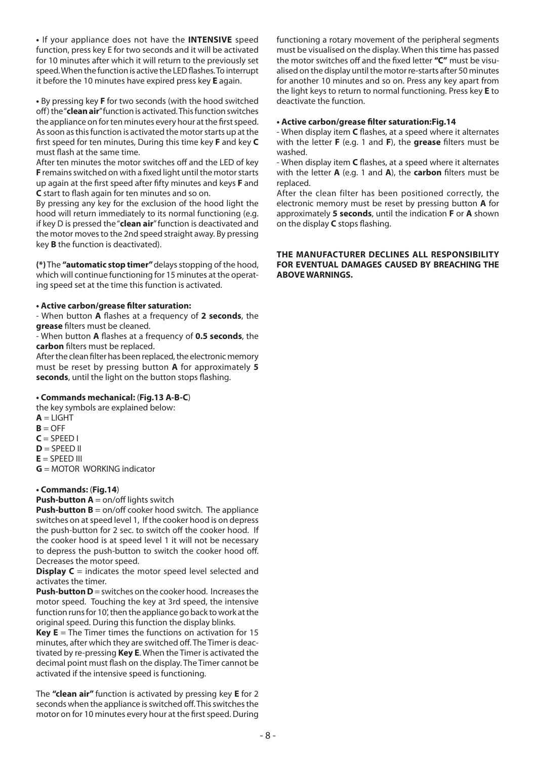**•** If your appliance does not have the **INTENSIVE** speed function, press key E for two seconds and it will be activated for 10 minutes after which it will return to the previously set speed. When the function is active the LED flashes. To interrupt it before the 10 minutes have expired press key **E** again.

**•** By pressing key **F** for two seconds (with the hood switched off) the "**clean air**" function is activated. This function switches the appliance on for ten minutes every hour at the first speed. As soon as this function is activated the motor starts up at the first speed for ten minutes, During this time key **F** and key **C** must flash at the same time.

After ten minutes the motor switches off and the LED of key **F** remains switched on with a fixed light until the motor starts up again at the first speed after fifty minutes and keys **F** and **C** start to flash again for ten minutes and so on.

By pressing any key for the exclusion of the hood light the hood will return immediately to its normal functioning (e.g. if key D is pressed the "**clean air**" function is deactivated and the motor moves to the 2nd speed straight away. By pressing key **B** the function is deactivated).

**(*)** The **"automatic stop timer"** delays stopping of the hood, which will continue functioning for 15 minutes at the operating speed set at the time this function is activated.

**• Active carbon/grease filter saturation:**

- When button **A** flashes at a frequency of **2 seconds**, the **grease** filters must be cleaned.
- When button **A** flashes at a frequency of **0.5 seconds**, the **carbon** filters must be replaced.

After the clean filter has been replaced, the electronic memory must be reset by pressing button **A** for approximately **5 seconds**, until the light on the button stops flashing.

**• Commands mechanical:** (**Fig.13 A-B-C**)

the key symbols are explained below:

**A** = LIGHT
**B** = OFF
**C** = SPEED I
**D** = SPEED II
**E** = SPEED III
**G** = MOTOR WORKING indicator

**• Commands:** (**Fig.14**)

**Push-button A** = on/off lights switch

**Push-button B** = on/off cooker hood switch. The appliance switches on at speed level 1, If the cooker hood is on depress the push-button for 2 sec. to switch off the cooker hood. If the cooker hood is at speed level 1 it will not be necessary to depress the push-button to switch the cooker hood off. Decreases the motor speed.

**Display C** = indicates the motor speed level selected and activates the timer.

**Push-button D** = switches on the cooker hood. Increases the motor speed. Touching the key at 3rd speed, the intensive function runs for 10', then the appliance go back to work at the original speed. During this function the display blinks.

**Key E** = The Timer times the functions on activation for 15 minutes, after which they are switched off. The Timer is deactivated by re-pressing **Key E**. When the Timer is activated the decimal point must flash on the display. The Timer cannot be activated if the intensive speed is functioning.

The **"clean air"** function is activated by pressing key **E** for 2 seconds when the appliance is switched off. This switches the motor on for 10 minutes every hour at the first speed. During functioning a rotary movement of the peripheral segments must be visualised on the display. When this time has passed the motor switches off and the fixed letter **"C"** must be visualised on the display until the motor re-starts after 50 minutes for another 10 minutes and so on. Press any key apart from the light keys to return to normal functioning. Press key **E** to deactivate the function.

**• Active carbon/grease filter saturation:Fig.14**

- When display item **C** flashes, at a speed where it alternates with the letter **F** (e.g. 1 and **F**), the **grease** filters must be washed.
- When display item **C** flashes, at a speed where it alternates with the letter **A** (e.g. 1 and **A**), the **carbon** filters must be replaced.

After the clean filter has been positioned correctly, the electronic memory must be reset by pressing button **A** for approximately **5 seconds**, until the indication **F** or **A** shown on the display **C** stops flashing.

**THE MANUFACTURER DECLINES ALL RESPONSIBILITY FOR EVENTUAL DAMAGES CAUSED BY BREACHING THE ABOVE WARNINGS.**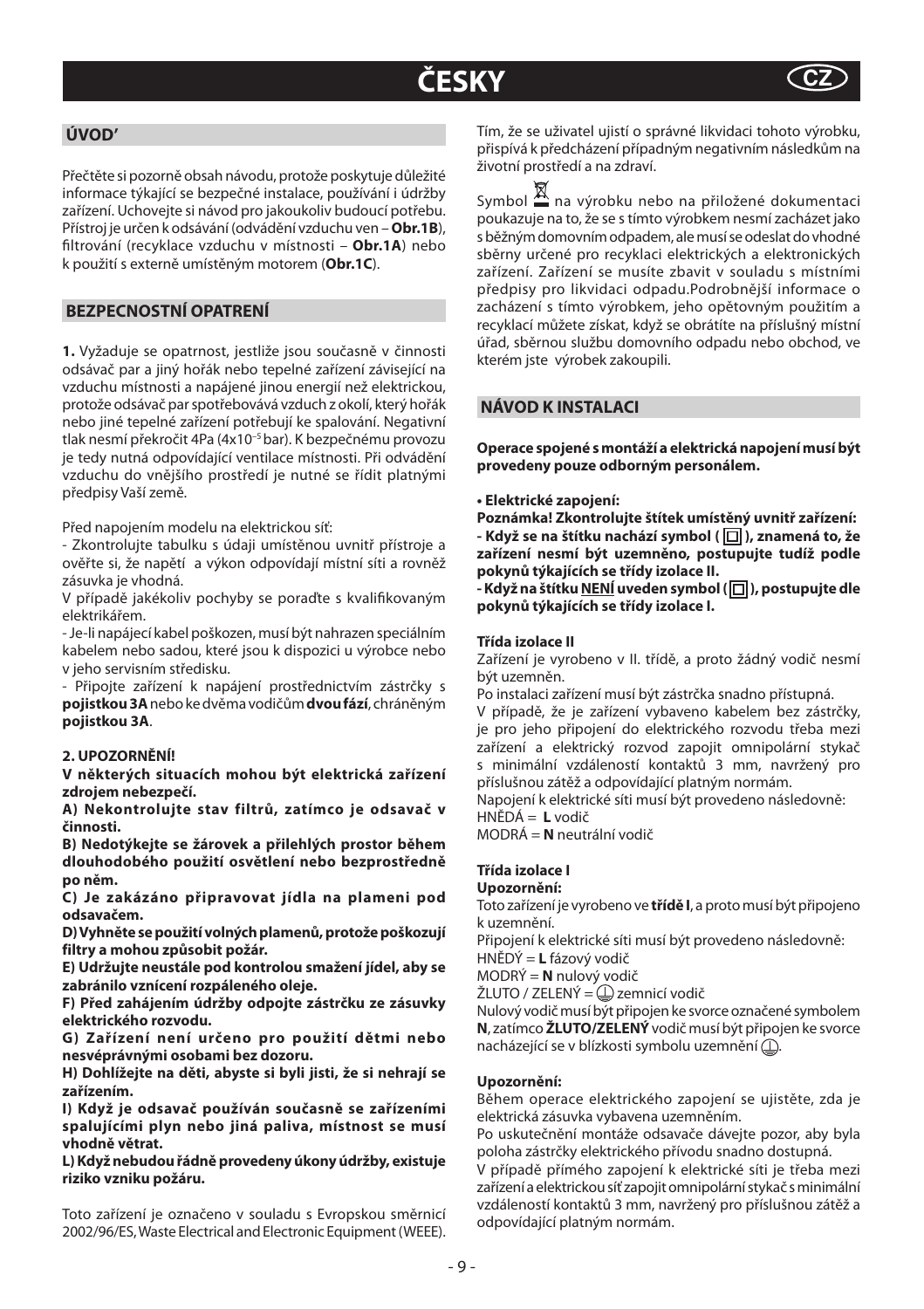# ČESKY

## ÚVOD'

Přečtěte si pozorně obsah návodu, protože poskytuje důležité informace týkající se bezpečné instalace, používání i údržby zařízení. Uchovejte si návod pro jakoukoliv budoucí potřebu. Přístroj je určen k odsávání (odvádění vzduchu ven – **Obr.1B**), filtrování (recyklace vzduchu v místnosti – **Obr.1A**) nebo k použití s externě umístěným motorem (**Obr.1C**).

## BEZPECNOSTNÍ OPATRENÍ

**1.** Vyžaduje se opatrnost, jestliže jsou současně v činnosti odsávač par a jiný hořák nebo tepelné zařízení závisející na vzduchu místnosti a napájené jinou energií než elektrickou, protože odsávač par spotřebovává vzduch z okolí, který hořák nebo jiné tepelné zařízení potřebují ke spalování. Negativní tlak nesmí překročit 4Pa ($4x10^{-5}$ bar). K bezpečnému provozu je tedy nutná odpovídající ventilace místnosti. Při odvádění vzduchu do vnějšího prostředí je nutné se řídit platnými předpisy Vaší země.

Před napojením modelu na elektrickou síť:

- Zkontrolujte tabulku s údaji umístěnou uvnitř přístroje a ověřte si, že napětí a výkon odpovídají místní síti a rovněž zásuvka je vhodná.

V případě jakékoliv pochyby se poraďte s kvalifikovaným elektrikářem.

- Je-li napájecí kabel poškozen, musí být nahrazen speciálním kabelem nebo sadou, které jsou k dispozici u výrobce nebo v jeho servisním středisku.

- Připojte zařízení k napájení prostřednictvím zástrčky s **pojistkou 3A** nebo ke dvěma vodičům **dvou fází**, chráněným **pojistkou 3A**.

**2. UPOZORNĚNÍ!**

**V některých situacích mohou být elektrická zařízení zdrojem nebezpečí.**

**A) Nekontrolujte stav filtrů, zatímco je odsavač v činnosti.**

**B) Nedotýkejte se žárovek a přilehlých prostor během dlouhodobého použití osvětlení nebo bezprostředně po něm.**

**C) Je zakázáno připravovat jídla na plameni pod odsavačem.**

**D) Vyhněte se použití volných plamenů, protože poškozují filtry a mohou způsobit požár.**

**E) Udržujte neustále pod kontrolou smažení jídel, aby se zabránilo vznícení rozpáleného oleje.**

**F) Před zahájením údržby odpojte zástrčku ze zásuvky elektrického rozvodu.**

**G) Zařízení není určeno pro použití dětmi nebo nesvéprávnými osobami bez dozoru.**

**H) Dohlížejte na děti, abyste si byli jisti, že si nehrají se zařízením.**

**I) Když je odsavač používán současně se zařízeními spalujícími plyn nebo jiná paliva, místnost se musí vhodně větrat.**

**L) Když nebudou řádně provedeny úkony údržby, existuje riziko vzniku požáru.**

Toto zařízení je označeno v souladu s Evropskou směrnicí 2002/96/ES, Waste Electrical and Electronic Equipment (WEEE).

Tím, že se uživatel ujistí o správné likvidaci tohoto výrobku, přispívá k předcházení případným negativním následkům na životní prostředí a na zdraví.

Symbol na výrobku nebo na přiložené dokumentaci poukazuje na to, že se s tímto výrobkem nesmí zacházet jako s běžným domovním odpadem, ale musí se odeslat do vhodné sběrny určené pro recyklaci elektrických a elektronických zařízení. Zařízení se musíte zbavit v souladu s místními předpisy pro likvidaci odpadu.Podrobnější informace o zacházení s tímto výrobkem, jeho opětovným použitím a recyklací můžete získat, když se obrátíte na příslušný místní úřad, sběrnou službu domovního odpadu nebo obchod, ve kterém jste výrobek zakoupili.

## NÁVOD K INSTALACI

**Operace spojené s montáží a elektrická napojení musí být provedeny pouze odborným personálem.**

**• Elektrické zapojení:**

**Poznámka! Zkontrolujte štítek umístěný uvnitř zařízení:**
**- Když se na štítku nachází symbol ( ▣ ), znamená to, že zařízení nesmí být uzemněno, postupujte tudíž podle pokynů týkajících se třídy izolace II.**
**- Když na štítku NENÍ uveden symbol ( ▣ ), postupujte dle pokynů týkajících se třídy izolace I.**

**Třída izolace II**

Zařízení je vyrobeno v II. třídě, a proto žádný vodič nesmí být uzemněn.

Po instalaci zařízení musí být zástrčka snadno přístupná.

V případě, že je zařízení vybaveno kabelem bez zástrčky, je pro jeho připojení do elektrického rozvodu třeba mezi zařízení a elektrický rozvod zapojit omnipolární stykač s minimální vzdáleností kontaktů 3 mm, navržený pro příslušnou zátěž a odpovídající platným normám.

Napojení k elektrické síti musí být provedeno následovně:
HNĚDÁ = **L** vodič
MODRÁ = **N** neutrální vodič

**Třída izolace I**

**Upozornění:**

Toto zařízení je vyrobeno ve **třídě I**, a proto musí být připojeno k uzemnění.

Připojení k elektrické síti musí být provedeno následovně:
HNĚDÝ = **L** fázový vodič
MODRÝ = **N** nulový vodič
ŽLUTO / ZELENÝ = ⏚ zemnicí vodič

Nulový vodič musí být připojen ke svorce označené symbolem **N**, zatímco **ŽLUTO/ZELENÝ** vodič musí být připojen ke svorce nacházející se v blízkosti symbolu uzemnění ⏚.

**Upozornění:**

Během operace elektrického zapojení se ujistěte, zda je elektrická zásuvka vybavena uzemněním.

Po uskutečnění montáže odsavače dávejte pozor, aby byla poloha zástrčky elektrického přívodu snadno dostupná.

V případě přímého zapojení k elektrické síti je třeba mezi zařízení a elektrickou síť zapojit omnipolární stykač s minimální vzdáleností kontaktů 3 mm, navržený pro příslušnou zátěž a odpovídající platným normám.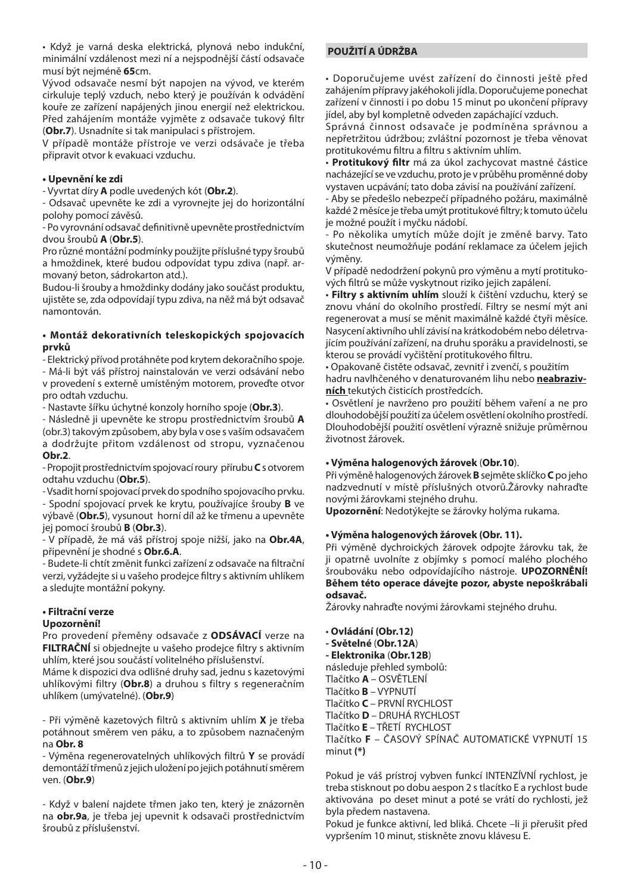• Když je varná deska elektrická, plynová nebo indukční, minimální vzdálenost mezi ní a nejspodnější částí odsavače musí být nejméně **65**cm.

Vývod odsavače nesmí být napojen na vývod, ve kterém cirkuluje teplý vzduch, nebo který je používán k odvádění kouře ze zařízení napájených jinou energií než elektrickou. Před zahájením montáže vyjměte z odsavače tukový filtr (**Obr.7**). Usnadníte si tak manipulaci s přístrojem.

V případě montáže přístroje ve verzi odsávače je třeba připravit otvor k evakuaci vzduchu.

**• Upevnění ke zdi**

- Vyvrtat díry **A** podle uvedených kót (**Obr.2**).
- Odsavač upevněte ke zdi a vyrovnejte jej do horizontální polohy pomocí závěsů.
- Po vyrovnání odsavač definitivně upevněte prostřednictvím dvou šroubů **A** (**Obr.5**).

Pro různé montážní podmínky použijte příslušné typy šroubů a hmoždinek, které budou odpovídat typu zdiva (např. armovaný beton, sádrokarton atd.).

Budou-li šrouby a hmoždinky dodány jako součást produktu, ujistěte se, zda odpovídají typu zdiva, na něž má být odsavač namontován.

**• Montáž dekorativních teleskopických spojovacích prvků**

- Elektrický přívod protáhněte pod krytem dekoračního spoje.
- Má-li být váš přístroj nainstalován ve verzi odsávání nebo v provedení s externě umístěným motorem, proveďte otvor pro odtah vzduchu.
- Nastavte šířku úchytné konzoly horního spoje (**Obr.3**).
- Následně ji upevněte ke stropu prostřednictvím šroubů **A** (obr.3) takovým způsobem, aby byla v ose s vaším odsavačem a dodržujte přitom vzdálenost od stropu, vyznačenou **Obr.2**.
- Propojit prostřednictvím spojovací roury přírubu **C** s otvorem odtahu vzduchu (**Obr.5**).
- Vsadit horní spojovací prvek do spodního spojovacího prvku.
- Spodní spojovací prvek ke krytu, používajíce šrouby **B** ve výbavě (**Obr.5**), vysunout horní díl až ke třmenu a upevněte jej pomocí šroubů **B** (**Obr.3**).
- V případě, že má váš přístroj spoje nižší, jako na **Obr.4A**, připevnění je shodné s **Obr.6.A**.
- Budete-li chtít změnit funkci zařízení z odsavače na filtrační verzi, vyžádejte si u vašeho prodejce filtry s aktivním uhlíkem a sledujte montážní pokyny.

**• Filtrační verze**

**Upozornění!**

Pro provedení přeměny odsavače z **ODSÁVACÍ** verze na **FILTRAČNÍ** si objednejte u vašeho prodejce filtry s aktivním uhlím, které jsou součástí volitelného příslušenství.

Máme k dispozici dva odlišné druhy sad, jednu s kazetovými uhlíkovými filtry (**Obr.8**) a druhou s filtry s regeneračním uhlíkem (umývatelné). (**Obr.9**)

- Při výměně kazetových filtrů s aktivním uhlím **X** je třeba potáhnout směrem ven páku, a to způsobem naznačeným na **Obr. 8**
- Výměna regenerovatelných uhlíkových filtrů **Y** se provádí demontáží třmenů z jejich uložení po jejich potáhnutí směrem ven. (**Obr.9**)

- Když v balení najdete třmen jako ten, který je znázorněn na **obr.9a**, je třeba jej upevnit k odsavači prostřednictvím šroubů z příslušenství.

**POUŽITÍ A ÚDRŽBA**

• Doporučujeme uvést zařízení do činnosti ještě před zahájením přípravy jakéhokoli jídla. Doporučujeme ponechat zařízení v činnosti i po dobu 15 minut po ukončení přípravy jídel, aby byl kompletně odveden zapáchající vzduch.

Správná činnost odsavače je podmíněna správnou a nepřetržitou údržbou; zvláštní pozornost je třeba věnovat protitukovému filtru a filtru s aktivním uhlím.

• **Protitukový filtr** má za úkol zachycovat mastné částice nacházející se ve vzduchu, proto je v průběhu proměnné doby vystaven ucpávání; tato doba závisí na používání zařízení.

- Aby se předešlo nebezpečí případného požáru, maximálně každé 2 měsíce je třeba umýt protitukové filtry; k tomuto účelu je možné použít i myčku nádobí.
- Po několika umytích může dojít je změně barvy. Tato skutečnost neumožňuje podání reklamace za účelem jejich výměny.

V případě nedodržení pokynů pro výměnu a mytí protitukových filtrů se může vyskytnout riziko jejich zapálení.

• **Filtry s aktivním uhlím** slouží k čištění vzduchu, který se znovu vhání do okolního prostředí. Filtry se nesmí mýt ani regenerovat a musí se měnit maximálně každé čtyři měsíce. Nasycení aktivního uhlí závisí na krátkodobém nebo déletrvajícím používání zařízení, na druhu sporáku a pravidelnosti, se kterou se provádí vyčištění protitukového filtru.

• Opakovaně čistěte odsavač, zevnitř i zvenčí, s použitím hadru navlhčeného v denaturovaném lihu nebo **neabrazivních** tekutých čisticích prostředcích.

• Osvětlení je navrženo pro použití během vaření a ne pro dlouhodobější použití za účelem osvětlení okolního prostředí. Dlouhodobější použití osvětlení výrazně snižuje průměrnou životnost žárovek.

**• Výměna halogenových žárovek** (**Obr.10**).

Při výměně halogenových žárovek **B** sejměte sklíčko **C** po jeho nadzvednutí v místě příslušných otvorů.Žárovky nahraďte novými žárovkami stejného druhu.

**Upozornění**: Nedotýkejte se žárovky holýma rukama.

**• Výměna halogenových žárovek (Obr. 11).**

Při výměně dychroických žárovek odpojte žárovku tak, že ji opatrně uvolníte z objímky s pomocí malého plochého šroubováku nebo odpovídajícího nástroje. **UPOZORNĚNÍ! Během této operace dávejte pozor, abyste nepoškrábali odsavač.**

Žárovky nahraďte novými žárovkami stejného druhu.

**• Ovládání (Obr.12)**

**- Světelné** (**Obr.12A**)

**- Elektronika** (**Obr.12B**)

následuje přehled symbolů:

Tlačítko **A** – OSVĚTLENÍ

Tlačítko **B** – VYPNUTÍ

Tlačítko **C** – PRVNÍ RYCHLOST

Tlačítko **D** – DRUHÁ RYCHLOST

Tlačítko **E** – TŘETÍ RYCHLOST

Tlačítko **F** – ČASOVÝ SPÍNAČ AUTOMATICKÉ VYPNUTÍ 15 minut **(*)**

Pokud je váš přístroj vybven funkcí INTENZÍVNÍ rychlost, je treba stisknout po dobu aespon 2 s tlacítko E a rychlost bude aktivována po deset minut a poté se vrátí do rychlosti, jež byla předem nastavena.

Pokud je funkce aktivní, led bliká. Chcete –li ji přerušit před vypršením 10 minut, stiskněte znovu klávesu E.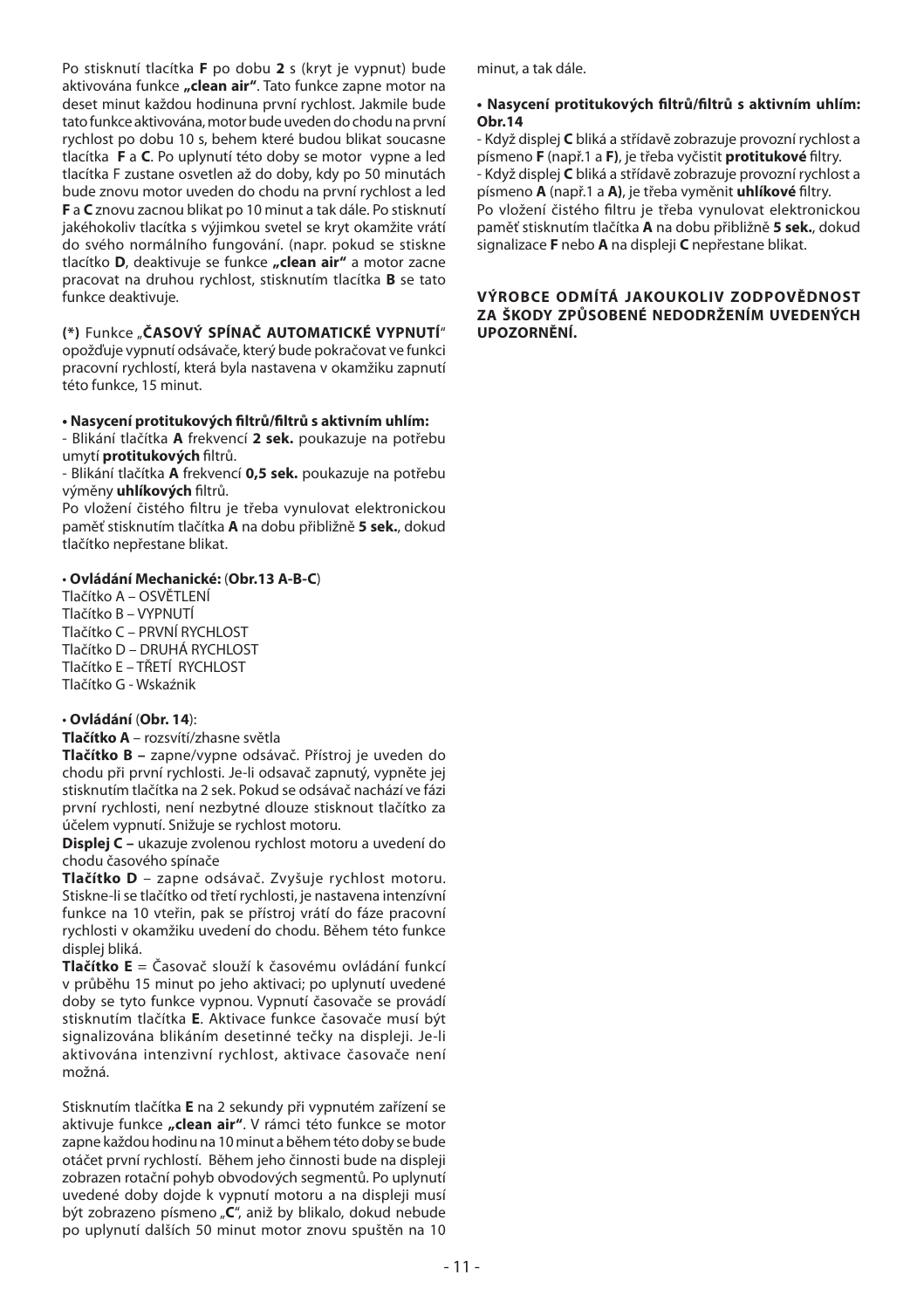Po stisknutí tlacítka **F** po dobu **2** s (kryt je vypnut) bude aktivována funkce **„clean air"**. Tato funkce zapne motor na deset minut každou hodinuna první rychlost. Jakmile bude tato funkce aktivována, motor bude uveden do chodu na první rychlost po dobu 10 s, behem které budou blikat soucasne tlacítka **F** a **C**. Po uplynutí této doby se motor vypne a led tlacítka F zustane osvetlen až do doby, kdy po 50 minutách bude znovu motor uveden do chodu na první rychlost a led **F** a **C** znovu zacnou blikat po 10 minut a tak dále. Po stisknutí jakéhokoliv tlacítka s výjimkou svetel se kryt okamžite vrátí do svého normálního fungování. (napr. pokud se stiskne tlacítko **D**, deaktivuje se funkce **„clean air"** a motor zacne pracovat na druhou rychlost, stisknutím tlacítka **B** se tato funkce deaktivuje.

**(*)** Funkce „**ČASOVÝ SPÍNAČ AUTOMATICKÉ VYPNUTÍ**" opožďuje vypnutí odsávače, který bude pokračovat ve funkci pracovní rychlostí, která byla nastavena v okamžiku zapnutí této funkce, 15 minut.

**• Nasycení protitukových filtrů/filtrů s aktivním uhlím:**

- Blikání tlačítka **A** frekvencí **2 sek.** poukazuje na potřebu umytí **protitukových** filtrů.
- Blikání tlačítka **A** frekvencí **0,5 sek.** poukazuje na potřebu výměny **uhlíkových** filtrů.

Po vložení čistého filtru je třeba vynulovat elektronickou paměť stisknutím tlačítka **A** na dobu přibližně **5 sek.**, dokud tlačítko nepřestane blikat.

**• Ovládání Mechanické:** (**Obr.13 A-B-C**)

Tlačítko A – OSVĚTLENÍ
Tlačítko B – VYPNUTÍ
Tlačítko C – PRVNÍ RYCHLOST
Tlačítko D – DRUHÁ RYCHLOST
Tlačítko E – TŘETÍ RYCHLOST
Tlačítko G - Wskaźnik

**• Ovládání** (**Obr. 14**):

**Tlačítko A** – rozsvítí/zhasne světla

**Tlačítko B –** zapne/vypne odsávač. Přístroj je uveden do chodu při první rychlosti. Je-li odsavač zapnutý, vypněte jej stisknutím tlačítka na 2 sek. Pokud se odsávač nachází ve fázi první rychlosti, není nezbytné dlouze stisknout tlačítko za účelem vypnutí. Snižuje se rychlost motoru.

**Displej C –** ukazuje zvolenou rychlost motoru a uvedení do chodu časového spínače

**Tlačítko D** – zapne odsávač. Zvyšuje rychlost motoru. Stiskne-li se tlačítko od třetí rychlosti, je nastavena intenzívní funkce na 10 vteřin, pak se přístroj vrátí do fáze pracovní rychlosti v okamžiku uvedení do chodu. Během této funkce displej bliká.

**Tlačítko E** = Časovač slouží k časovému ovládání funkcí v průběhu 15 minut po jeho aktivaci; po uplynutí uvedené doby se tyto funkce vypnou. Vypnutí časovače se provádí stisknutím tlačítka **E**. Aktivace funkce časovače musí být signalizována blikáním desetinné tečky na displeji. Je-li aktivována intenzivní rychlost, aktivace časovače není možná.

Stisknutím tlačítka **E** na 2 sekundy při vypnutém zařízení se aktivuje funkce **„clean air"**. V rámci této funkce se motor zapne každou hodinu na 10 minut a během této doby se bude otáčet první rychlostí. Během jeho činnosti bude na displeji zobrazen rotační pohyb obvodových segmentů. Po uplynutí uvedené doby dojde k vypnutí motoru a na displeji musí být zobrazeno písmeno „**C**", aniž by blikalo, dokud nebude po uplynutí dalších 50 minut motor znovu spuštěn na 10 minut, a tak dále.

**• Nasycení protitukových filtrů/filtrů s aktivním uhlím: Obr.14**

- Když displej **C** bliká a střídavě zobrazuje provozní rychlost a písmeno **F** (např.1 a **F**), je třeba vyčistit **protitukové** filtry.
- Když displej **C** bliká a střídavě zobrazuje provozní rychlost a písmeno **A** (např.1 a **A**), je třeba vyměnit **uhlíkové** filtry.

Po vložení čistého filtru je třeba vynulovat elektronickou paměť stisknutím tlačítka **A** na dobu přibližně **5 sek.**, dokud signalizace **F** nebo **A** na displeji **C** nepřestane blikat.

**VÝROBCE ODMÍTÁ JAKOUKOLIV ZODPOVĚDNOST ZA ŠKODY ZPŮSOBENÉ NEDODRŽENÍM UVEDENÝCH UPOZORNĚNÍ.**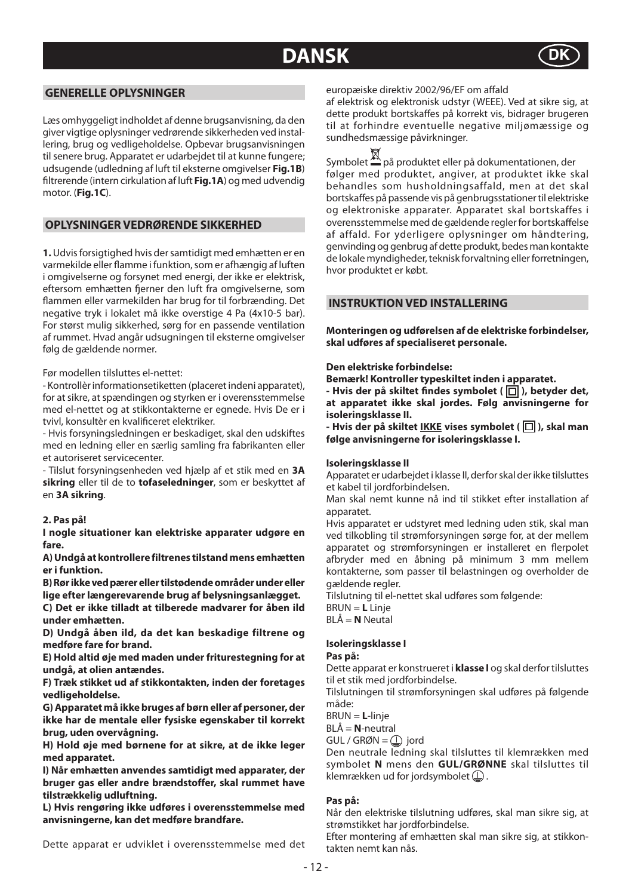# DANSK

## GENERELLE OPLYSNINGER

Læs omhyggeligt indholdet af denne brugsanvisning, da den giver vigtige oplysninger vedrørende sikkerheden ved installering, brug og vedligeholdelse. Opbevar brugsanvisningen til senere brug. Apparatet er udarbejdet til at kunne fungere; udsugende (udledning af luft til eksterne omgivelser **Fig.1B**) filtrerende (intern cirkulation af luft **Fig.1A**) og med udvendig motor. (**Fig.1C**).

## OPLYSNINGER VEDRØRENDE SIKKERHED

**1.** Udvis forsigtighed hvis der samtidigt med emhætten er en varmekilde eller flamme i funktion, som er afhængig af luften i omgivelserne og forsynet med energi, der ikke er elektrisk, eftersom emhætten fjerner den luft fra omgivelserne, som flammen eller varmekilden har brug for til forbrænding. Det negative tryk i lokalet må ikke overstige 4 Pa (4x10-5 bar). For størst mulig sikkerhed, sørg for en passende ventilation af rummet. Hvad angår udsugningen til eksterne omgivelser følg de gældende normer.

Før modellen tilsluttes el-nettet:

- Kontrollèr informationsetiketten (placeret indeni apparatet), for at sikre, at spændingen og styrken er i overensstemmelse med el-nettet og at stikkontakterne er egnede. Hvis De er i tvivl, konsultèr en kvalificeret elektriker.
- Hvis forsyningsledningen er beskadiget, skal den udskiftes med en ledning eller en særlig samling fra fabrikanten eller et autoriseret servicecenter.
- Tilslut forsyningsenheden ved hjælp af et stik med en **3A sikring** eller til de to **tofaseledninger**, som er beskyttet af en **3A sikring**.

**2. Pas på!**

**I nogle situationer kan elektriske apparater udgøre en fare.**

**A) Undgå at kontrollere filtrenes tilstand mens emhætten er i funktion.**

**B) Rør ikke ved pærer eller tilstødende områder under eller lige efter længerevarende brug af belysningsanlægget.**

**C) Det er ikke tilladt at tilberede madvarer for åben ild under emhætten.**

**D) Undgå åben ild, da det kan beskadige filtrene og medføre fare for brand.**

**E) Hold altid øje med maden under friturestegning for at undgå, at olien antændes.**

**F) Træk stikket ud af stikkontakten, inden der foretages vedligeholdelse.**

**G) Apparatet må ikke bruges af børn eller af personer, der ikke har de mentale eller fysiske egenskaber til korrekt brug, uden overvågning.**

**H) Hold øje med børnene for at sikre, at de ikke leger med apparatet.**

**I) Når emhætten anvendes samtidigt med apparater, der bruger gas eller andre brændstoffer, skal rummet have tilstrækkelig udluftning.**

**L) Hvis rengøring ikke udføres i overensstemmelse med anvisningerne, kan det medføre brandfare.**

Dette apparat er udviklet i overensstemmelse med det europæiske direktiv 2002/96/EF om affald af elektrisk og elektronisk udstyr (WEEE). Ved at sikre sig, at dette produkt bortskaffes på korrekt vis, bidrager brugeren til at forhindre eventuelle negative miljømæssige og sundhedsmæssige påvirkninger.

Symbolet på produktet eller på dokumentationen, der følger med produktet, angiver, at produktet ikke skal behandles som husholdningsaffald, men at det skal bortskaffes på passende vis på genbrugsstationer til elektriske og elektroniske apparater. Apparatet skal bortskaffes i overensstemmelse med de gældende regler for bortskaffelse af affald. For yderligere oplysninger om håndtering, genvinding og genbrug af dette produkt, bedes man kontakte de lokale myndigheder, teknisk forvaltning eller forretningen, hvor produktet er købt.

## INSTRUKTION VED INSTALLERING

**Monteringen og udførelsen af de elektriske forbindelser, skal udføres af specialiseret personale.**

**Den elektriske forbindelse:**

**Bemærk! Kontroller typeskiltet inden i apparatet.**

**- Hvis der på skiltet findes symbolet ( ▣ ), betyder det, at apparatet ikke skal jordes. Følg anvisningerne for isoleringsklasse II.**

**- Hvis der på skiltet <u>IKKE</u> vises symbolet ( ▣ ), skal man følge anvisningerne for isoleringsklasse I.**

**Isoleringsklasse II**

Apparatet er udarbejdet i klasse II, derfor skal der ikke tilsluttes et kabel til jordforbindelsen.

Man skal nemt kunne nå ind til stikket efter installation af apparatet.

Hvis apparatet er udstyret med ledning uden stik, skal man ved tilkobling til strømforsyningen sørge for, at der mellem apparatet og strømforsyningen er installeret en flerpolet afbryder med en åbning på minimum 3 mm mellem kontakterne, som passer til belastningen og overholder de gældende regler.

Tilslutning til el-nettet skal udføres som følgende:

BRUN = **L** Linje

BLÅ = **N** Neutal

**Isoleringsklasse I**

**Pas på:**

Dette apparat er konstrueret i **klasse I** og skal derfor tilsluttes til et stik med jordforbindelse.

Tilslutningen til strømforsyningen skal udføres på følgende måde:

BRUN = **L**-linje

BLÅ = **N**-neutral

GUL / GRØN = ⏚ jord

Den neutrale ledning skal tilsluttes til klemrækken med symbolet **N** mens den **GUL/GRØNNE** skal tilsluttes til klemrækken ud for jordsymbolet ⏚.

**Pas på:**

Når den elektriske tilslutning udføres, skal man sikre sig, at strømstikket har jordforbindelse.

Efter montering af emhætten skal man sikre sig, at stikkontakten nemt kan nås.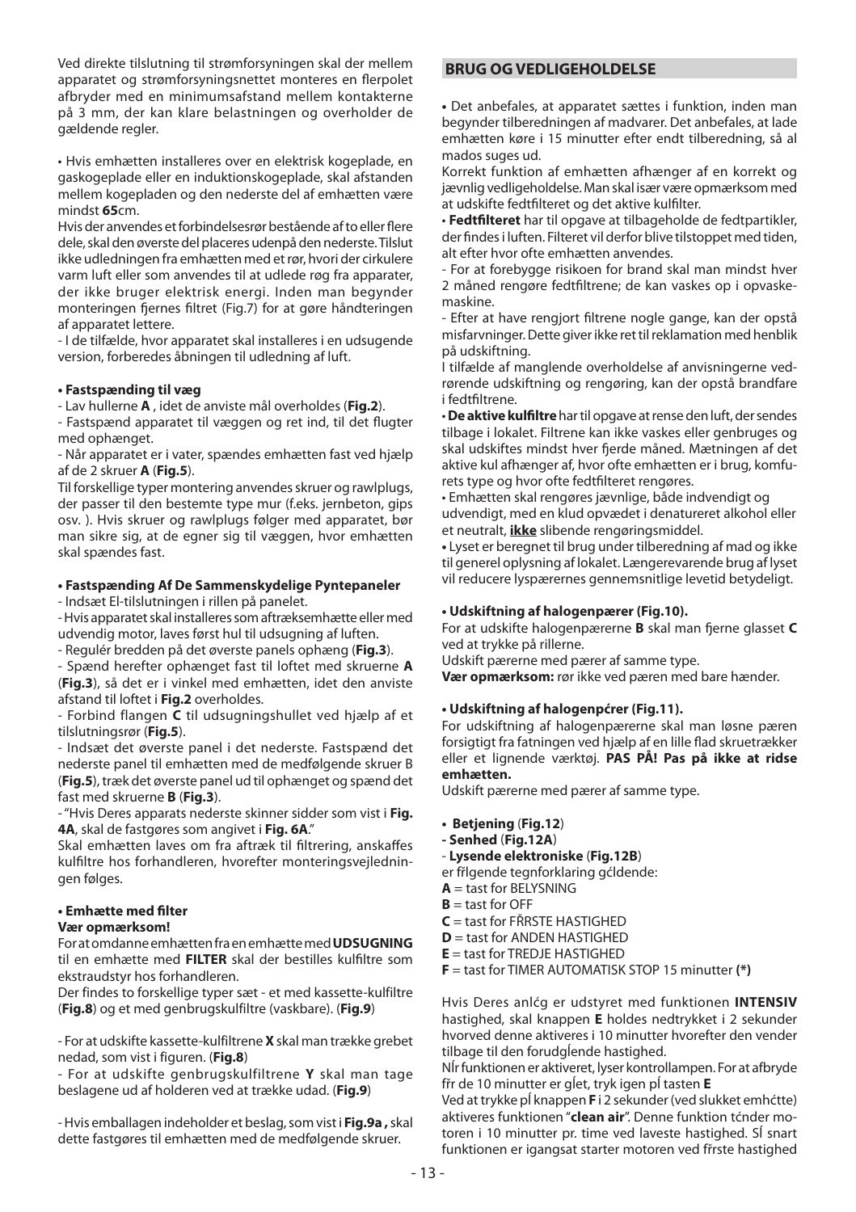Ved direkte tilslutning til strømforsyningen skal der mellem apparatet og strømforsyningsnettet monteres en flerpolet afbryder med en minimumsafstand mellem kontakterne på 3 mm, der kan klare belastningen og overholder de gældende regler.

• Hvis emhætten installeres over en elektrisk kogeplade, en gaskogeplade eller en induktionskogeplade, skal afstanden mellem kogepladen og den nederste del af emhætten være mindst **65**cm.

Hvis der anvendes et forbindelsesrør bestående af to eller flere dele, skal den øverste del placeres udenpå den nederste. Tilslut ikke udledningen fra emhætten med et rør, hvori der cirkulere varm luft eller som anvendes til at udlede røg fra apparater, der ikke bruger elektrisk energi. Inden man begynder monteringen fjernes filtret (Fig.7) for at gøre håndteringen af apparatet lettere.

- I de tilfælde, hvor apparatet skal installeres i en udsugende version, forberedes åbningen til udledning af luft.

**• Fastspænding til væg**

- Lav hullerne **A** , idet de anviste mål overholdes (**Fig.2**).
- Fastspænd apparatet til væggen og ret ind, til det flugter med ophænget.
- Når apparatet er i vater, spændes emhætten fast ved hjælp af de 2 skruer **A** (**Fig.5**).

Til forskellige typer montering anvendes skruer og rawlplugs, der passer til den bestemte type mur (f.eks. jernbeton, gips osv. ). Hvis skruer og rawlplugs følger med apparatet, bør man sikre sig, at de egner sig til væggen, hvor emhætten skal spændes fast.

**• Fastspænding Af De Sammenskydelige Pyntepaneler**

- Indsæt El-tilslutningen i rillen på panelet.
- Hvis apparatet skal installeres som aftræksemhætte eller med udvendig motor, laves først hul til udsugning af luften.
- Regulér bredden på det øverste panels ophæng (**Fig.3**).
- Spænd herefter ophænget fast til loftet med skruerne **A** (**Fig.3**), så det er i vinkel med emhætten, idet den anviste afstand til loftet i **Fig.2** overholdes.
- Forbind flangen **C** til udsugningshullet ved hjælp af et tilslutningsrør (**Fig.5**).
- Indsæt det øverste panel i det nederste. Fastspænd det nederste panel til emhætten med de medfølgende skruer B (**Fig.5**), træk det øverste panel ud til ophænget og spænd det fast med skruerne **B** (**Fig.3**).
- "Hvis Deres apparats nederste skinner sidder som vist i **Fig. 4A**, skal de fastgøres som angivet i **Fig. 6A**."

Skal emhætten laves om fra aftræk til filtrering, anskaffes kulfiltre hos forhandleren, hvorefter monteringsvejledningen følges.

**• Emhætte med filter**
**Vær opmærksom!**

For at omdanne emhætten fra en emhætte med **UDSUGNING** til en emhætte med **FILTER** skal der bestilles kulfiltre som ekstraudstyr hos forhandleren.

Der findes to forskellige typer sæt - et med kassette-kulfiltre (**Fig.8**) og et med genbrugskulfiltre (vaskbare). (**Fig.9**)

- For at udskifte kassette-kulfiltrene **X** skal man trække grebet nedad, som vist i figuren. (**Fig.8**)
- For at udskifte genbrugskulfiltrene **Y** skal man tage beslagene ud af holderen ved at trække udad. (**Fig.9**)

- Hvis emballagen indeholder et beslag, som vist i **Fig.9a ,** skal dette fastgøres til emhætten med de medfølgende skruer.

## BRUG OG VEDLIGEHOLDELSE

• Det anbefales, at apparatet sættes i funktion, inden man begynder tilberedningen af madvarer. Det anbefales, at lade emhætten køre i 15 minutter efter endt tilberedning, så al mados suges ud.

Korrekt funktion af emhætten afhænger af en korrekt og jævnlig vedligeholdelse. Man skal især være opmærksom med at udskifte fedtfilteret og det aktive kulfilter.

• **Fedtfilteret** har til opgave at tilbageholde de fedtpartikler, der findes i luften. Filteret vil derfor blive tilstoppet med tiden, alt efter hvor ofte emhætten anvendes.

- For at forebygge risikoen for brand skal man mindst hver 2 måned rengøre fedtfiltrene; de kan vaskes op i opvaskemaskine.
- Efter at have rengjort filtrene nogle gange, kan der opstå misfarvninger. Dette giver ikke ret til reklamation med henblik på udskiftning.

I tilfælde af manglende overholdelse af anvisningerne vedrørende udskiftning og rengøring, kan der opstå brandfare i fedtfiltrene.

• **De aktive kulfiltre** har til opgave at rense den luft, der sendes tilbage i lokalet. Filtrene kan ikke vaskes eller genbruges og skal udskiftes mindst hver fjerde måned. Mætningen af det aktive kul afhænger af, hvor ofte emhætten er i brug, komfurets type og hvor ofte fedtfilteret rengøres.

• Emhætten skal rengøres jævnlige, både indvendigt og udvendigt, med en klud opvædet i denatureret alkohol eller et neutralt, **ikke** slibende rengøringsmiddel.

• Lyset er beregnet til brug under tilberedning af mad og ikke til generel oplysning af lokalet. Længerevarende brug af lyset vil reducere lyspærernes gennemsnitlige levetid betydeligt.

**• Udskiftning af halogenpærer (Fig.10).**

For at udskifte halogenpærerne **B** skal man fjerne glasset **C** ved at trykke på rillerne.

Udskift pærerne med pærer af samme type.

**Vær opmærksom:** rør ikke ved pæren med bare hænder.

**• Udskiftning af halogenpćrer (Fig.11).**

For udskiftning af halogenpærerne skal man løsne pæren forsigtigt fra fatningen ved hjælp af en lille flad skruetrækker eller et lignende værktøj. **PAS PÅ! Pas på ikke at ridse emhætten.**

Udskift pærerne med pærer af samme type.

- **Betjening** (**Fig.12**)
- **Senhed** (**Fig.12A**)
- **Lysende elektroniske** (**Fig.12B**)

er fřlgende tegnforklaring gćldende:
**A** = tast for BELYSNING
**B** = tast for OFF
**C** = tast for FŘRSTE HASTIGHED
**D** = tast for ANDEN HASTIGHED
**E** = tast for TREDJE HASTIGHED
**F** = tast for TIMER AUTOMATISK STOP 15 minutter **(*)**

Hvis Deres anlćg er udstyret med funktionen **INTENSIV** hastighed, skal knappen **E** holdes nedtrykket i 2 sekunder hvorved denne aktiveres i 10 minutter hvorefter den vender tilbage til den forudgĺende hastighed.

Nĺr funktionen er aktiveret, lyser kontrollampen. For at afbryde fřr de 10 minutter er gĺet, tryk igen pĺ tasten **E**

Ved at trykke pĺ knappen **F** i 2 sekunder (ved slukket emhćtte) aktiveres funktionen "**clean air**". Denne funktion tćnder motoren i 10 minutter pr. time ved laveste hastighed. Sĺ snart funktionen er igangsat starter motoren ved fřrste hastighed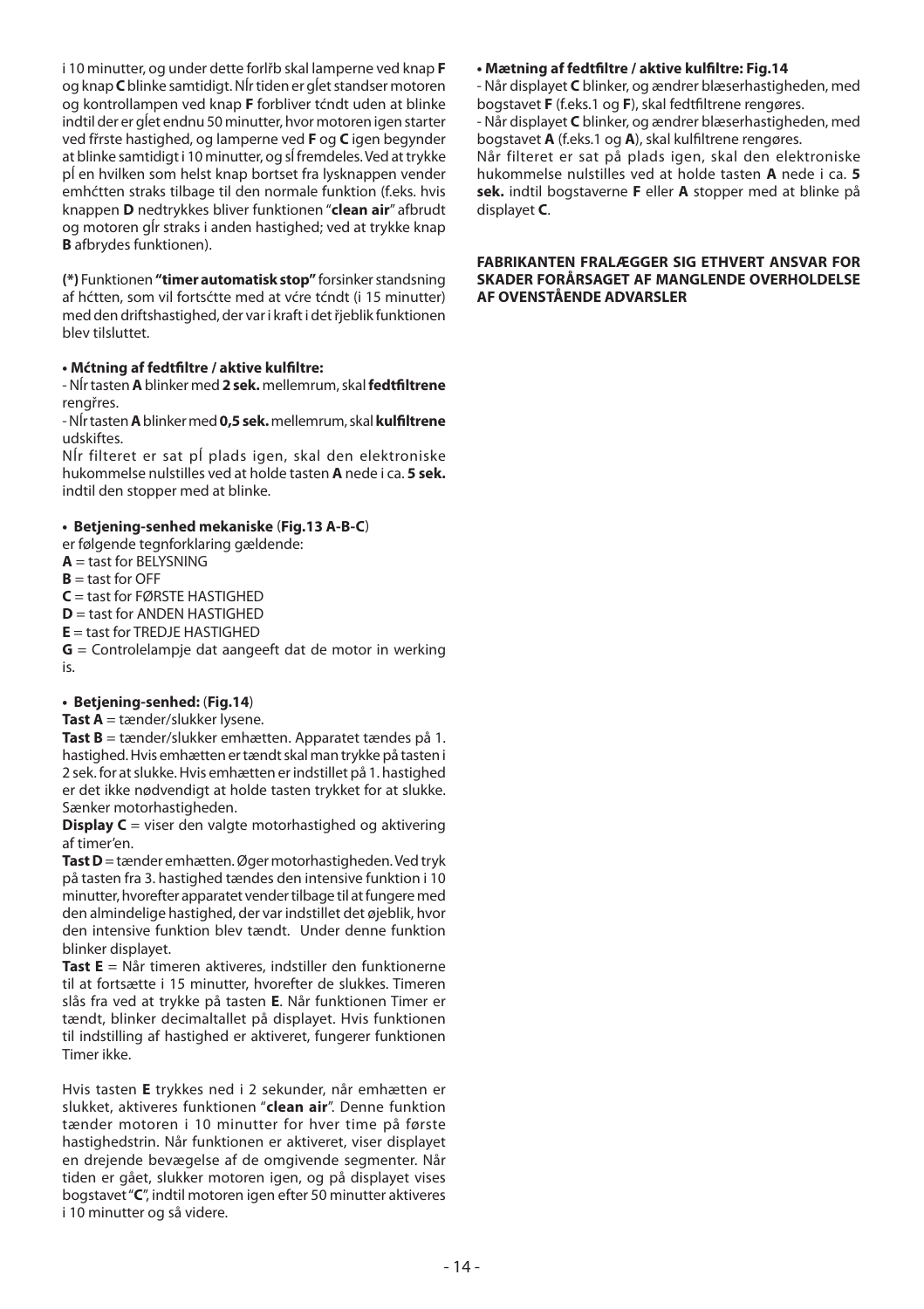i 10 minutter, og under dette forlřb skal lamperne ved knap **F** og knap **C** blinke samtidigt. NÍr tiden er gĺet standser motoren og kontrollampen ved knap **F** forbliver tćndt uden at blinke indtil der er gĺet endnu 50 minutter, hvor motoren igen starter ved fřrste hastighed, og lamperne ved **F** og **C** igen begynder at blinke samtidigt i 10 minutter, og sĺ fremdeles. Ved at trykke pĺ en hvilken som helst knap bortset fra lysknappen vender emhćtten straks tilbage til den normale funktion (f.eks. hvis knappen **D** nedtrykkes bliver funktionen "**clean air**" afbrudt og motoren gĺr straks i anden hastighed; ved at trykke knap **B** afbrydes funktionen).

**(*)** Funktionen **"timer automatisk stop"** forsinker standsning af hćtten, som vil fortsćtte med at vćre tćndt (i 15 minutter) med den driftshastighed, der var i kraft i det řjeblik funktionen blev tilsluttet.

**• Mćtning af fedtfiltre / aktive kulfiltre:**
- NÍr tasten **A** blinker med **2 sek.** mellemrum, skal **fedtfiltrene** rengřres.
- NÍr tasten **A** blinker med **0,5 sek.** mellemrum, skal **kulfiltrene** udskiftes.
NÍr filteret er sat pĺ plads igen, skal den elektroniske hukommelse nulstilles ved at holde tasten **A** nede i ca. **5 sek.** indtil den stopper med at blinke.

**• Betjening-senhed mekaniske** (**Fig.13 A-B-C**)
er følgende tegnforklaring gældende:
**A** = tast for BELYSNING
**B** = tast for OFF
**C** = tast for FØRSTE HASTIGHED
**D** = tast for ANDEN HASTIGHED
**E** = tast for TREDJE HASTIGHED
**G** = Controlelampje dat aangeeft dat de motor in werking is.

**• Betjening-senhed:** (**Fig.14**)
**Tast A** = tænder/slukker lysene.
**Tast B** = tænder/slukker emhætten. Apparatet tændes på 1. hastighed. Hvis emhætten er tændt skal man trykke på tasten i 2 sek. for at slukke. Hvis emhætten er indstillet på 1. hastighed er det ikke nødvendigt at holde tasten trykket for at slukke. Sænker motorhastigheden.
**Display C** = viser den valgte motorhastighed og aktivering af timer'en.
**Tast D** = tænder emhætten. Øger motorhastigheden. Ved tryk på tasten fra 3. hastighed tændes den intensive funktion i 10 minutter, hvorefter apparatet vender tilbage til at fungere med den almindelige hastighed, der var indstillet det øjeblik, hvor den intensive funktion blev tændt. Under denne funktion blinker displayet.
**Tast E** = Når timeren aktiveres, indstiller den funktionerne til at fortsætte i 15 minutter, hvorefter de slukkes. Timeren slås fra ved at trykke på tasten **E**. Når funktionen Timer er tændt, blinker decimaltallet på displayet. Hvis funktionen til indstilling af hastighed er aktiveret, fungerer funktionen Timer ikke.

Hvis tasten **E** trykkes ned i 2 sekunder, når emhætten er slukket, aktiveres funktionen "**clean air**". Denne funktion tænder motoren i 10 minutter for hver time på første hastighedstrin. Når funktionen er aktiveret, viser displayet en drejende bevægelse af de omgivende segmenter. Når tiden er gået, slukker motoren igen, og på displayet vises bogstavet "**C**", indtil motoren igen efter 50 minutter aktiveres i 10 minutter og så videre.

**• Mætning af fedtfiltre / aktive kulfiltre: Fig.14**
- Når displayet **C** blinker, og ændrer blæserhastigheden, med bogstavet **F** (f.eks.1 og **F**), skal fedtfiltrene rengøres.
- Når displayet **C** blinker, og ændrer blæserhastigheden, med bogstavet **A** (f.eks.1 og **A**), skal kulfiltrene rengøres.
Når filteret er sat på plads igen, skal den elektroniske hukommelse nulstilles ved at holde tasten **A** nede i ca. **5 sek.** indtil bogstaverne **F** eller **A** stopper med at blinke på displayet **C**.

**FABRIKANTEN FRALÆGGER SIG ETHVERT ANSVAR FOR SKADER FORÅRSAGET AF MANGLENDE OVERHOLDELSE AF OVENSTÅENDE ADVARSLER**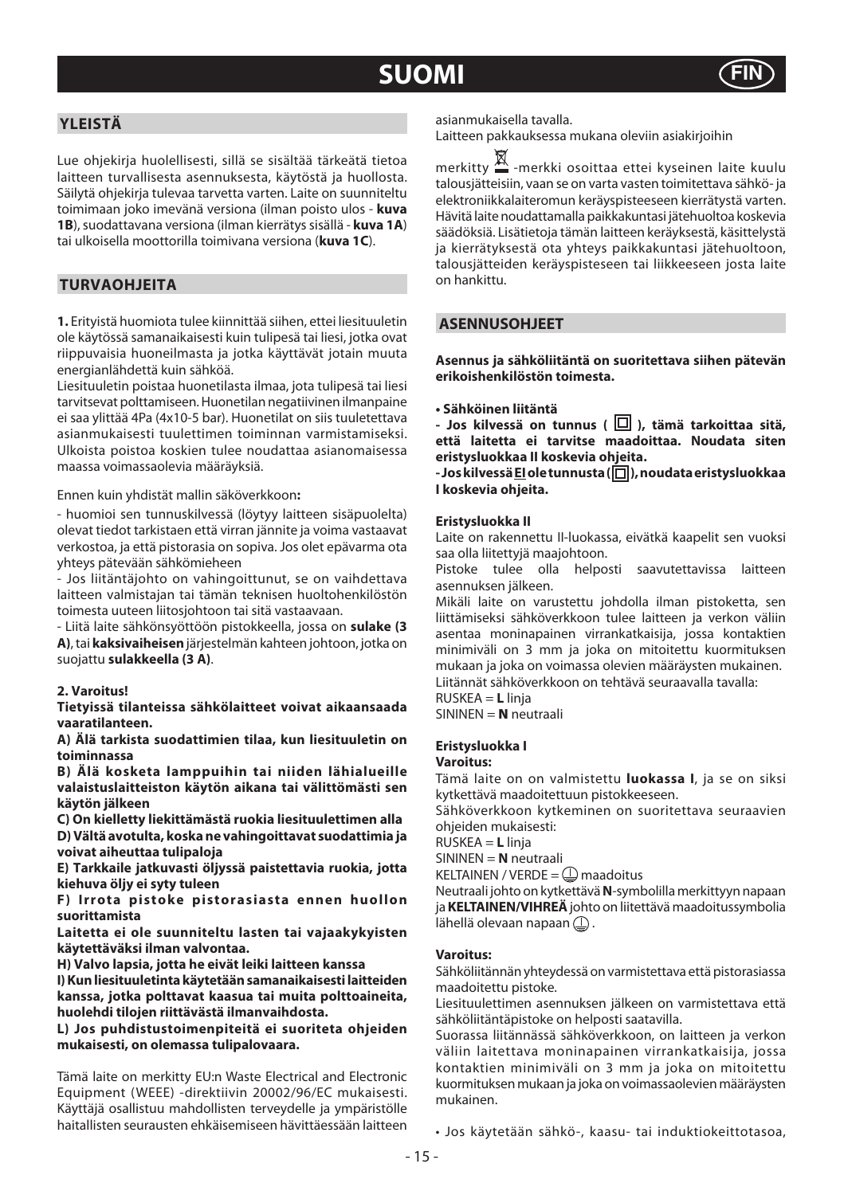# SUOMI

## YLEISTÄ

Lue ohjekirja huolellisesti, sillä se sisältää tärkeätä tietoa laitteen turvallisesta asennuksesta, käytöstä ja huollosta. Säilytä ohjekirja tulevaa tarvetta varten. Laite on suunniteltu toimimaan joko imevänä versiona (ilman poisto ulos - **kuva 1B**), suodattavana versiona (ilman kierrätys sisällä - **kuva 1A**) tai ulkoisella moottorilla toimivana versiona (**kuva 1C**).

## TURVAOHJEITA

**1.** Erityistä huomiota tulee kiinnittää siihen, ettei liesituuletin ole käytössä samanaikaisesti kuin tulipesä tai liesi, jotka ovat riippuvaisia huoneilmasta ja jotka käyttävät jotain muuta energianlähdettä kuin sähköä.

Liesituuletin poistaa huonetilasta ilmaa, jota tulipesä tai liesi tarvitsevat polttamiseen. Huonetilan negatiivinen ilmanpaine ei saa ylittää 4Pa (4x10-5 bar). Huonetilat on siis tuuletettava asianmukaisesti tuulettimen toiminnan varmistamiseksi. Ulkoista poistoa koskien tulee noudattaa asianomaisessa maassa voimassaolevia määräyksiä.

Ennen kuin yhdistät mallin säköverkkoon**:**

- huomioi sen tunnuskilvessä (löytyy laitteen sisäpuolelta) olevat tiedot tarkistaen että virran jännite ja voima vastaavat verkostoa, ja että pistorasia on sopiva. Jos olet epävarma ota yhteys pätevään sähkömieheen

- Jos liitäntäjohto on vahingoittunut, se on vaihdettava laitteen valmistajan tai tämän teknisen huoltohenkilöstön toimesta uuteen liitosjohtoon tai sitä vastaavaan.

- Liitä laite sähkönsyöttöön pistokkeella, jossa on **sulake (3 A)**, tai **kaksivaiheisen** järjestelmän kahteen johtoon, jotka on suojattu **sulakkeella (3 A)**.

**2. Varoitus!**

**Tietyissä tilanteissa sähkölaitteet voivat aikaansaada vaaratilanteen.**

**A) Älä tarkista suodattimien tilaa, kun liesituuletin on toiminnassa**

**B) Älä kosketa lamppuihin tai niiden lähialueille valaistuslaitteiston käytön aikana tai välittömästi sen käytön jälkeen**

**C) On kielletty liekittämästä ruokia liesituulettimen alla**

**D) Vältä avotulta, koska ne vahingoittavat suodattimia ja voivat aiheuttaa tulipaloja**

**E) Tarkkaile jatkuvasti öljyssä paistettavia ruokia, jotta kiehuva öljy ei syty tuleen**

**F) Irrota pistoke pistorasiasta ennen huollon suorittamista**

**Laitetta ei ole suunniteltu lasten tai vajaakykyisten käytettäväksi ilman valvontaa.**

**H) Valvo lapsia, jotta he eivät leiki laitteen kanssa**

**I) Kun liesituuletinta käytetään samanaikaisesti laitteiden kanssa, jotka polttavat kaasua tai muita polttoaineita, huolehdi tilojen riittävästä ilmanvaihdosta.**

**L) Jos puhdistustoimenpiteitä ei suoriteta ohjeiden mukaisesti, on olemassa tulipalovaara.**

Tämä laite on merkitty EU:n Waste Electrical and Electronic Equipment (WEEE) -direktiivin 20002/96/EC mukaisesti. Käyttäjä osallistuu mahdollisten terveydelle ja ympäristölle haitallisten seurausten ehkäisemiseen hävittäessään laitteen asianmukaisella tavalla.

Laitteen pakkauksessa mukana oleviin asiakirjoihin merkitty -merkki osoittaa ettei kyseinen laite kuulu talousjätteisiin, vaan se on varta vasten toimitettava sähkö- ja elektroniikkalaiteromun keräyspisteeseen kierrätystä varten. Hävitä laite noudattamalla paikkakuntasi jätehuoltoa koskevia säädöksiä. Lisätietoja tämän laitteen keräyksestä, käsittelystä ja kierrätyksestä ota yhteys paikkakuntasi jätehuoltoon, talousjätteiden keräyspisteeseen tai liikkeeseen josta laite on hankittu.

## ASENNUSOHJEET

**Asennus ja sähköliitäntä on suoritettava siihen pätevän erikoishenkilöstön toimesta.**

**• Sähköinen liitäntä**

**- Jos kilvessä on tunnus ( ), tämä tarkoittaa sitä, että laitetta ei tarvitse maadoittaa. Noudata siten eristysluokkaa II koskevia ohjeita.**

**- Jos kilvessä <u>EI</u> ole tunnusta ( ), noudata eristysluokkaa I koskevia ohjeita.**

**Eristysluokka II**

Laite on rakennettu II-luokassa, eivätkä kaapelit sen vuoksi saa olla liitettyjä maajohtoon.

Pistoke tulee olla helposti saavutettavissa laitteen asennuksen jälkeen.

Mikäli laite on varustettu johdolla ilman pistoketta, sen liittämiseksi sähköverkkoon tulee laitteen ja verkon väliin asentaa moninapainen virrankatkaisija, jossa kontaktien minimiväli on 3 mm ja joka on mitoitettu kuormituksen mukaan ja joka on voimassa olevien määräysten mukainen.

Liitännät sähköverkkoon on tehtävä seuraavalla tavalla:

RUSKEA = **L** linja

SININEN = **N** neutraali

**Eristysluokka I**

**Varoitus:**

Tämä laite on on valmistettu **luokassa I**, ja se on siksi kytkettävä maadoitettuun pistokkeeseen.

Sähköverkkoon kytkeminen on suoritettava seuraavien ohjeiden mukaisesti:

RUSKEA = **L** linja

SININEN = **N** neutraali

KELTAINEN / VERDE = ⏚ maadoitus

Neutraali johto on kytkettävä **N**-symbolilla merkittyyn napaan ja **KELTAINEN/VIHREÄ** johto on liitettävä maadoitussymbolia lähellä olevaan napaan ⏚.

**Varoitus:**

Sähköliitännän yhteydessä on varmistettava että pistorasiassa maadoitettu pistoke.

Liesituulettimen asennuksen jälkeen on varmistettava että sähköliitäntäpistoke on helposti saatavilla.

Suorassa liitännässä sähköverkkoon, on laitteen ja verkon väliin laitettava moninapainen virrankatkaisija, jossa kontaktien minimiväli on 3 mm ja joka on mitoitettu kuormituksen mukaan ja joka on voimassaolevien määräysten mukainen.

• Jos käytetään sähkö-, kaasu- tai induktiokeittotasoa,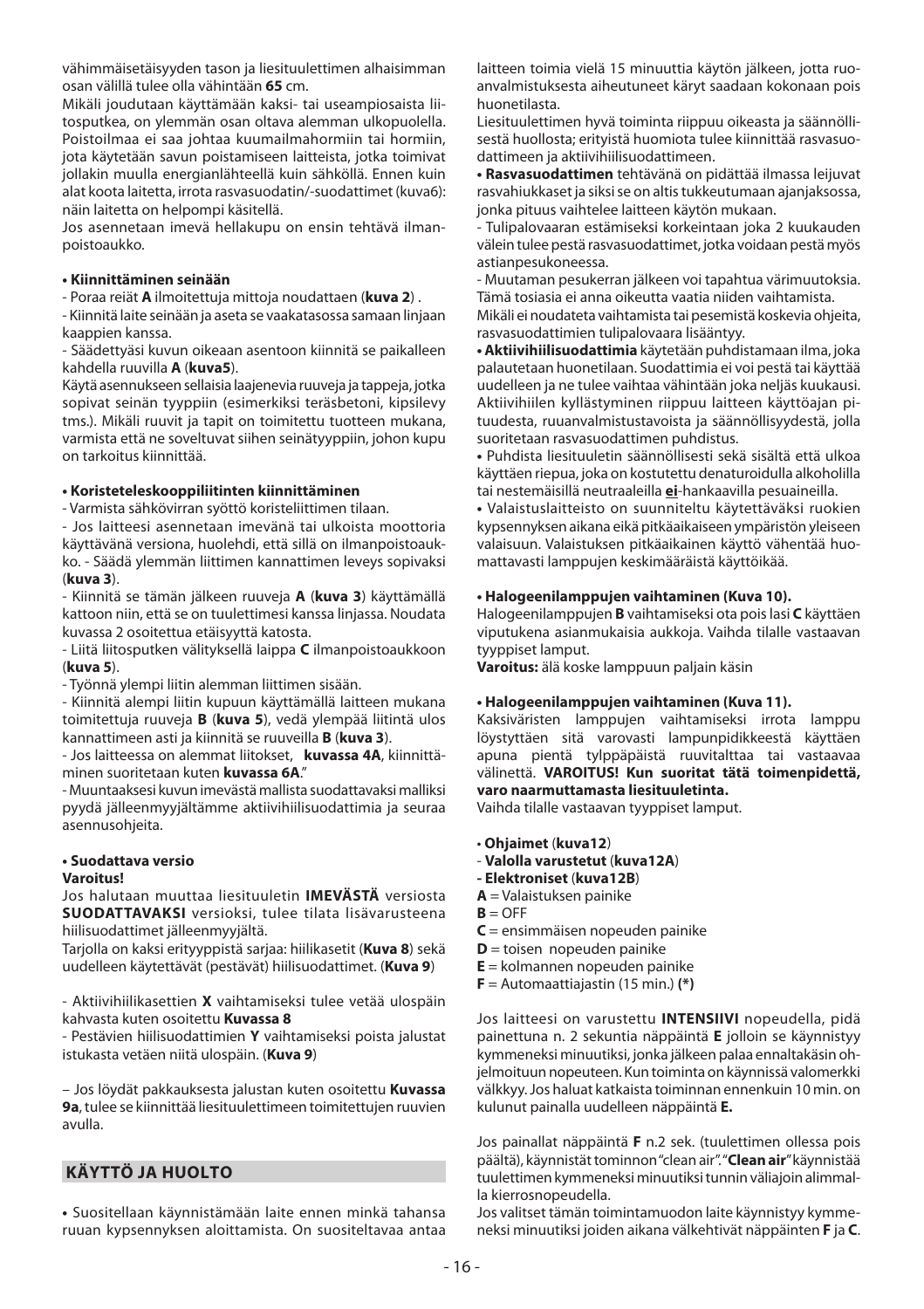vähimmäisetäisyyden tason ja liesituulettimen alhaisimman osan välillä tulee olla vähintään **65** cm.

Mikäli joudutaan käyttämään kaksi- tai useampiosaista liitosputkea, on ylemmän osan oltava alemman ulkopuolella. Poistoilmaa ei saa johtaa kuumailmahormiin tai hormiin, jota käytetään savun poistamiseen laitteista, jotka toimivat jollakin muulla energianlähteellä kuin sähköllä. Ennen kuin alat koota laitetta, irrota rasvasuodatin/-suodattimet (kuva6): näin laitetta on helpompi käsitellä.

Jos asennetaan imevä hellakupu on ensin tehtävä ilmanpoistoaukko.

**• Kiinnittäminen seinään**

- Poraa reiät **A** ilmoitettuja mittoja noudattaen (**kuva 2**) .
- Kiinnitä laite seinään ja aseta se vaakatasossa samaan linjaan kaappien kanssa.
- Säädettyäsi kuvun oikeaan asentoon kiinnitä se paikalleen kahdella ruuvilla **A** (**kuva5**).

Käytä asennukseen sellaisia laajenevia ruuveja ja tappeja, jotka sopivat seinän tyyppiin (esimerkiksi teräsbetoni, kipsilevy tms.). Mikäli ruuvit ja tapit on toimitettu tuotteen mukana, varmista että ne soveltuvat siihen seinätyyppiin, johon kupu on tarkoitus kiinnittää.

**• Koristeteleskooppiliitinten kiinnittäminen**

- Varmista sähkövirran syöttö koristeliittimen tilaan.
- Jos laitteesi asennetaan imevänä tai ulkoista moottoria käyttävänä versiona, huolehdi, että sillä on ilmanpoistoaukko. - Säädä ylemmän liittimen kannattimen leveys sopivaksi (**kuva 3**).
- Kiinnitä se tämän jälkeen ruuveja **A** (**kuva 3**) käyttämällä kattoon niin, että se on tuulettimesi kanssa linjassa. Noudata kuvassa 2 osoitettua etäisyyttä katosta.
- Liitä liitosputken välityksellä laippa **C** ilmanpoistoaukkoon (**kuva 5**).
- Työnnä ylempi liitin alemman liittimen sisään.
- Kiinnitä alempi liitin kupuun käyttämällä laitteen mukana toimitettuja ruuveja **B** (**kuva 5**), vedä ylempää liitintä ulos kannattimeen asti ja kiinnitä se ruuveilla **B** (**kuva 3**).
- Jos laitteessa on alemmat liitokset, **kuvassa 4A**, kiinnittäminen suoritetaan kuten **kuvassa 6A**."
- Muuntaaksesi kuvun imevästä mallista suodattavaksi malliksi pyydä jälleenmyyjältämme aktiivihiilisuodattimia ja seuraa asennusohjeita.

**• Suodattava versio**
**Varoitus!**

Jos halutaan muuttaa liesituuletin **IMEVÄSTÄ** versiosta **SUODATTAVAKSI** versioksi, tulee tilata lisävarusteena hiilisuodattimet jälleenmyyjältä.

Tarjolla on kaksi erityyppistä sarjaa: hiilikasetit (**Kuva 8**) sekä uudelleen käytettävät (pestävät) hiilisuodattimet. (**Kuva 9**)

- Aktiivihiilikasettien **X** vaihtamiseksi tulee vetää ulospäin kahvasta kuten osoitettu **Kuvassa 8**
- Pestävien hiilisuodattimien **Y** vaihtamiseksi poista jalustat istukasta vetäen niitä ulospäin. (**Kuva 9**)

– Jos löydät pakkauksesta jalustan kuten osoitettu **Kuvassa 9a**, tulee se kiinnittää liesituulettimeen toimitettujen ruuvien avulla.

## KÄYTTÖ JA HUOLTO

• Suositellaan käynnistämään laite ennen minkä tahansa ruuan kypsennyksen aloittamista. On suositeltavaa antaa laitteen toimia vielä 15 minuuttia käytön jälkeen, jotta ruoanvalmistuksesta aiheutuneet käryt saadaan kokonaan pois huonetilasta.

Liesituulettimen hyvä toiminta riippuu oikeasta ja säännöllisestä huollosta; erityistä huomiota tulee kiinnittää rasvasuodattimeen ja aktiivihiilisuodattimeen.

• **Rasvasuodattimen** tehtävänä on pidättää ilmassa leijuvat rasvahiukkaset ja siksi se on altis tukkeutumaan ajanjaksossa, jonka pituus vaihtelee laitteen käytön mukaan.

- Tulipalovaaran estämiseksi korkeintaan joka 2 kuukauden välein tulee pestä rasvasuodattimet, jotka voidaan pestä myös astianpesukoneessa.
- Muutaman pesukerran jälkeen voi tapahtua värimuutoksia. Tämä tosiasia ei anna oikeutta vaatia niiden vaihtamista.

Mikäli ei noudateta vaihtamista tai pesemistä koskevia ohjeita, rasvasuodattimien tulipalovaara lisääntyy.

• **Aktiivihiilisuodattimia** käytetään puhdistamaan ilma, joka palautetaan huonetilaan. Suodattimia ei voi pestä tai käyttää uudelleen ja ne tulee vaihtaa vähintään joka neljäs kuukausi. Aktiivihiilen kyllästyminen riippuu laitteen käyttöajan pituudesta, ruuanvalmistustavoista ja säännöllisyydestä, jolla suoritetaan rasvasuodattimen puhdistus.

• Puhdista liesituuletin säännöllisesti sekä sisältä että ulkoa käyttäen riepua, joka on kostutettu denaturoidulla alkoholilla tai nestemäisillä neutraaleilla <u>**ei**</u>-hankaavilla pesuaineilla.

• Valaistuslaitteisto on suunniteltu käytettäväksi ruokien kypsennyksen aikana eikä pitkäaikaiseen ympäristön yleiseen valaisuun. Valaistuksen pitkäaikainen käyttö vähentää huomattavasti lamppujen keskimääräistä käyttöikää.

**• Halogeenilamppujen vaihtaminen (Kuva 10).**

Halogeenilamppujen **B** vaihtamiseksi ota pois lasi **C** käyttäen viputukena asianmukaisia aukkoja. Vaihda tilalle vastaavan tyyppiset lamput.

**Varoitus:** älä koske lamppuun paljain käsin

**• Halogeenilamppujen vaihtaminen (Kuva 11).**

Kaksiväristen lamppujen vaihtamiseksi irrota lamppu löystyttäen sitä varovasti lampunpidikkeestä käyttäen apuna pientä tylppäpäistä ruuvitalttaa tai vastaavaa välinettä. **VAROITUS! Kun suoritat tätä toimenpidettä, varo naarmuttamasta liesituuletinta.**

Vaihda tilalle vastaavan tyyppiset lamput.

• **Ohjaimet** (**kuva12**)
- **Valolla varustetut** (**kuva12A**)
- **Elektroniset** (**kuva12B**)

**A** = Valaistuksen painike
**B** = OFF
**C** = ensimmäisen nopeuden painike
**D** = toisen nopeuden painike
**E** = kolmannen nopeuden painike
**F** = Automaattiajastin (15 min.) **(*)**

Jos laitteesi on varustettu **INTENSIIVI** nopeudella, pidä painettuna n. 2 sekuntia näppäintä **E** jolloin se käynnistyy kymmeneksi minuutiksi, jonka jälkeen palaa ennaltakäsin ohjelmoituun nopeuteen. Kun toiminta on käynnissä valomerkki välkkyy. Jos haluat katkaista toiminnan ennenkuin 10 min. on kulunut painalla uudelleen näppäintä **E.**

Jos painallat näppäintä **F** n.2 sek. (tuulettimen ollessa pois päältä), käynnistät tominnon "clean air". "**Clean air**" käynnistää tuulettimen kymmeneksi minuutiksi tunnin väliajoin alimmalla kierrosnopeudella.

Jos valitset tämän toimintamuodon laite käynnistyy kymmeneksi minuutiksi joiden aikana välkehtivät näppäinten **F** ja **C**.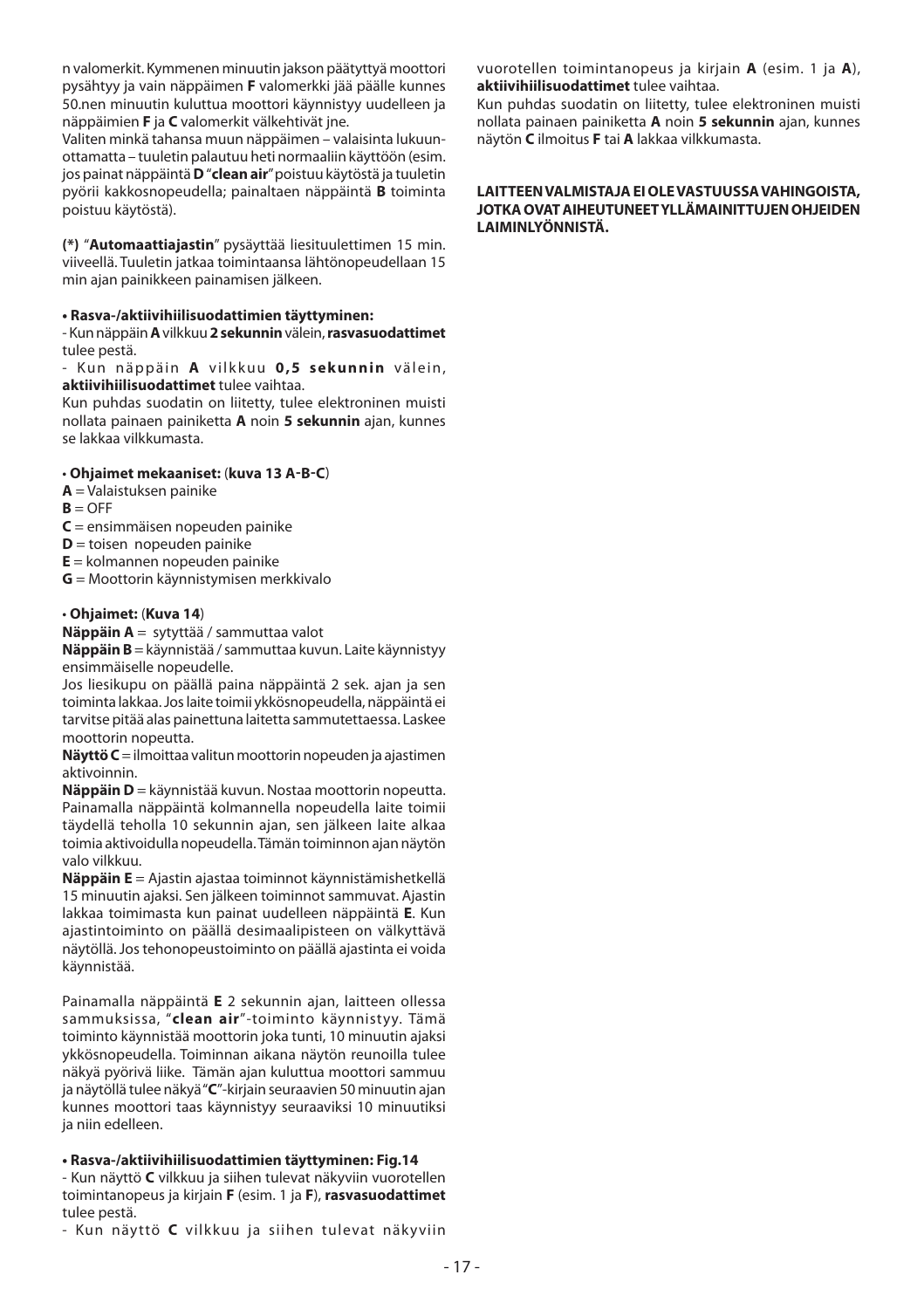n valomerkit. Kymmenen minuutin jakson päätyttyä moottori pysähtyy ja vain näppäimen **F** valomerkki jää päälle kunnes 50.nen minuutin kuluttua moottori käynnistyy uudelleen ja näppäimien **F** ja **C** valomerkit välkehtivät jne.

Valiten minkä tahansa muun näppäimen – valaisinta lukuunottamatta – tuuletin palautuu heti normaaliin käyttöön (esim. jos painat näppäintä **D** "**clean air**" poistuu käytöstä ja tuuletin pyörii kakkosnopeudella; painaltaen näppäintä **B** toiminta poistuu käytöstä).

**(*)** "**Automaattiajastin**" pysäyttää liesituulettimen 15 min. viiveellä. Tuuletin jatkaa toimintaansa lähtönopeudellaan 15 min ajan painikkeen painamisen jälkeen.

**• Rasva-/aktiivihiilisuodattimien täyttyminen:**

- Kun näppäin **A** vilkkuu **2 sekunnin** välein, **rasvasuodattimet** tulee pestä.
- Kun näppäin **A** vilkkuu **0,5 sekunnin** välein, **aktiivihiilisuodattimet** tulee vaihtaa.

Kun puhdas suodatin on liitetty, tulee elektroninen muisti nollata painaen painiketta **A** noin **5 sekunnin** ajan, kunnes se lakkaa vilkkumasta.

**• Ohjaimet mekaaniset:** (**kuva 13 A-B-C**)

**A** = Valaistuksen painike
**B** = OFF
**C** = ensimmäisen nopeuden painike
**D** = toisen nopeuden painike
**E** = kolmannen nopeuden painike
**G** = Moottorin käynnistymisen merkkivalo

**• Ohjaimet:** (**Kuva 14**)

**Näppäin A** = sytyttää / sammuttaa valot

**Näppäin B** = käynnistää / sammuttaa kuvun. Laite käynnistyy ensimmäiselle nopeudelle.

Jos liesikupu on päällä paina näppäintä 2 sek. ajan ja sen toiminta lakkaa. Jos laite toimii ykkösnopeudella, näppäintä ei tarvitse pitää alas painettuna laitetta sammutettaessa. Laskee moottorin nopeutta.

**Näyttö C** = ilmoittaa valitun moottorin nopeuden ja ajastimen aktivoinnin.

**Näppäin D** = käynnistää kuvun. Nostaa moottorin nopeutta. Painamalla näppäintä kolmannella nopeudella laite toimii täydellä teholla 10 sekunnin ajan, sen jälkeen laite alkaa toimia aktivoidulla nopeudella. Tämän toiminnon ajan näytön valo vilkkuu.

**Näppäin E** = Ajastin ajastaa toiminnot käynnistämishetkellä 15 minuutin ajaksi. Sen jälkeen toiminnot sammuvat. Ajastin lakkaa toimimasta kun painat uudelleen näppäintä **E**. Kun ajastintoiminto on päällä desimaalipisteen on välkyttävä näytöllä. Jos tehonopeustoiminto on päällä ajastinta ei voida käynnistää.

Painamalla näppäintä **E** 2 sekunnin ajan, laitteen ollessa sammuksissa, "**clean air**"-toiminto käynnistyy. Tämä toiminto käynnistää moottorin joka tunti, 10 minuutin ajaksi ykkösnopeudella. Toiminnan aikana näytön reunoilla tulee näkyä pyörivä liike. Tämän ajan kuluttua moottori sammuu ja näytöllä tulee näkyä "**C**"-kirjain seuraavien 50 minuutin ajan kunnes moottori taas käynnistyy seuraaviksi 10 minuutiksi ja niin edelleen.

**• Rasva-/aktiivihiilisuodattimien täyttyminen: Fig.14**

- Kun näyttö **C** vilkkuu ja siihen tulevat näkyviin vuorotellen toimintanopeus ja kirjain **F** (esim. 1 ja **F**), **rasvasuodattimet** tulee pestä.
- Kun näyttö **C** vilkkuu ja siihen tulevat näkyviin vuorotellen toimintanopeus ja kirjain **A** (esim. 1 ja **A**), **aktiivihiilisuodattimet** tulee vaihtaa.

Kun puhdas suodatin on liitetty, tulee elektroninen muisti nollata painaen painiketta **A** noin **5 sekunnin** ajan, kunnes näytön **C** ilmoitus **F** tai **A** lakkaa vilkkumasta.

**LAITTEEN VALMISTAJA EI OLE VASTUUSSA VAHINGOISTA, JOTKA OVAT AIHEUTUNEET YLLÄMAINITTUJEN OHJEIDEN LAIMINLYÖNNISTÄ.**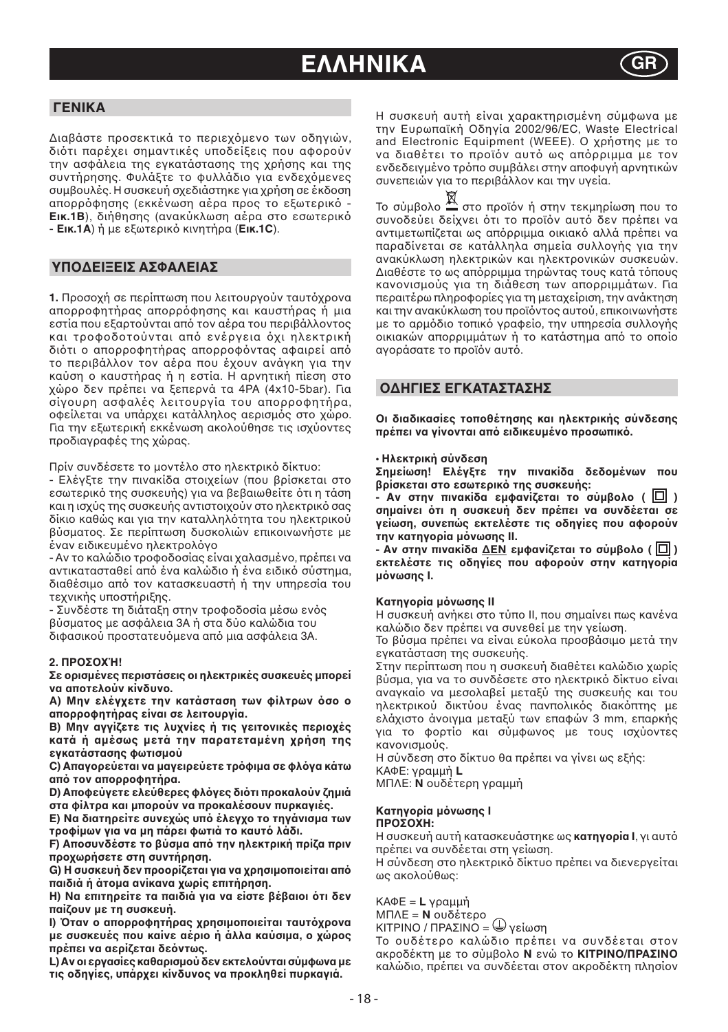# ΕΛΛΗΝΙΚΑ

## ΓΕΝΙΚΑ

Διαβάστε προσεκτικά το περιεχόμενο των οδηγιών, διότι παρέχει σημαντικές υποδείξεις που αφορούν την ασφάλεια της εγκατάστασης της χρήσης και της συντήρησης. Φυλάξτε το φυλλάδιο για ενδεχόμενες συμβουλές. Η συσκευή σχεδιάστηκε για χρήση σε έκδοση απορρόφησης (εκκένωση αέρα προς το εξωτερικό - **Εικ.1B**), διήθησης (ανακύκλωση αέρα στο εσωτερικό - **Εικ.1A**) ή με εξωτερικό κινητήρα (**Εικ.1C**).

## ΥΠΟΔΕΙΞΕΙΣ ΑΣΦΑΛΕΙΑΣ

**1.** Προσοχή σε περίπτωση που λειτουργούν ταυτόχρονα απορροφητήρας απορρόφησης και καυστήρας ή μια εστία που εξαρτούνται από τον αέρα του περιβάλλοντος και τροφοδοτούνται από ενέργεια όχι ηλεκτρική διότι ο απορροφητήρας απορροφόντας αφαιρεί από το περιβάλλον τον αέρα που έχουν ανάγκη για την καύση ο καυστήρας ή η εστία. Η αρνητική πίεση στο χώρο δεν πρέπει να ξεπερνά τα 4PA (4x10-5bar). Για σίγουρη ασφαλές λειτουργία του απορροφητήρα, οφείλεται να υπάρχει κατάλληλος αερισμός στο χώρο. Για την εξωτερική εκκένωση ακολούθησε τις ισχύοντες προδιαγραφές της χώρας.

Πρίν συνδέσετε το μοντέλο στο ηλεκτρικό δίκτυο:
- Ελέγξτε την πινακίδα στοιχείων (που βρίσκεται στο εσωτερικό της συσκευής) για να βεβαιωθείτε ότι η τάση και η ισχύς της συσκευής αντιστοιχούν στο ηλεκτρικό σας δίκιο καθώς και για την καταλληλότητα του ηλεκτρικού βύσματος. Σε περίπτωση δυσκολιών επικοινωνήστε με έναν ειδικευμένο ηλεκτρολόγο
- Αν το καλώδιο τροφοδοσίας είναι χαλασμένο, πρέπει να αντικατασταθεί από ένα καλώδιο ή ένα ειδικό σύστημα, διαθέσιμο από τον κατασκευαστή ή την υπηρεσία του τεχνικής υποστήριξης.
- Συνδέστε τη διάταξη στην τροφοδοσία μέσω ενός βύσματος με ασφάλεια 3A ή στα δύο καλώδια του διφασικού προστατευόμενα από μια ασφάλεια 3A.

**2. ΠΡΟΣΟΧΉ!**

**Σε ορισμένες περιστάσεις οι ηλεκτρικές συσκευές μπορεί να αποτελούν κίνδυνο.**

**A) Μην ελέγχετε την κατάσταση των φίλτρων όσο ο απορροφητήρας είναι σε λειτουργία.**

**B) Μην αγγίζετε τις λυχνίες ή τις γειτονικές περιοχές κατά ή αμέσως μετά την παρατεταμένη χρήση της εγκατάστασης φωτισμού**

**C) Απαγορεύεται να μαγειρεύετε τρόφιμα σε φλόγα κάτω από τον απορροφητήρα.**

**D) Αποφεύγετε ελεύθερες φλόγες διότι προκαλούν ζημιά στα φίλτρα και μπορούν να προκαλέσουν πυρκαγιές.**

**E) Να διατηρείτε συνεχώς υπό έλεγχο το τηγάνισμα των τροφίμων για να μη πάρει φωτιά το καυτό λάδι.**

**F) Αποσυνδέστε το βύσμα από την ηλεκτρική πρίζα πριν προχωρήσετε στη συντήρηση.**

**G) Η συσκευή δεν προορίζεται για να χρησιμοποιείται από παιδιά ή άτομα ανίκανα χωρίς επιτήρηση.**

**H) Να επιτηρείτε τα παιδιά για να είστε βέβαιοι ότι δεν παίζουν με τη συσκευή.**

**I) Όταν ο απορροφητήρας χρησιμοποιείται ταυτόχρονα με συσκευές που καίνε αέριο ή άλλα καύσιμα, ο χώρος πρέπει να αερίζεται δεόντως.**

**L) Αν οι εργασίες καθαρισμού δεν εκτελούνται σύμφωνα με τις οδηγίες, υπάρχει κίνδυνος να προκληθεί πυρκαγιά.**

Η συσκευή αυτή είναι χαρακτηρισμένη σύμφωνα με την Ευρωπαϊκή Οδηγία 2002/96/EC, Waste Electrical and Electronic Equipment (WEEE). Ο χρήστης με το να διαθέτει το προϊόν αυτό ως απόρριμμα με τον ενδεδειγμένο τρόπο συμβάλει στην αποφυγή αρνητικών συνεπειών για το περιβάλλον και την υγεία.

Το σύμβολο στο προϊόν ή στην τεκμηρίωση που το συνοδεύει δείχνει ότι το προϊόν αυτό δεν πρέπει να αντιμετωπίζεται ως απόρριμμα οικιακό αλλά πρέπει να παραδίνεται σε κατάλληλα σημεία συλλογής για την ανακύκλωση ηλεκτρικών και ηλεκτρονικών συσκευών. Διαθέστε το ως απόρριμμα τηρώντας τους κατά τόπους κανονισμούς για τη διάθεση των απορριμμάτων. Για περαιτέρω πληροφορίες για τη μεταχείριση, την ανάκτηση και την ανακύκλωση του προϊόντος αυτού, επικοινωνήστε με το αρμόδιο τοπικό γραφείο, την υπηρεσία συλλογής οικιακών απορριμμάτων ή το κατάστημα από το οποίο αγοράσατε το προϊόν αυτό.

## ΟΔΗΓΙΕΣ ΕΓΚΑΤΑΣΤΑΣΗΣ

**Οι διαδικασίες τοποθέτησης και ηλεκτρικής σύνδεσης πρέπει να γίνονται από ειδικευμένο προσωπικό.**

**• Ηλεκτρική σύνδεση**

**Σημείωση! Ελέγξτε την πινακίδα δεδομένων που βρίσκεται στο εσωτερικό της συσκευής:**

**- Αν στην πινακίδα εμφανίζεται το σύμβολο ( ⧈ ) σημαίνει ότι η συσκευή δεν πρέπει να συνδέεται σε γείωση, συνεπώς εκτελέστε τις οδηγίες που αφορούν την κατηγορία μόνωσης II.**

**- Αν στην πινακίδα <u>ΔΕΝ</u> εμφανίζεται το σύμβολο ( ⧈ ) εκτελέστε τις οδηγίες που αφορούν στην κατηγορία μόνωσης I.**

**Κατηγορία μόνωσης II**

Η συσκευή ανήκει στο τύπο II, που σημαίνει πως κανένα καλώδιο δεν πρέπει να συνεθεί με την γείωση.

Το βύσμα πρέπει να είναι εύκολα προσβάσιμο μετά την εγκατάσταση της συσκευής.

Στην περίπτωση που η συσκευή διαθέτει καλώδιο χωρίς βύσμα, για να το συνδέσετε στο ηλεκτρικό δίκτυο είναι αναγκαίο να μεσολαβεί μεταξύ της συσκευής και του ηλεκτρικού δικτύου ένας πανπολικός διακόπτης με ελάχιστο άνοιγμα μεταξύ των επαφών 3 mm, επαρκής για το φορτίο και σύμφωνος με τους ισχύοντες κανονισμούς.

Η σύνδεση στο δίκτυο θα πρέπει να γίνει ως εξής:
ΚΑΦΕ: γραμμή **L**
ΜΠΛΕ: **N** ουδέτερη γραμμή

**Κατηγορία μόνωσης I**
**ΠΡΟΣΟΧΗ:**

Η συσκευή αυτή κατασκευάστηκε ως **κατηγορία I**, γι αυτό πρέπει να συνδέεται στη γείωση.

Η σύνδεση στο ηλεκτρικό δίκτυο πρέπει να διενεργείται ως ακολούθως:

ΚΑΦΕ = **L** γραμμή
ΜΠΛΕ = **N** ουδέτερο
ΚΙΤΡΙΝΟ / ΠΡΑΣΙΝΟ = ⏚ γείωση

Το ουδέτερο καλώδιο πρέπει να συνδέεται στον ακροδέκτη με το σύμβολο **N** ενώ το **ΚΙΤΡΙΝΟ/ΠΡΑΣΙΝΟ** καλώδιο, πρέπει να συνδέεται στον ακροδέκτη πλησίον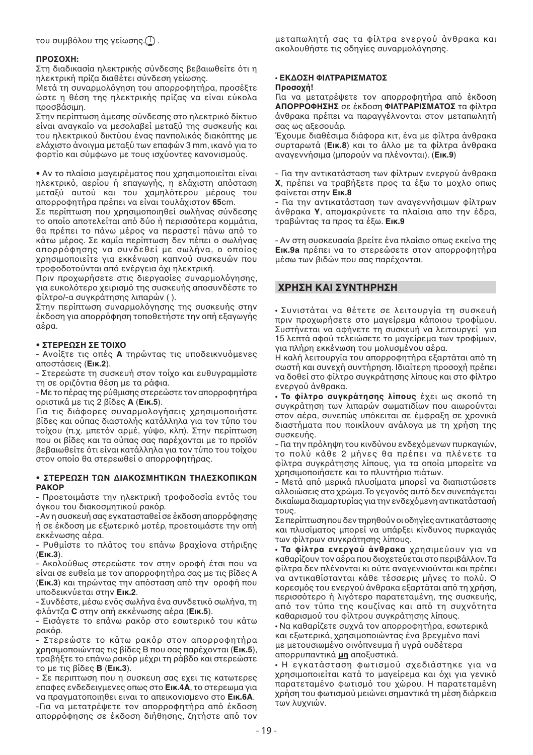του συμβόλου της γείωσης.⏚ .

**ΠΡΟΣΟΧΗ:**
Στη διαδικασία ηλεκτρικής σύνδεσης βεβαιωθείτε ότι η ηλεκτρική πρίζα διαθέτει σύνδεση γείωσης.
Μετά τη συναρμολόγηση του απορροφητήρα, προσέξτε ώστε η θέση της ηλεκτρικής πρίζας να είναι εύκολα προσβάσιμη.
Στην περίπτωση άμεσης σύνδεσης στο ηλεκτρικό δίκτυο είναι αναγκαίο να μεσολαβεί μεταξύ της συσκευής και του ηλεκτρικού δικτύου ένας πανπολικός διακόπτης με ελάχιστο άνοιγμα μεταξύ των επαφών 3 mm, ικανό για το φορτίο και σύμφωνο με τους ισχύοντες κανονισμούς.

• Αν το πλαίσιο μαγειρέματος που χρησιμοποιείται είναι ηλεκτρικό, αερίου ή επαγωγής, η ελάχιστη απόσταση μεταξύ αυτού και του χαμηλότερου μέρους του απορροφητήρα πρέπει να είναι τουλάχιστον **65**cm.
Σε περίπτωση που χρησιμοποιηθεί σωλήνας σύνδεσης το οποίο αποτελείται από δύο ή περισσότερα κομμάτια, θα πρέπει το πάνω μέρος να περαστεί πάνω από το κάτω μέρος. Σε καμία περίπτωση δεν πέπει ο σωλήνας απορρόφησης να συνδεθεί με σωλήνα, ο οποίος χρησιμοποιείτε για εκκένωση καπνού συσκευών που τροφοδοτούνται από ενέργεια όχι ηλεκτρική.
Πριν προχωρήσετε στις διεργασίες συναρμολόγησης, για ευκολότερο χειρισμό της συσκευής αποσυνδέστε το φίλτρο/-α συγκράτησης λιπαρών ( ).
Στην περίπτωση συναρμολόγησης της συσκευής στην έκδοση για απορρόφηση τοποθετήστε την οπή εξαγωγής αέρα.

**• ΣΤΕΡΕΩΣΗ ΣΕ ΤΟΙΧΟ**
- Ανοίξτε τις οπές **A** τηρώντας τις υποδεικνυόμενες αποστάσεις (**Εικ.2**).
- Στερεώστε τη συσκευή στον τοίχο και ευθυγραμμίστε τη σε οριζόντια θέση με τα ράφια.
- Με το πέρας της ρύθμισης στερεώστε τον απορροφητήρα οριστικά με τις 2 βίδες **A** (**Εικ.5**).
Για τις διάφορες συναρμολογήσεις χρησιμοποιήστε βίδες και ούπας διαστολής κατάλληλα για τον τύπο του τοίχου (π.χ. μπετόν αρμέ, γύψο, κλπ). Στην περίπτωση που οι βίδες και τα ούπας σας παρέχονται με το προϊόν βεβαιωθείτε ότι είναι κατάλληλα για τον τύπο του τοίχου στον οποίο θα στερεωθεί ο απορροφητήρας.

**• ΣΤΕΡΕΩΣΗ ΤΩΝ ΔΙΑΚΟΣΜΗΤΙΚΩΝ ΤΗΛΕΣΚΟΠΙΚΩΝ ΡΑΚΟΡ**
- Προετοιμάστε την ηλεκτρική τροφοδοσία εντός του όγκου του διακοσμητικού ρακόρ.
- Αν η συσκευή σας εγκατασταθεί σε έκδοση απορρόφησης ή σε έκδοση με εξωτερικό μοτέρ, προετοιμάστε την οπή εκκένωσης αέρα.
- Ρυθμίστε το πλάτος του επάνω βραχίονα στήριξης (**Εικ.3**).
- Ακολούθως στερεώστε τον στην οροφή έτσι που να είναι σε ευθεία με τον απορροφητήρα σας με τις βίδες A (**Εικ.3**) και τηρώντας την απόσταση από την οροφή που υποδεικνύεται στην **Εικ.2**.
- Συνδέστε, μέσω ενός σωλήνα ένα συνδετικό σωλήνα, τη φλάντζα **C** στην οπή εκκένωσης αέρα (**Εικ.5**).
- Εισάγετε το επάνω ρακόρ στο εσωτερικό του κάτω ρακόρ.
- Στερεώστε το κάτω ρακόρ στον απορροφητήρα χρησιμοποιώντας τις βίδες B που σας παρέχονται (**Εικ.5**), τραβήξτε το επάνω ρακόρ μέχρι τη ράβδο και στερεώστε το με τις βίδες **B** (**Εικ.3**).
- Σε περιπτωση που η συσκευη σας εχει τις κατωτερες επαφες ενδεδειγμενες οπως στο **Εικ.4A**, το στερεωμα για να πραγματοποιηθει ειναι το απεικονισμενο στο **Εικ.6A**.
-Για να μετατρέψετε τον απορροφητήρα από έκδοση απορρόφησης σε έκδοση διήθησης, ζητήστε από τον μεταπωλητή σας τα φίλτρα ενεργού άνθρακα και ακολουθήστε τις οδηγίες συναρμολόγησης.

**• ΕΚΔΟΣΗ ΦΙΛΤΡΑΡΙΣΜΑΤΟΣ**
**Προσοχή!**
Για να μετατρέψετε τον απορροφητήρα από έκδοση **ΑΠΟΡΡΟΦΗΣΗΣ** σε έκδοση **ΦΙΛΤΡΑΡΙΣΜΑΤΟΣ** τα φίλτρα άνθρακα πρέπει να παραγγέλνονται στον μεταπωλητή σας ως αξεσουάρ.
Έχουμε διαθέσιμα διάφορα κιτ, ένα με φίλτρα άνθρακα συρταρωτά (**Εικ.8**) και το άλλο με τα φίλτρα άνθρακα αναγεννήσιμα (μπορούν να πλένονται). (**Εικ.9**)

- Για την αντικατάσταση των φίλτρων ενεργού άνθρακα **X**, πρέπει να τραβήξετε προς τα έξω το μοχλο οπως φαίνεται στην **Εικ.8**
- Για την αντικατάσταση των αναγεννήσιμων φίλτρων άνθρακα **Y**, απομακρύνετε τα πλαίσια απο την έδρα, τραβώντας τα προς τα έξω. **Εικ.9**

- Αν στη συσκευασία βρείτε ένα πλαίσιο οπως εκείνο της **Εικ.9a** πρέπει να το στερεώσετε στον απορροφητήρα μέσω των βιδών που σας παρέχονται.

## ΧΡΗΣΗ ΚΑΙ ΣΥΝΤΗΡΗΣΗ

• Συνιστάται να θέτετε σε λειτουργία τη συσκευή πριν προχωρήσετε στο μαγείρεμα κάποιου τροφίμου. Συστήνεται να αφήνετε τη συσκευή να λειτουργεί για 15 λεπτά αφού τελειώσετε το μαγείρεμα των τροφίμων, για πλήρη εκκένωση του μολυσμένου αέρα.
Η καλή λειτουργία του απορροφητήρα εξαρτάται από τη σωστή και συνεχή συντήρηση. Ιδιαίτερη προσοχή πρέπει να δοθεί στο φίλτρο συγκράτησης λίπους και στο φίλτρο ενεργού άνθρακα.
• **Το φίλτρο συγκράτησης λίπους** έχει ως σκοπό τη συγκράτηση των λιπαρών σωματιδίων που αιωρούνται στον αέρα, συνεπώς υπόκειται σε έμφραξη σε χρονικά διαστήματα που ποικίλουν ανάλογα με τη χρήση της συσκευής.
- Για την πρόληψη του κινδύνου ενδεχόμενων πυρκαγιών, το πολύ κάθε 2 μήνες θα πρέπει να πλένετε τα φίλτρα συγκράτησης λίπους, για τα οποία μπορείτε να χρησιμοποιήσετε και το πλυντήριο πιάτων.
- Μετά από μερικά πλυσίματα μπορεί να διαπιστώσετε αλλοιώσεις στο χρώμα. Το γεγονός αυτό δεν συνεπάγεται δικαίωμα διαμαρτυρίας για την ενδεχόμενη αντικατάστασή τους.
Σε περίπτωση που δεν τηρηθούν οι οδηγίες αντικατάστασης και πλυσίματος μπορεί να υπάρξει κίνδυνος πυρκαγιάς των φίλτρων συγκράτησης λίπους.
• **Τα φίλτρα ενεργού άνθρακα** χρησιμεύουν για να καθαρίζουν τον αέρα που διοχετεύεται στο περιβάλλον. Τα φίλτρα δεν πλένονται κι ούτε αναγεννιούνται και πρέπει να αντικαθίστανται κάθε τέσσερις μήνες το πολύ. Ο κορεσμός του ενεργού άνθρακα εξαρτάται από τη χρήση, περισσότερο ή λιγότερο παρατεταμένη, της συσκευής, από τον τύπο της κουζίνας και από τη συχνότητα καθαρισμού του φίλτρου συγκράτησης λίπους.
• Να καθαρίζετε συχνά τον απορροφητήρα, εσωτερικά και εξωτερικά, χρησιμοποιώντας ένα βρεγμένο πανί με μετουσιωμένο οινόπνευμα ή υγρά ουδέτερα απορρυπαντικά <u>**μη**</u> αποξυστικά.
• Η εγκατάσταση φωτισμού σχεδιάστηκε για να χρησιμοποιείται κατά το μαγείρεμα και όχι για γενικό παρατεταμένο φωτισμό του χώρου. Η παρατεταμένη χρήση του φωτισμού μειώνει σημαντικά τη μέση διάρκεια των λυχνιών.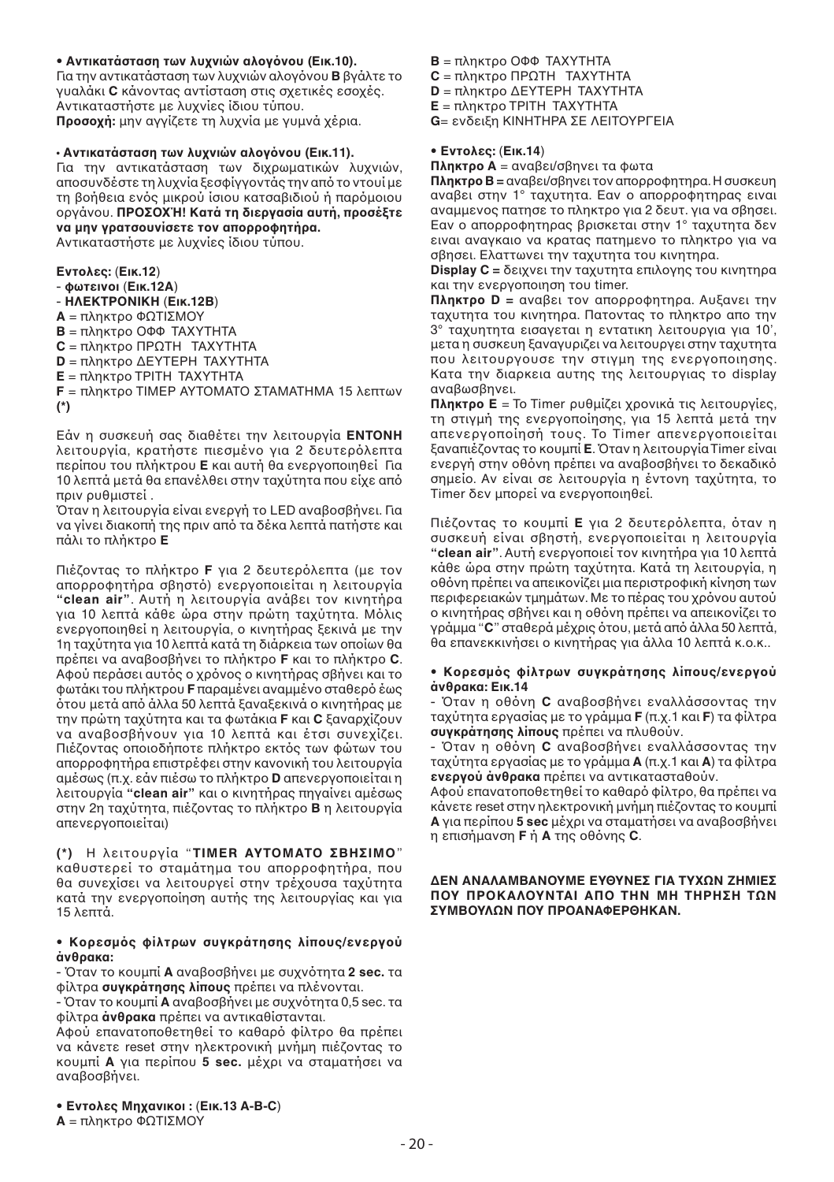**• Αντικατάσταση των λυχνιών αλογόνου (Εικ.10).**
Για την αντικατάσταση των λυχνιών αλογόνου **B** βγάλτε το γυαλάκι **C** κάνοντας αντίσταση στις σχετικές εσοχές. Αντικαταστήστε με λυχνίες ίδιου τύπου.
**Προσοχή:** μην αγγίζετε τη λυχνία με γυμνά χέρια.

**• Αντικατάσταση των λυχνιών αλογόνου (Εικ.11).**
Για την αντικατάσταση των διχρωματικών λυχνιών, αποσυνδέστε τη λυχνία ξεσφίγγοντάς την από το ντουί με τη βοήθεια ενός μικρού ίσιου κατσαβιδιού ή παρόμοιου οργάνου. **ΠΡΟΣΟΧΉ! Κατά τη διεργασία αυτή, προσέξτε να μην γρατσουνίσετε τον απορροφητήρα.**
Αντικαταστήστε με λυχνίες ίδιου τύπου.

**Εντολες: (Εικ.12)**
- **φωτεινοι (Εικ.12A)**
- **ΗΛΕΚΤΡΟΝΙΚΗ (Εικ.12B)**

**A** = πληκτρο ΦΩΤΙΣΜΟΥ
**B** = πληκτρο ΟΦΦ ΤΑΧΥΤΗΤΑ
**C** = πληκτρο ΠΡΩΤΗ ΤΑΧΥΤΗΤΑ
**D** = πληκτρο ΔΕΥΤΕΡΗ ΤΑΧΥΤΗΤΑ
**E** = πληκτρο ΤΡΙΤΗ ΤΑΧΥΤΗΤΑ
**F** = πληκτρο ΤΙΜΕΡ ΑΥΤΟΜΑΤΟ ΣΤΑΜΑΤΗΜΑ 15 λεπτων **(*)**

Εάν η συσκευή σας διαθέτει την λειτουργία **ΕΝΤΟΝΗ** λειτουργία, κρατήστε πιεσμένο για 2 δευτερόλεπτα περίπου του πλήκτρου **E** και αυτή θα ενεργοποιηθεί Για 10 λεπτά μετά θα επανέλθει στην ταχύτητα που είχε από πριν ρυθμιστεί .
Όταν η λειτουργία είναι ενεργή το LED αναβοσβήνει. Για να γίνει διακοπή της πριν από τα δέκα λεπτά πατήστε και πάλι το πλήκτρο **E**

Πιέζοντας το πλήκτρο **F** για 2 δευτερόλεπτα (με τον απορροφητήρα σβηστό) ενεργοποιείται η λειτουργία **"clean air"**. Αυτή η λειτουργία ανάβει τον κινητήρα για 10 λεπτά κάθε ώρα στην πρώτη ταχύτητα. Μόλις ενεργοποιηθεί η λειτουργία, ο κινητήρας ξεκινά με την 1η ταχύτητα για 10 λεπτά κατά τη διάρκεια των οποίων θα πρέπει να αναβοσβήνει το πλήκτρο **F** και το πλήκτρο **C**. Αφού περάσει αυτός ο χρόνος ο κινητήρας σβήνει και το φωτάκι του πλήκτρου **F** παραμένει αναμμένο σταθερό έως ότου μετά από άλλα 50 λεπτά ξαναξεκινά ο κινητήρας με την πρώτη ταχύτητα και τα φωτάκια **F** και **C** ξαναρχίζουν να αναβοσβήνουν για 10 λεπτά και έτσι συνεχίζει. Πιέζοντας οποιοδήποτε πλήκτρο εκτός των φώτων του απορροφητήρα επιστρέφει στην κανονική του λειτουργία αμέσως (π.χ. εάν πιέσω το πλήκτρο **D** απενεργοποιείται η λειτουργία **"clean air"** και ο κινητήρας πηγαίνει αμέσως στην 2η ταχύτητα, πιέζοντας το πλήκτρο **B** η λειτουργία απενεργοποιείται)

**(*)** Η λειτουργία "**TIMER ΑΥΤΟΜΑΤΟ ΣΒΗΣΙΜΟ**" καθυστερεί το σταμάτημα του απορροφητήρα, που θα συνεχίσει να λειτουργεί στην τρέχουσα ταχύτητα κατά την ενεργοποίηση αυτής της λειτουργίας και για 15 λεπτά.

**• Κορεσμός φίλτρων συγκράτησης λίπους/ενεργού άνθρακα:**
- Όταν το κουμπί **A** αναβοσβήνει με συχνότητα **2 sec.** τα φίλτρα **συγκράτησης λίπους** πρέπει να πλένονται.
- Όταν το κουμπί **A** αναβοσβήνει με συχνότητα 0,5 sec. τα φίλτρα **άνθρακα** πρέπει να αντικαθίστανται.
Αφού επανατοποθετηθεί το καθαρό φίλτρο θα πρέπει να κάνετε reset στην ηλεκτρονική μνήμη πιέζοντας το κουμπί **A** για περίπου **5 sec.** μέχρι να σταματήσει να αναβοσβήνει.

**• Εντολες Μηχανικοι : (Εικ.13 A-B-C)**
**A** = πληκτρο ΦΩΤΙΣΜΟΥ
**B** = πληκτρο ΟΦΦ ΤΑΧΥΤΗΤΑ
**C** = πληκτρο ΠΡΩΤΗ ΤΑΧΥΤΗΤΑ
**D** = πληκτρο ΔΕΥΤΕΡΗ ΤΑΧΥΤΗΤΑ
**E** = πληκτρο ΤΡΙΤΗ ΤΑΧΥΤΗΤΑ
**G**= ενδειξη ΚΙΝΗΤΗΡΑ ΣΕ ΛΕΙΤΟΥΡΓΕΙΑ

**• Εντολες: (Εικ.14)**
**Πληκτρο A** = αναβει/σβηνει τα φωτα
**Πληκτρο B =** αναβει/σβηνει τον απορροφητηρα. Η συσκευη αναβει στην 1° ταχυτητα. Εαν ο απορροφητηρας ειναι αναμμενος πατησε το πληκτρο για 2 δευτ. για να σβησει. Εαν ο απορροφητηρας βρισκεται στην 1° ταχυτητα δεν ειναι αναγκαιο να κρατας πατημενο το πληκτρο για να σβησει. Ελαττωνει την ταχυτητα του κινητηρα.
**Display C =** δειχνει την ταχυτητα επιλογης του κινητηρα και την ενεργοποιηση του timer.
**Πληκτρο D =** αναβει τον απορροφητηρα. Αυξανει την ταχυτητα του κινητηρα. Πατοντας το πληκτρο απο την 3° ταχυητητα εισαγεται η εντατικη λειτουργια για 10', μετα η συσκευη ξαναγυριζει να λειτουργει στην ταχυτητα που λειτουργουσε την στιγμη της ενεργοποιησης. Κατα την διαρκεια αυτης της λειτουργιας το display αναβωσβηνει.
**Πληκτρο E** = Το Timer ρυθμίζει χρονικά τις λειτουργίες, τη στιγμή της ενεργοποίησης, για 15 λεπτά μετά την απενεργοποίησή τους. Το Timer απενεργοποιείται ξαναπιέζοντας το κουμπί **E**. Όταν η λειτουργία Timer είναι ενεργή στην οθόνη πρέπει να αναβοσβήνει το δεκαδικό σημείο. Αν είναι σε λειτουργία η έντονη ταχύτητα, το Timer δεν μπορεί να ενεργοποιηθεί.

Πιέζοντας το κουμπί **E** για 2 δευτερόλεπτα, όταν η συσκευή είναι σβηστή, ενεργοποιείται η λειτουργία **"clean air"**. Αυτή ενεργοποιεί τον κινητήρα για 10 λεπτά κάθε ώρα στην πρώτη ταχύτητα. Κατά τη λειτουργία, η οθόνη πρέπει να απεικονίζει μια περιστροφική κίνηση των περιφερειακών τμημάτων. Με το πέρας του χρόνου αυτού ο κινητήρας σβήνει και η οθόνη πρέπει να απεικονίζει το γράμμα "**C**" σταθερά μέχρις ότου, μετά από άλλα 50 λεπτά, θα επανεκκινήσει ο κινητήρας για άλλα 10 λεπτά κ.ο.κ..

**• Κορεσμός φίλτρων συγκράτησης λίπους/ενεργού άνθρακα: Εικ.14**
- Όταν η οθόνη **C** αναβοσβήνει εναλλάσσοντας την ταχύτητα εργασίας με το γράμμα **F** (π.χ.1 και **F**) τα φίλτρα **συγκράτησης λίπους** πρέπει να πλυθούν.
- Όταν η οθόνη **C** αναβοσβήνει εναλλάσσοντας την ταχύτητα εργασίας με το γράμμα **A** (π.χ.1 και **A**) τα φίλτρα **ενεργού άνθρακα** πρέπει να αντικατασταθούν.
Αφού επανατοποθετηθεί το καθαρό φίλτρο, θα πρέπει να κάνετε reset στην ηλεκτρονική μνήμη πιέζοντας το κουμπί **A** για περίπου **5 sec** μέχρι να σταματήσει να αναβοσβήνει η επισήμανση **F** ή **A** της οθόνης **C**.

**ΔΕΝ ΑΝΑΛΑΜΒΑΝΟΥΜΕ ΕΥΘΥΝΕΣ ΓΙΑ ΤΥΧΩΝ ΖΗΜΙΕΣ ΠΟΥ ΠΡΟΚΑΛΟΥΝΤΑΙ ΑΠΟ ΤΗΝ ΜΗ ΤΗΡΗΣΗ ΤΩΝ ΣΥΜΒΟΥΛΩΝ ΠΟΥ ΠΡΟΑΝΑΦΕΡΘΗΚΑΝ.**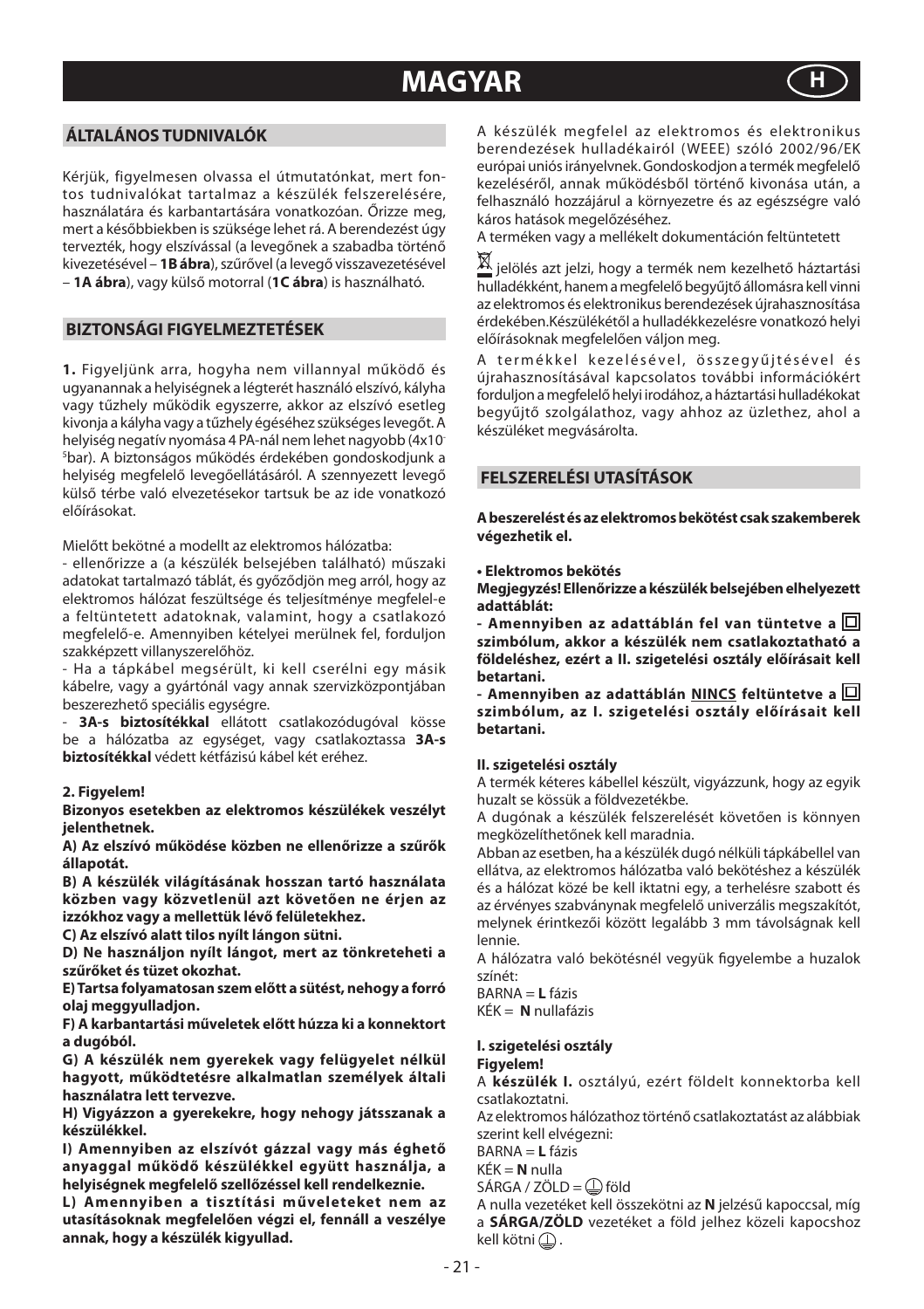# MAGYAR

## ÁLTALÁNOS TUDNIVALÓK

Kérjük, figyelmesen olvassa el útmutatónkat, mert fontos tudnivalókat tartalmaz a készülék felszerelésére, használatára és karbantartására vonatkozóan. Őrizze meg, mert a későbbiekben is szükség lehet rá. A berendezést úgy tervezték, hogy elszívással (a levegőnek a szabadba történő kivezetésével – **1B ábra**), szűrővel (a levegő visszavezetésével – **1A ábra**), vagy külső motorral (**1C ábra**) is használható.

## BIZTONSÁGI FIGYELMEZTETÉSEK

**1.** Figyeljünk arra, hogyha nem villannyal működő és ugyanannak a helyiségnek a légterét használó elszívó, kályha vagy tűzhely működik egyszerre, akkor az elszívó esetleg kivonja a kályha vagy a tűzhely égéséhez szükséges levegőt. A helyiség negatív nyomása 4 PA-nál nem lehet nagyobb ($4x10^{-5}$bar). A biztonságos működés érdekében gondoskodjunk a helyiség megfelelő levegőellátásáról. A szennyezett levegő külső térbe való elvezetésekor tartsuk be az ide vonatkozó előírásokat.

Mielőtt bekötné a modellt az elektromos hálózatba:

- ellenőrizze a (a készülék belsejében található) műszaki adatokat tartalmazó táblát, és győződjön meg arról, hogy az elektromos hálózat feszültsége és teljesítménye megfelel-e a feltüntetett adatoknak, valamint, hogy a csatlakozó megfelelő-e. Amennyiben kételyei merülnek fel, forduljon szakképzett villanyszerelőhöz.
- Ha a tápkábel megsérült, ki kell cserélni egy másik kábelre, vagy a gyártónál vagy annak szervizközpontjában beszerezhető speciális egységre.
- **3A-s biztosítékkal** ellátott csatlakozódugóval kösse be a hálózatba az egységet, vagy csatlakoztassa **3A-s biztosítékkal** védett kétfázisú kábel két eréhez.

**2. Figyelem!**

**Bizonyos esetekben az elektromos készülékek veszélyt jelenthetnek.**

**A) Az elszívó működése közben ne ellenőrizze a szűrők állapotát.**

**B) A készülék világításának hosszan tartó használata közben vagy közvetlenül azt követően ne érjen az izzókhoz vagy a mellettük lévő felületekhez.**

**C) Az elszívó alatt tilos nyílt lángon sütni.**

**D) Ne használjon nyílt lángot, mert az tönkreteheti a szűrőket és tüzet okozhat.**

**E) Tartsa folyamatosan szem előtt a sütést, nehogy a forró olaj meggyulladjon.**

**F) A karbantartási műveletek előtt húzza ki a konnektort a dugóból.**

**G) A készülék nem gyerekek vagy felügyelet nélkül hagyott, működtetésre alkalmatlan személyek általi használatra lett tervezve.**

**H) Vigyázzon a gyerekekre, hogy nehogy játsszanak a készülékkel.**

**I) Amennyiben az elszívót gázzal vagy más éghető anyaggal működő készülékkel együtt használja, a helyiségnek megfelelő szellőzéssel kell rendelkeznie.**

**L) Amennyiben a tisztítási műveleteket nem az utasításoknak megfelelően végzi el, fennáll a veszélye annak, hogy a készülék kigyullad.**

A készülék megfelel az elektromos és elektronikus berendezések hulladékairól (WEEE) szóló 2002/96/EK európai uniós irányelvnek. Gondoskodjon a termék megfelelő kezeléséről, annak működésből történő kivonása után, a felhasználó hozzájárul a környezetre és az egészségre való káros hatások megelőzéséhez.

A terméken vagy a mellékelt dokumentáción feltüntetett ⊠ jelölés azt jelzi, hogy a termék nem kezelhető háztartási hulladékként, hanem a megfelelő begyűjtő állomásra kell vinni az elektromos és elektronikus berendezések újrahasznosítása érdekében. Készülékétől a hulladékkezelésre vonatkozó helyi előírásoknak megfelelően váljon meg.

A termékkel kezelésével, összegyűjtésével és újrahasznosításával kapcsolatos további információkért forduljon a megfelelő helyi irodához, a háztartási hulladékokat begyűjtő szolgálathoz, vagy ahhoz az üzlethez, ahol a készüléket megvásárolta.

## FELSZERELÉSI UTASÍTÁSOK

**A beszerelést és az elektromos bekötést csak szakemberek végezhetik el.**

**• Elektromos bekötés**

**Megjegyzés! Ellenőrizze a készülék belsejében elhelyezett adattáblát:**

**- Amennyiben az adattáblán fel van tüntetve a ⧈ szimbólum, akkor a készülék nem csatlakoztatható a földeléshez, ezért a II. szigetelési osztály előírásait kell betartani.**

**- Amennyiben az adattáblán <u>NINCS</u> feltüntetve a ⧈ szimbólum, az I. szigetelési osztály előírásait kell betartani.**

**II. szigetelési osztály**

A termék kéteres kábellel készült, vigyázzunk, hogy az egyik huzalt se kössük a földvezetékbe.

A dugónak a készülék felszerelését követően is könnyen megközelíthetőnek kell maradnia.

Abban az esetben, ha a készülék dugó nélküli tápkábellel van ellátva, az elektromos hálózatba való bekötéshez a készülék és a hálózat közé be kell iktatni egy, a terhelésre szabott és az érvényes szabványnak megfelelő univerzális megszakítót, melynek érintkezői között legalább 3 mm távolságnak kell lennie.

A hálózatra való bekötésnél vegyük figyelembe a huzalok színét:

BARNA = **L** fázis
KÉK = **N** nullafázis

**I. szigetelési osztály**
**Figyelem!**

A **készülék I.** osztályú, ezért földelt konnektorba kell csatlakoztatni.

Az elektromos hálózathoz történő csatlakoztatást az alábbiak szerint kell elvégezni:

BARNA = **L** fázis
KÉK = **N** nulla
SÁRGA / ZÖLD = ⏚ föld

A nulla vezetéket kell összekötni az **N** jelzésű kapoccsal, míg a **SÁRGA/ZÖLD** vezetéket a föld jelhez közeli kapocshoz kell kötni ⏚.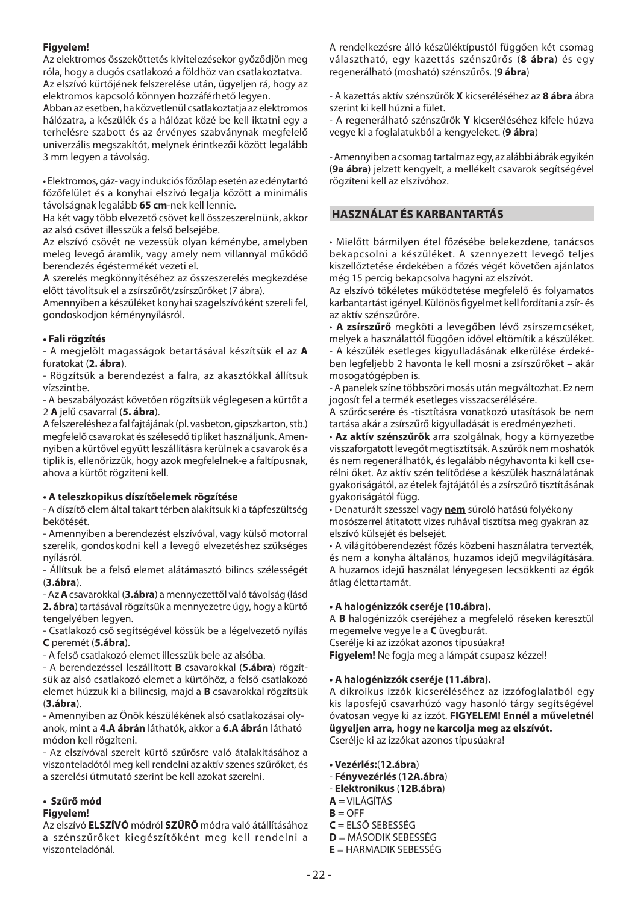**Figyelem!**

Az elektromos összeköttetés kivitelezésekor győződjön meg róla, hogy a dugós csatlakozó a földhöz van csatlakoztatva.
Az elszívó kürtőjének felszerelése után, ügyeljen rá, hogy az elektromos kapcsoló könnyen hozzáférhető legyen.
Abban az esetben, ha közvetlenül csatlakoztatja az elektromos hálózatra, a készülék és a hálózat közé be kell iktatni egy a terhelésre szabott és az érvényes szabványnak megfelelő univerzális megszakítót, melynek érintkezői között legalább 3 mm legyen a távolság.

• Elektromos, gáz- vagy indukciós főzőlap esetén az edénytartó főzőfelület és a konyhai elszívó legalja között a minimális távolságnak legalább **65 cm**-nek kell lennie.
Ha két vagy több elvezető csövet kell összeszerelnünk, akkor az alsó csövet illesszük a felső belsejébe.
Az elszívó csövét ne vezessük olyan kéménybe, amelyben meleg levegő áramlik, vagy amely nem villannyal működő berendezés égéstermékét vezeti el.
A szerelés megkönnyítéséhez az összeszerelés megkezdése előtt távolítsuk el a zsírszűrőt/zsírszűrőket (7 ábra).
Amennyiben a készüléket konyhai szagelszívóként szereli fel, gondoskodjon kéménynyílásról.

**• Fali rögzítés**

- A megjelölt magasságok betartásával készítsük el az **A** furatokat (**2. ábra**).
- Rögzítsük a berendezést a falra, az akasztókkal állítsuk vízszintbe.
- A beszabályozást követően rögzítsük véglegesen a kürtőt a 2 **A** jelű csavarral (**5. ábra**).

A felszereléshez a fal fajtájának (pl. vasbeton, gipszkarton, stb.) megfelelő csavarokat és szélesedő tipliket használjunk. Amennyiben a kürtővel együtt leszállításra kerülnek a csavarok és a tiplik is, ellenőrizzük, hogy azok megfelelnek-e a faltípusnak, ahova a kürtőt rögzíteni kell.

**• A teleszkopikus díszítőelemek rögzítése**

- A díszítő elem által takart térben alakítsuk ki a tápfeszültség bekötését.
- Amennyiben a berendezést elszívóval, vagy külső motorral szerelik, gondoskodni kell a levegő elvezetéshez szükséges nyílásról.
- Állítsuk be a felső elemet alátámasztó bilincs szélességét (**3.ábra**).
- Az **A** csavarokkal (**3.ábra**) a mennyezettől való távolság (lásd **2. ábra**) tartásával rögzítsük a mennyezetre úgy, hogy a kürtő tengelyében legyen.
- Csatlakozó cső segítségével kössük be a légelvezető nyílás **C** peremét (**5.ábra**).
- A felső csatlakozó elemet illesszük bele az alsóba.
- A berendezéssel leszállított **B** csavarokkal (**5.ábra**) rögzítsük az alsó csatlakozó elemet a kürtőhöz, a felső csatlakozó elemet húzzuk ki a bilincsig, majd a **B** csavarokkal rögzítsük (**3.ábra**).
- Amennyiben az Önök készülékének alsó csatlakozásai olyanok, mint a **4.A ábrán** láthatók, akkor a **6.A ábrán** látható módon kell rögzíteni.
- Az elszívóval szerelt kürtő szűrősre való átalakításához a viszonteladótól meg kell rendelni az aktív szenes szűrőket, és a szerelési útmutató szerint be kell azokat szerelni.

**• Szűrő mód**

**Figyelem!**

Az elszívó **ELSZÍVÓ** módról **SZŰRŐ** módra való átállításához a szénszűrőket kiegészítőként meg kell rendelni a viszonteladónál.

A rendelkezésre álló készüléktípustól függően két csomag választható, egy kazettás szénszűrős (**8 ábra**) és egy regenerálható (mosható) szénszűrős. (**9 ábra**)

- A kazettás aktív szénszűrők **X** kicseréléséhez az **8 ábra** ábra szerint ki kell húzni a fület.
- A regenerálható szénszűrők **Y** kicseréléséhez kifele húzva vegye ki a foglalatukból a kengyeleket. (**9 ábra**)

- Amennyiben a csomag tartalmaz egy, az alábbi ábrák egyikén (**9a ábra**) jelzett kengyelt, a mellékelt csavarok segítségével rögzíteni kell az elszívóhoz.

## HASZNÁLAT ÉS KARBANTARTÁS

• Mielőtt bármilyen étel főzésébe belekezdene, tanácsos bekapcsolni a készüléket. A szennyezett levegő teljes kiszellőztetése érdekében a főzés végét követően ajánlatos még 15 percig bekapcsolva hagyni az elszívót.
Az elszívó tökéletes működtetése megfelelő és folyamatos karbantartást igényel. Különös figyelmet kell fordítani a zsír- és az aktív szénszűrőre.
• **A zsírszűrő** megköti a levegőben lévő zsírszemcséket, melyek a használattól függően idővel eltömítik a készüléket.
- A készülék esetleges kigyulladásának elkerülése érdekében legfeljebb 2 havonta le kell mosni a zsírszűrőket – akár mosogatógépben is.
- A panelek színe többszöri mosás után megváltozhat. Ez nem jogosít fel a termék esetleges visszacserélésére.
A szűrőcserére és -tisztításra vonatkozó utasítások be nem tartása akár a zsírszűrő kigyulladását is eredményezheti.
• **Az aktív szénszűrők** arra szolgálnak, hogy a környezetbe visszaforgatott levegőt megtisztítsák. A szűrők nem moshatók és nem regenerálhatók, és legalább négyhavonta ki kell cserélni őket. Az aktív szén telítődése a készülék használatának gyakoriságától, az ételek fajtájától és a zsírszűrő tisztításának gyakoriságától függ.
• Denaturált szesszel vagy <u>**nem**</u> súroló hatású folyékony mosószerrel átitatott vizes ruhával tisztítsa meg gyakran az elszívó külsejét és belsejét.
• A világítóberendezést főzés közbeni használatra tervezték, és nem a konyha általános, huzamos idejű megvilágítására. A huzamos idejű használat lényegesen lecsökkenti az égők átlag élettartamát.

**• A halogénizzók cseréje (10.ábra).**

A **B** halogénizzók cseréjéhez a megfelelő réseken keresztül megemelve vegye le a **C** üvegburát.
Cserélje ki az izzókat azonos típusúakra!
**Figyelem!** Ne fogja meg a lámpát csupasz kézzel!

**• A halogénizzók cseréje (11.ábra).**

A dikroikus izzók kicseréléséhez az izzófoglalatból egy kis laposfejű csavarhúzó vagy hasonló tárgy segítségével óvatosan vegye ki az izzót. **FIGYELEM! Ennél a műveletnél ügyeljen arra, hogy ne karcolja meg az elszívót.**
Cserélje ki az izzókat azonos típusúakra!

**• Vezérlés:**(**12.ábra**)
- **Fényvezérlés** (**12A.ábra**)
- **Elektronikus** (**12B.ábra**)
**A** = VILÁGÍTÁS
**B** = OFF
**C** = ELSŐ SEBESSÉG
**D** = MÁSODIK SEBESSÉG
**E** = HARMADIK SEBESSÉG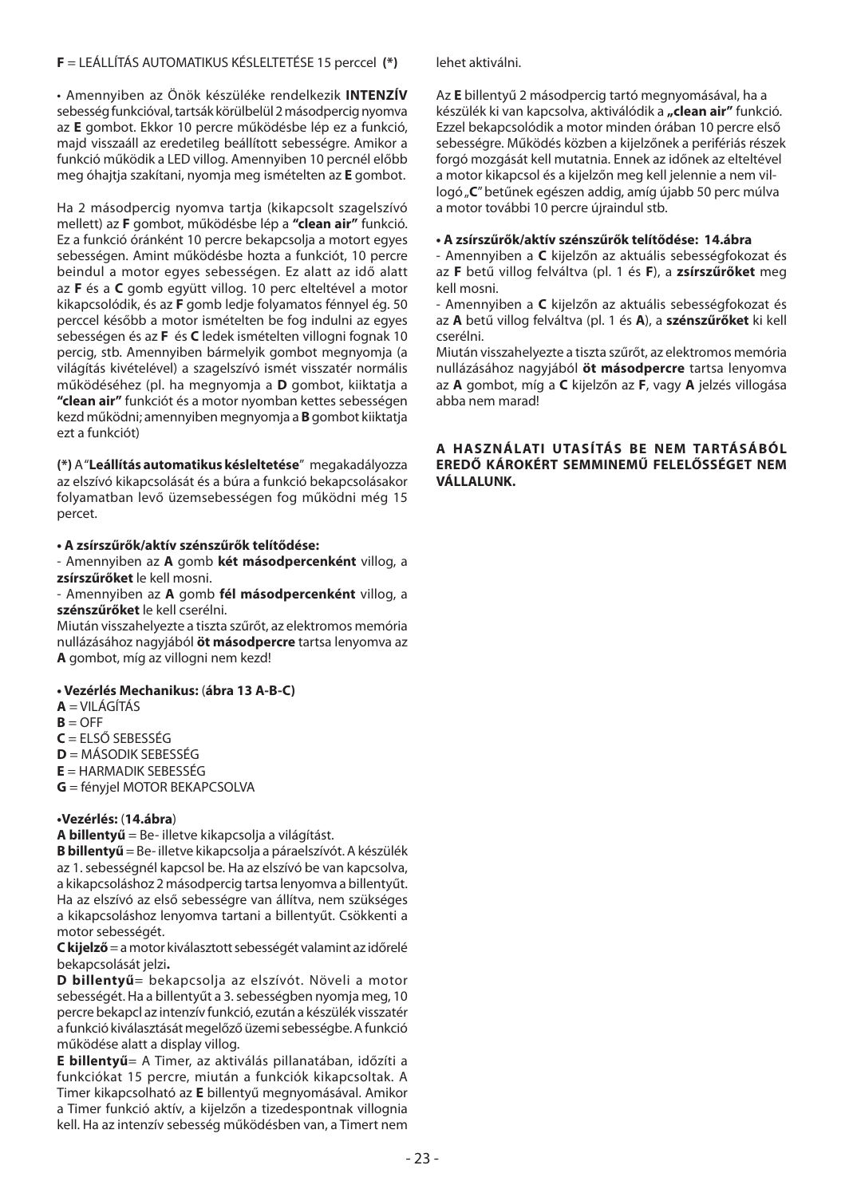**F** = LEÁLLÍTÁS AUTOMATIKUS KÉSLELTETÉSE 15 perccel **(*)**

• Amennyiben az Önök készüléke rendelkezik **INTENZÍV** sebesség funkcióval, tartsák körülbelül 2 másodpercig nyomva az **E** gombot. Ekkor 10 percre működésbe lép ez a funkció, majd visszaáll az eredetileg beállított sebességre. Amikor a funkció működik a LED villog. Amennyiben 10 percnél előbb meg óhajtja szakítani, nyomja meg ismételten az **E** gombot.

Ha 2 másodpercig nyomva tartja (kikapcsolt szagelszívó mellett) az **F** gombot, működésbe lép a **"clean air"** funkció. Ez a funkció óránként 10 percre bekapcsolja a motort egyes sebességen. Amint működésbe hozta a funkciót, 10 percre beindul a motor egyes sebességen. Ez alatt az idő alatt az **F** és a **C** gomb együtt villog. 10 perc elteltével a motor kikapcsolódik, és az **F** gomb ledje folyamatos fénnyel ég. 50 perccel később a motor ismételten be fog indulni az egyes sebességen és az **F** és **C** ledek ismételten villogni fognak 10 percig, stb. Amennyiben bármelyik gombot megnyomja (a világítás kivételével) a szagelszívó ismét visszatér normális működéséhez (pl. ha megnyomja a **D** gombot, kiiktatja a **"clean air"** funkciót és a motor nyomban kettes sebességen kezd működni; amennyiben megnyomja a **B** gombot kiiktatja ezt a funkciót)

**(*)** A "**Leállítás automatikus késleltetése**" megakadályozza az elszívó kikapcsolását és a búra a funkció bekapcsolásakor folyamatban levő üzemsebességen fog működni még 15 percet.

**• A zsírszűrők/aktív szénszűrők telítődése:**

- Amennyiben az **A** gomb **két másodpercenként** villog, a **zsírszűrőket** le kell mosni.
- Amennyiben az **A** gomb **fél másodpercenként** villog, a **szénszűrőket** le kell cserélni.

Miután visszahelyezte a tiszta szűrőt, az elektromos memória nullázásához nagyjából **öt másodpercre** tartsa lenyomva az **A** gombot, míg az villogni nem kezd!

**• Vezérlés Mechanikus:** (**ábra 13 A-B-C)**

**A** = VILÁGÍTÁS
**B** = OFF
**C** = ELSŐ SEBESSÉG
**D** = MÁSODIK SEBESSÉG
**E** = HARMADIK SEBESSÉG
**G** = fényjel MOTOR BEKAPCSOLVA

**•Vezérlés:** (**14.ábra**)

**A billentyű** = Be- illetve kikapcsolja a világítást.

**B billentyű** = Be- illetve kikapcsolja a páraelszívót. A készülék az 1. sebességnél kapcsol be. Ha az elszívó be van kapcsolva, a kikapcsoláshoz 2 másodpercig tartsa lenyomva a billentyűt. Ha az elszívó az első sebességre van állítva, nem szükséges a kikapcsoláshoz lenyomva tartani a billentyűt. Csökkenti a motor sebességét.

**C kijelző** = a motor kiválasztott sebességét valamint az időrelé bekapcsolását jelzi**.**

**D billentyű**= bekapcsolja az elszívót. Növeli a motor sebességét. Ha a billentyűt a 3. sebességben nyomja meg, 10 percre bekapcl az intenzív funkció, ezután a készülék visszatér a funkció kiválasztását megelőző üzemi sebességbe. A funkció működése alatt a display villog.

**E billentyű**= A Timer, az aktiválás pillanatában, időzíti a funkciókat 15 percre, miután a funkciók kikapcsoltak. A Timer kikapcsolható az **E** billentyű megnyomásával. Amikor a Timer funkció aktív, a kijelzőn a tizedespontnak villognia kell. Ha az intenzív sebesség működésben van, a Timert nem lehet aktiválni.

Az **E** billentyű 2 másodpercig tartó megnyomásával, ha a készülék ki van kapcsolva, aktiválódik a **„clean air"** funkció. Ezzel bekapcsolódik a motor minden órában 10 percre első sebességre. Működés közben a kijelzőnek a perifériás részek forgó mozgását kell mutatnia. Ennek az időnek az elteltével a motor kikapcsol és a kijelzőn meg kell jelennie a nem villogó „**C**" betűnek egészen addig, amíg újabb 50 perc múlva a motor további 10 percre újraindul stb.

**• A zsírszűrők/aktív szénszűrők telítődése: 14.ábra**

- Amennyiben a **C** kijelzőn az aktuális sebességfokozat és az **F** betű villog felváltva (pl. 1 és **F**), a **zsírszűrőket** meg kell mosni.
- Amennyiben a **C** kijelzőn az aktuális sebességfokozat és az **A** betű villog felváltva (pl. 1 és **A**), a **szénszűrőket** ki kell cserélni.

Miután visszahelyezte a tiszta szűrőt, az elektromos memória nullázásához nagyjából **öt másodpercre** tartsa lenyomva az **A** gombot, míg a **C** kijelzőn az **F**, vagy **A** jelzés villogása abba nem marad!

**A HASZNÁLATI UTASÍTÁS BE NEM TARTÁSÁBÓL EREDŐ KÁROKÉRT SEMMINEMŰ FELELŐSSÉGET NEM VÁLLALUNK.**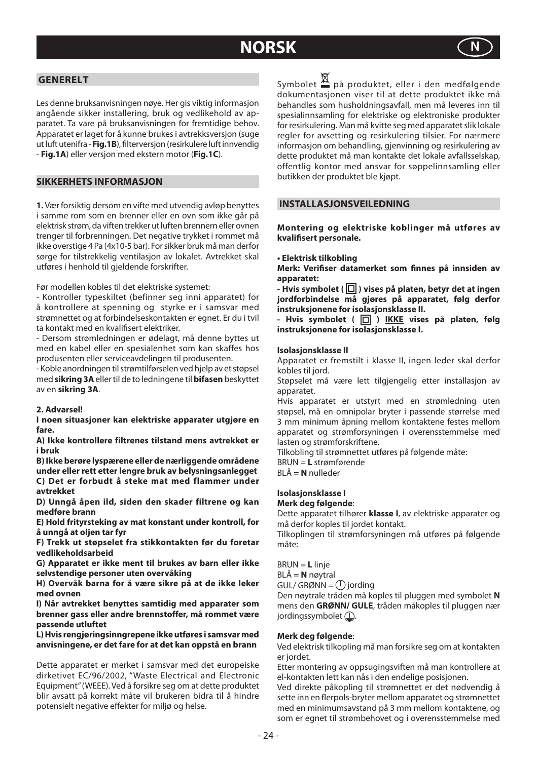# NORSK

## GENERELT

Les denne bruksanvisningen nøye. Her gis viktig informasjon angående sikker installering, bruk og vedlikehold av apparatet. Ta vare på bruksanvisningen for fremtidige behov. Apparatet er laget for å kunne brukes i avtrekksversjon (suge ut luft utenifra - **Fig.1B**), filterversjon (resirkulere luft innvendig - **Fig.1A**) eller versjon med ekstern motor (**Fig.1C**).

## SIKKERHETS INFORMASJON

**1.** Vær forsiktig dersom en vifte med utvendig avløp benyttes i samme rom som en brenner eller en ovn som ikke går på elektrisk strøm, da viften trekker ut luften brennern eller ovnen trenger til forbrenningen. Det negative trykket i rommet må ikke overstige 4 Pa (4x10-5 bar). For sikker bruk må man derfor sørge for tilstrekkelig ventilasjon av lokalet. Avtrekket skal utføres i henhold til gjeldende forskrifter.

Før modellen kobles til det elektriske systemet:

- Kontroller typeskiltet (befinner seg inni apparatet) for å kontrollere at spenning og styrke er i samsvar med strømnettet og at forbindelseskontakten er egnet. Er du i tvil ta kontakt med en kvalifisert elektriker.
- Dersom strømledningen er ødelagt, må denne byttes ut med en kabel eller en spesialenhet som kan skaffes hos produsenten eller serviceavdelingen til produsenten.
- Koble anordningen til strømtilførselen ved hjelp av et støpsel med **sikring 3A** eller til de to ledningene til **bifasen** beskyttet av en **sikring 3A**.

**2. Advarsel!**

**I noen situasjoner kan elektriske apparater utgjøre en fare.**

**A) Ikke kontrollere filtrenes tilstand mens avtrekket er i bruk**

**B) Ikke berøre lyspærene eller de nærliggende områdene under eller rett etter lengre bruk av belysningsanlegget**

**C) Det er forbudt å steke mat med flammer under avtrekket**

**D) Unngå åpen ild, siden den skader filtrene og kan medføre brann**

**E) Hold frityrsteking av mat konstant under kontroll, for å unngå at oljen tar fyr**

**F) Trekk ut støpselet fra stikkontakten før du foretar vedlikeholdsarbeid**

**G) Apparatet er ikke ment til brukes av barn eller ikke selvstendige personer uten overvåking**

**H) Overvåk barna for å være sikre på at de ikke leker med ovnen**

**I) Når avtrekket benyttes samtidig med apparater som brenner gass eller andre brennstoffer, må rommet være passende utluftet**

**L) Hvis rengjøringsinngrepene ikke utføres i samsvar med anvisningene, er det fare for at det kan oppstå en brann**

Dette apparatet er merket i samsvar med det europeiske dirketivet EC/96/2002, "Waste Electrical and Electronic Equipment" (WEEE). Ved å forsikre seg om at dette produktet blir avsatt på korrekt måte vil brukeren bidra til å hindre potensielt negative effekter for miljø og helse.

Symbolet på produktet, eller i den medfølgende dokumentasjonen viser til at dette produktet ikke må behandles som husholdningsavfall, men må leveres inn til spesialinnsamling for elektriske og elektroniske produkter for resirkulering. Man må kvitte seg med apparatet slik lokale regler for avsetting og resirkulering tilsier. For nærmere informasjon om behandling, gjenvinning og resirkulering av dette produktet må man kontakte det lokale avfallsselskap, offentlig kontor med ansvar for søppelinnsamling eller butikken der produktet ble kjøpt.

## INSTALLASJONSVEILEDNING

**Montering og elektriske koblinger må utføres av kvalifisert personale.**

**• Elektrisk tilkobling**

**Merk: Verifiser datamerket som finnes på innsiden av apparatet:**

**- Hvis symbolet ( ▣ ) vises på platen, betyr det at ingen jordforbindelse må gjøres på apparatet, følg derfor instruksjonene for isolasjonsklasse II.**

**- Hvis symbolet ( ▣ ) IKKE vises på platen, følg instruksjonene for isolasjonsklasse I.**

**Isolasjonsklasse II**

Apparatet er fremstilt i klasse II, ingen leder skal derfor kobles til jord.

Støpselet må være lett tilgjengelig etter installasjon av apparatet.

Hvis apparatet er utstyrt med en strømledning uten støpsel, må en omnipolar bryter i passende størrelse med 3 mm minimum åpning mellom kontaktene festes mellom apparatet og strømforsyningen i overensstemmelse med lasten og strømforskriftene.

Tilkobling til strømnettet utføres på følgende måte:

BRUN = **L** strømførende

BLÅ = **N** nulleder

**Isolasjonsklasse I**

**Merk deg følgende**:

Dette apparatet tilhører **klasse I**, av elektriske apparater og må derfor koples til jordet kontakt.

Tilkoplingen til strømforsyningen må utføres på følgende måte:

BRUN = **L** linje

BLÅ = **N** nøytral

GUL/ GRØNN = ⏚ jording

Den nøytrale tråden må koples til pluggen med symbolet **N** mens den **GRØNN/ GULE**, tråden måkoples til pluggen nær jordingssymbolet ⏚.

**Merk deg følgende**:

Ved elektrisk tilkopling må man forsikre seg om at kontakten er jordet.

Etter montering av oppsugingsviften må man kontrollere at el-kontakten lett kan nås i den endelige posisjonen.

Ved direkte påkopling til strømnettet er det nødvendig å sette inn en flerpols-bryter mellom apparatet og strømnettet med en minimumsavstand på 3 mm mellom kontaktene, og som er egnet til strømbehovet og i overensstemmelse med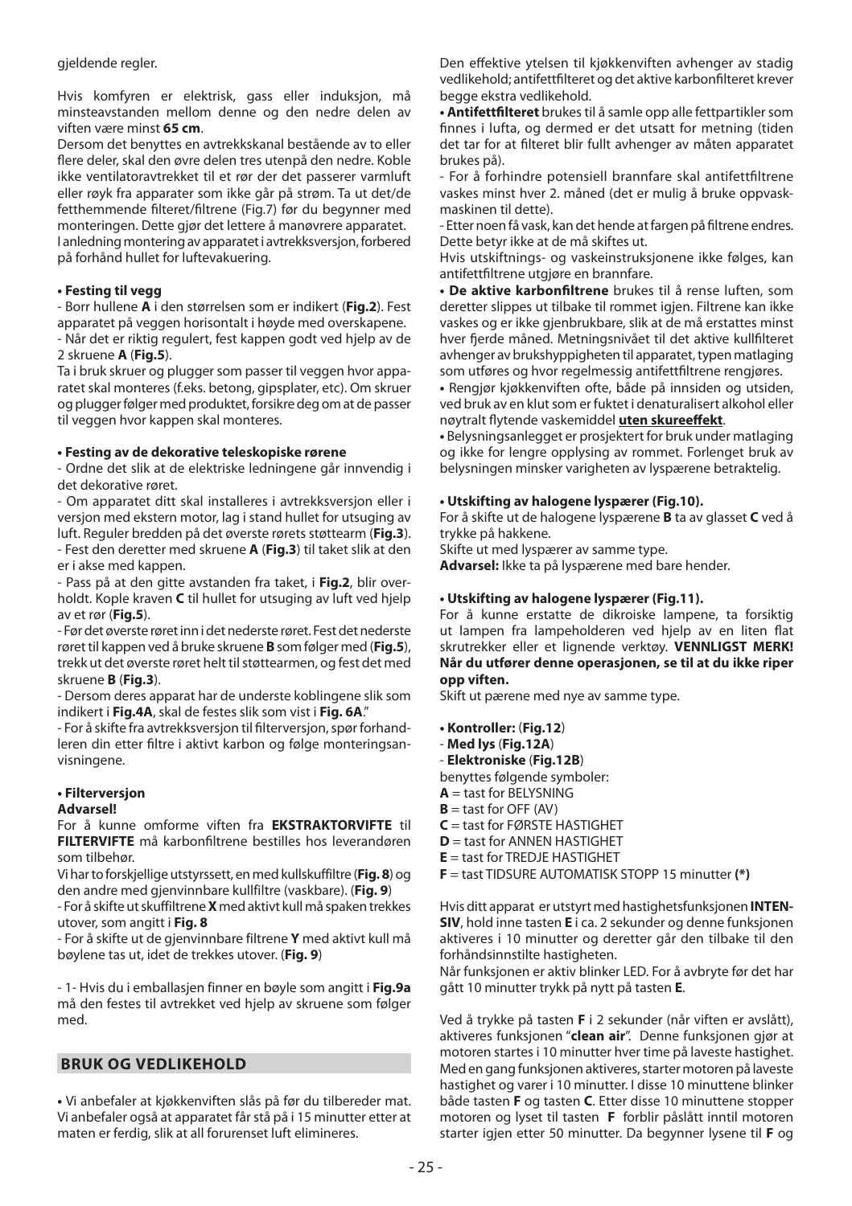gjeldende regler.

Hvis komfyren er elektrisk, gass eller induksjon, må minsteavstanden mellom denne og den nedre delen av viften være minst **65 cm**.

Dersom det benyttes en avtrekkskanal bestående av to eller flere deler, skal den øvre delen tres utenpå den nedre. Koble ikke ventilatoravtrekket til et rør der det passerer varmluft eller røyk fra apparater som ikke går på strøm. Ta ut det/de fetthemmende filteret/filtrene (Fig.7) før du begynner med monteringen. Dette gjør det lettere å manøvrere apparatet.
I anledning montering av apparatet i avtrekksversjon, forbered på forhånd hullet for luftevakuering.

**• Festing til vegg**

- Borr hullene **A** i den størrelsen som er indikert (**Fig.2**). Fest apparatet på veggen horisontalt i høyde med overskapene.
- Når det er riktig regulert, fest kappen godt ved hjelp av de 2 skruene **A** (**Fig.5**).

Ta i bruk skruer og plugger som passer til veggen hvor apparatet skal monteres (f.eks. betong, gipsplater, etc). Om skruer og plugger følger med produktet, forsikre deg om at de passer til veggen hvor kappen skal monteres.

**• Festing av de dekorative teleskopiske rørene**

- Ordne det slik at de elektriske ledningene går innvendig i det dekorative røret.
- Om apparatet ditt skal installeres i avtrekksversjon eller i versjon med ekstern motor, lag i stand hullet for utsuging av luft. Reguler bredden på det øverste rørets støttearm (**Fig.3**).
- Fest den deretter med skruene **A** (**Fig.3**) til taket slik at den er i akse med kappen.
- Pass på at den gitte avstanden fra taket, i **Fig.2**, blir overholdt. Kople kraven **C** til hullet for utsuging av luft ved hjelp av et rør (**Fig.5**).
- Før det øverste røret inn i det nederste røret. Fest det nederste røret til kappen ved å bruke skruene **B** som følger med (**Fig.5**), trekk ut det øverste røret helt til støttearmen, og fest det med skruene **B** (**Fig.3**).
- Dersom deres apparat har de underste koblingene slik som indikert i **Fig.4A**, skal de festes slik som vist i **Fig. 6A**."
- For å skifte fra avtrekksversjon til filterversjon, spør forhandleren din etter filtre i aktivt karbon og følge monteringsanvisningene.

**• Filterversjon**
**Advarsel!**

For å kunne omforme viften fra **EKSTRAKTORVIFTE** til **FILTERVIFTE** må karbonfiltrene bestilles hos leverandøren som tilbehør.

Vi har to forskjellige utstyrssett, en med kullskuffiltre (**Fig. 8**) og den andre med gjenvinnbare kullfiltre (vaskbare). (**Fig. 9**)

- For å skifte ut skuffiltrene **X** med aktivt kull må spaken trekkes utover, som angitt i **Fig. 8**
- For å skifte ut de gjenvinnbare filtrene **Y** med aktivt kull må bøylene tas ut, idet de trekkes utover. (**Fig. 9**)

- 1- Hvis du i emballasjen finner en bøyle som angitt i **Fig.9a** må den festes til avtrekket ved hjelp av skruene som følger med.

## BRUK OG VEDLIKEHOLD

**•** Vi anbefaler at kjøkkenviften slås på før du tilbereder mat. Vi anbefaler også at apparatet får stå på i 15 minutter etter at maten er ferdig, slik at all forurenset luft elimineres.

Den effektive ytelsen til kjøkkenviften avhenger av stadig vedlikehold; antifettfilteret og det aktive karbonfilteret krever begge ekstra vedlikehold.

**• Antifettfilteret** brukes til å samle opp alle fettpartikler som finnes i lufta, og dermed er det utsatt for metning (tiden det tar for at filteret blir fullt avhenger av måten apparatet brukes på).

- For å forhindre potensiell brannfare skal antifettfiltrene vaskes minst hver 2. måned (det er mulig å bruke oppvaskmaskinen til dette).
- Etter noen få vask, kan det hende at fargen på filtrene endres. Dette betyr ikke at de må skiftes ut.

Hvis utskiftnings- og vaskeinstruksjonene ikke følges, kan antifettfiltrene utgjøre en brannfare.

**• De aktive karbonfiltrene** brukes til å rense luften, som deretter slippes ut tilbake til rommet igjen. Filtrene kan ikke vaskes og er ikke gjenbrukbare, slik at de må erstattes minst hver fjerde måned. Metningsnivået til det aktive kullfilteret avhenger av brukshyppigheten til apparatet, typen matlaging som utføres og hvor regelmessig antifettfiltrene rengjøres.

**•** Rengjør kjøkkenviften ofte, både på innsiden og utsiden, ved bruk av en klut som er fuktet i denaturalisert alkohol eller nøytralt flytende vaskemiddel **uten skureeffekt**.

**•** Belysningsanlegget er prosjektert for bruk under matlaging og ikke for lengre opplysing av rommet. Forlenget bruk av belysningen minsker varigheten av lyspærene betraktelig.

**• Utskifting av halogene lyspærer (Fig.10).**

For å skifte ut de halogene lyspærene **B** ta av glasset **C** ved å trykke på hakkene.

Skifte ut med lyspærer av samme type.

**Advarsel:** Ikke ta på lyspærene med bare hender.

**• Utskifting av halogene lyspærer (Fig.11).**

For å kunne erstatte de dikroiske lampene, ta forsiktig ut lampen fra lampeholderen ved hjelp av en liten flat skrutrekker eller et lignende verktøy. **VENNLIGST MERK! Når du utfører denne operasjonen, se til at du ikke riper opp viften.**

Skift ut pærene med nye av samme type.

**• Kontroller:** (**Fig.12**)
- **Med lys** (**Fig.12A**)
- **Elektroniske** (**Fig.12B**)
benyttes følgende symboler:
**A** = tast for BELYSNING
**B** = tast for OFF (AV)
**C** = tast for FØRSTE HASTIGHET
**D** = tast for ANNEN HASTIGHET
**E** = tast for TREDJE HASTIGHET
**F** = tast TIDSURE AUTOMATISK STOPP 15 minutter **(*)**

Hvis ditt apparat er utstyrt med hastighetsfunksjonen **INTENSIV**, hold inne tasten **E** i ca. 2 sekunder og denne funksjonen aktiveres i 10 minutter og deretter går den tilbake til den forhåndsinnstilte hastigheten.

Når funksjonen er aktiv blinker LED. For å avbryte før det har gått 10 minutter trykk på nytt på tasten **E**.

Ved å trykke på tasten **F** i 2 sekunder (når viften er avslått), aktiveres funksjonen "**clean air**". Denne funksjonen gjør at motoren startes i 10 minutter hver time på laveste hastighet. Med en gang funksjonen aktiveres, starter motoren på laveste hastighet og varer i 10 minutter. I disse 10 minuttene blinker både tasten **F** og tasten **C**. Etter disse 10 minuttene stopper motoren og lyset til tasten **F** forblir påslått inntil motoren starter igjen etter 50 minutter. Da begynner lysene til **F** og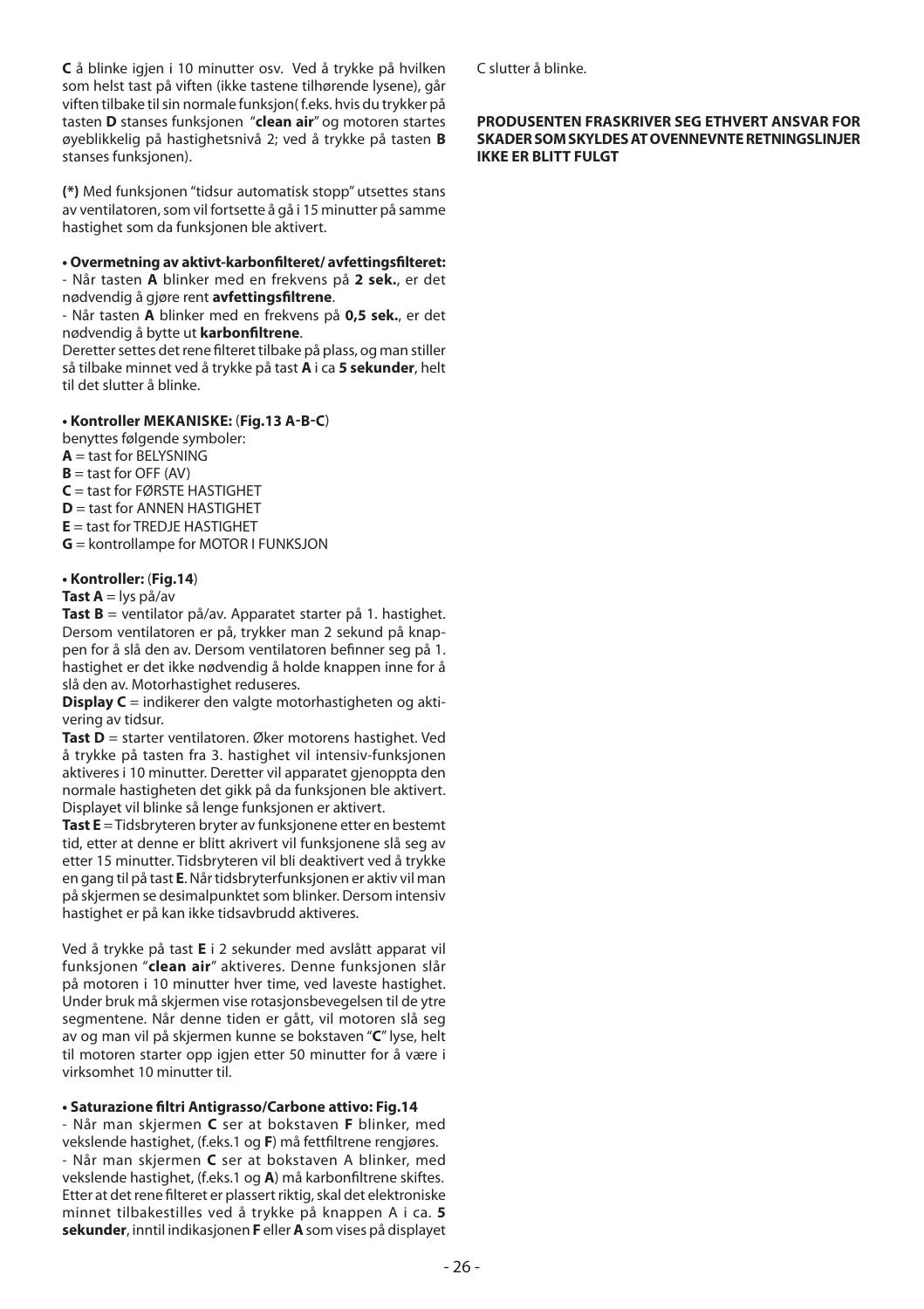**C** å blinke igjen i 10 minutter osv. Ved å trykke på hvilken som helst tast på viften (ikke tastene tilhørende lysene), går viften tilbake til sin normale funksjon( f.eks. hvis du trykker på tasten **D** stanses funksjonen "**clean air**" og motoren startes øyeblikkelig på hastighetsnivå 2; ved å trykke på tasten **B** stanses funksjonen).

**(*)** Med funksjonen "tidsur automatisk stopp" utsettes stans av ventilatoren, som vil fortsette å gå i 15 minutter på samme hastighet som da funksjonen ble aktivert.

**• Overmetning av aktivt-karbonfilteret/ avfettingsfilteret:**
- Når tasten **A** blinker med en frekvens på **2 sek.**, er det nødvendig å gjøre rent **avfettingsfiltrene**.
- Når tasten **A** blinker med en frekvens på **0,5 sek.**, er det nødvendig å bytte ut **karbonfiltrene**.
Deretter settes det rene filteret tilbake på plass, og man stiller så tilbake minnet ved å trykke på tast **A** i ca **5 sekunder**, helt til det slutter å blinke.

**• Kontroller MEKANISKE:** (**Fig.13 A-B-C**)
benyttes følgende symboler:
**A** = tast for BELYSNING
**B** = tast for OFF (AV)
**C** = tast for FØRSTE HASTIGHET
**D** = tast for ANNEN HASTIGHET
**E** = tast for TREDJE HASTIGHET
**G** = kontrollampe for MOTOR I FUNKSJON

**• Kontroller:** (**Fig.14**)
**Tast A** = lys på/av
**Tast B** = ventilator på/av. Apparatet starter på 1. hastighet. Dersom ventilatoren er på, trykker man 2 sekund på knappen for å slå den av. Dersom ventilatoren befinner seg på 1. hastighet er det ikke nødvendig å holde knappen inne for å slå den av. Motorhastighet reduseres.
**Display C** = indikerer den valgte motorhastigheten og aktivering av tidsur.
**Tast D** = starter ventilatoren. Øker motorens hastighet. Ved å trykke på tasten fra 3. hastighet vil intensiv-funksjonen aktiveres i 10 minutter. Deretter vil apparatet gjenoppta den normale hastigheten det gikk på da funksjonen ble aktivert. Displayet vil blinke så lenge funksjonen er aktivert.
**Tast E** = Tidsbryteren bryter av funksjonene etter en bestemt tid, etter at denne er blitt akrivert vil funksjonene slå seg av etter 15 minutter. Tidsbryteren vil bli deaktivert ved å trykke en gang til på tast **E**. Når tidsbryterfunksjonen er aktiv vil man på skjermen se desimalpunktet som blinker. Dersom intensiv hastighet er på kan ikke tidsavbrudd aktiveres.

Ved å trykke på tast **E** i 2 sekunder med avslått apparat vil funksjonen "**clean air**" aktiveres. Denne funksjonen slår på motoren i 10 minutter hver time, ved laveste hastighet. Under bruk må skjermen vise rotasjonsbevegelsen til de ytre segmentene. Når denne tiden er gått, vil motoren slå seg av og man vil på skjermen kunne se bokstaven "**C**" lyse, helt til motoren starter opp igjen etter 50 minutter for å være i virksomhet 10 minutter til.

**• Saturazione filtri Antigrasso/Carbone attivo: Fig.14**
- Når man skjermen **C** ser at bokstaven **F** blinker, med vekslende hastighet, (f.eks.1 og **F**) må fettfiltrene rengjøres.
- Når man skjermen **C** ser at bokstaven A blinker, med vekslende hastighet, (f.eks.1 og **A**) må karbonfiltrene skiftes. Etter at det rene filteret er plassert riktig, skal det elektroniske minnet tilbakestilles ved å trykke på knappen A i ca. **5 sekunder**, inntil indikasjonen **F** eller **A** som vises på displayet C slutter å blinke.

**PRODUSENTEN FRASKRIVER SEG ETHVERT ANSVAR FOR SKADER SOM SKYLDES AT OVENNEVNTE RETNINGSLINJER IKKE ER BLITT FULGT**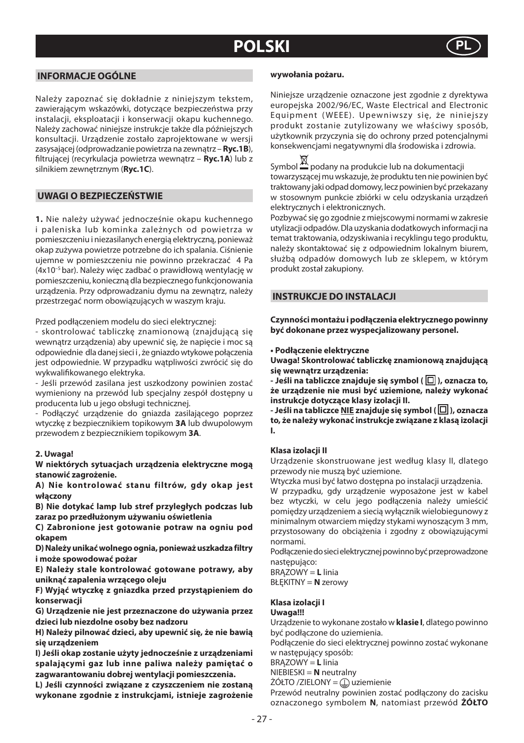# POLSKI

## INFORMACJE OGÓLNE

Należy zapoznać się dokładnie z niniejszym tekstem, zawierającym wskazówki, dotyczące bezpieczeństwa przy instalacji, eksploatacji i konserwacji okapu kuchennego. Należy zachować niniejsze instrukcje także dla późniejszych konsultacji. Urządzenie zostało zaprojektowane w wersji zasysającej (odprowadzanie powietrza na zewnątrz – **Ryc.1B**), filtrującej (recyrkulacja powietrza wewnątrz – **Ryc.1A**) lub z silnikiem zewnętrznym (**Ryc.1C**).

## UWAGI O BEZPIECZEŃSTWIE

**1.** Nie należy używać jednocześnie okapu kuchennego i paleniska lub kominka zależnych od powietrza w pomieszczeniu i niezasilanych energią elektryczną, ponieważ okap zużywa powietrze potrzebne do ich spalania. Ciśnienie ujemne w pomieszczeniu nie powinno przekraczać 4 Pa ($4x10^{-5}$ bar). Należy więc zadbać o prawidłową wentylację w pomieszczeniu, konieczną dla bezpiecznego funkcjonowania urządzenia. Przy odprowadzaniu dymu na zewnątrz, należy przestrzegać norm obowiązujących w waszym kraju.

Przed podłączeniem modelu do sieci elektrycznej:
- skontrolować tabliczkę znamionową (znajdującą się wewnątrz urządzenia) aby upewnić się, że napięcie i moc są odpowiednie dla danej sieci i, że gniazdo wtykowe połączenia jest odpowiednie. W przypadku wątpliwości zwrócić się do wykwalifikowanego elektryka.
- Jeśli przewód zasilana jest uszkodzony powinien zostać wymieniony na przewód lub specjalny zespół dostępny u producenta lub u jego obsługi technicznej.
- Podłączyć urządzenie do gniazda zasilającego poprzez wtyczkę z bezpiecznikiem topikowym **3A** lub dwupolowym przewodem z bezpiecznikiem topikowym **3A**.

**2. Uwaga!**

**W niektórych sytuacjach urządzenia elektryczne mogą stanowić zagrożenie.**

**A) Nie kontrolować stanu filtrów, gdy okap jest włączony**

**B) Nie dotykać lamp lub stref przyległych podczas lub zaraz po przedłużonym używaniu oświetlenia**

**C) Zabronione jest gotowanie potraw na ogniu pod okapem**

**D) Należy unikać wolnego ognia, ponieważ uszkadza filtry i może spowodować pożar**

**E) Należy stale kontrolować gotowane potrawy, aby uniknąć zapalenia wrzącego oleju**

**F) Wyjąć wtyczkę z gniazdka przed przystąpieniem do konserwacji**

**G) Urządzenie nie jest przeznaczone do używania przez dzieci lub niezdolne osoby bez nadzoru**

**H) Należy pilnować dzieci, aby upewnić się, że nie bawią się urządzeniem**

**I) Jeśli okap zostanie użyty jednocześnie z urządzeniami spalającymi gaz lub inne paliwa należy pamiętać o zagwarantowaniu dobrej wentylacji pomieszczenia.**

**L) Jeśli czynności związane z czyszczeniem nie zostaną wykonane zgodnie z instrukcjami, istnieje zagrożenie wywołania pożaru.**

Niniejsze urządzenie oznaczone jest zgodnie z dyrektywa europejska 2002/96/EC, Waste Electrical and Electronic Equipment (WEEE). Upewniwszy się, że niniejszy produkt zostanie zutylizowany we właściwy sposób, użytkownik przyczynia się do ochrony przed potencjalnymi konsekwencjami negatywnymi dla środowiska i zdrowia.

Symbol podany na produkcie lub na dokumentacji towarzyszącej mu wskazuje, że produktu ten nie powinien być traktowany jaki odpad domowy, lecz powinien być przekazany w stosownym punkcie zbiórki w celu odzyskania urządzeń elektrycznych i elektronicznych.
Pozbywać się go zgodnie z miejscowymi normami w zakresie utylizacji odpadów. Dla uzyskania dodatkowych informacji na temat traktowania, odzyskiwania i recyklingu tego produktu, należy skontaktować się z odpowiednim lokalnym biurem, służbą odpadów domowych lub ze sklepem, w którym produkt został zakupiony.

## INSTRUKCJE DO INSTALACJI

**Czynności montażu i podłączenia elektrycznego powinny być dokonane przez wyspecjalizowany personel.**

**• Podłączenie elektryczne**

**Uwaga! Skontrolować tabliczkę znamionową znajdującą się wewnątrz urządzenia:**

**- Jeśli na tabliczce znajduje się symbol ( ⧈ ), oznacza to, że urządzenie nie musi być uziemione, należy wykonać instrukcje dotyczące klasy izolacji II.**

**- Jeśli na tabliczce NIE znajduje się symbol ( ⧈ ), oznacza to, że należy wykonać instrukcje związane z klasą izolacji I.**

**Klasa izolacji II**

Urządzenie skonstruowane jest według klasy II, dlatego przewody nie muszą być uziemione.
Wtyczka musi być łatwo dostępna po instalacji urządzenia.
W przypadku, gdy urządzenie wyposażone jest w kabel bez wtyczki, w celu jego podłączenia należy umieścić pomiędzy urządzeniem a siecią wyłącznik wielobiegunowy z minimalnym otwarciem między stykami wynoszącym 3 mm, przystosowany do obciążenia i zgodny z obowiązującymi normami.
Podłączenie do sieci elektrycznej powinno być przeprowadzone następująco:
BRĄZOWY = **L** linia
BŁĘKITNY = **N** zerowy

**Klasa izolacji I**

**Uwaga!!!**

Urządzenie to wykonane zostało w **klasie I**, dlatego powinno być podłączone do uziemienia.
Podłączenie do sieci elektrycznej powinno zostać wykonane w następujący sposób:
BRĄZOWY = **L** linia
NIEBIESKI = **N** neutralny
ŻÓŁTO /ZIELONY = ⏚ uziemienie
Przewód neutralny powinien zostać podłączony do zacisku oznaczonego symbolem **N**, natomiast przewód **ŻÓŁTO**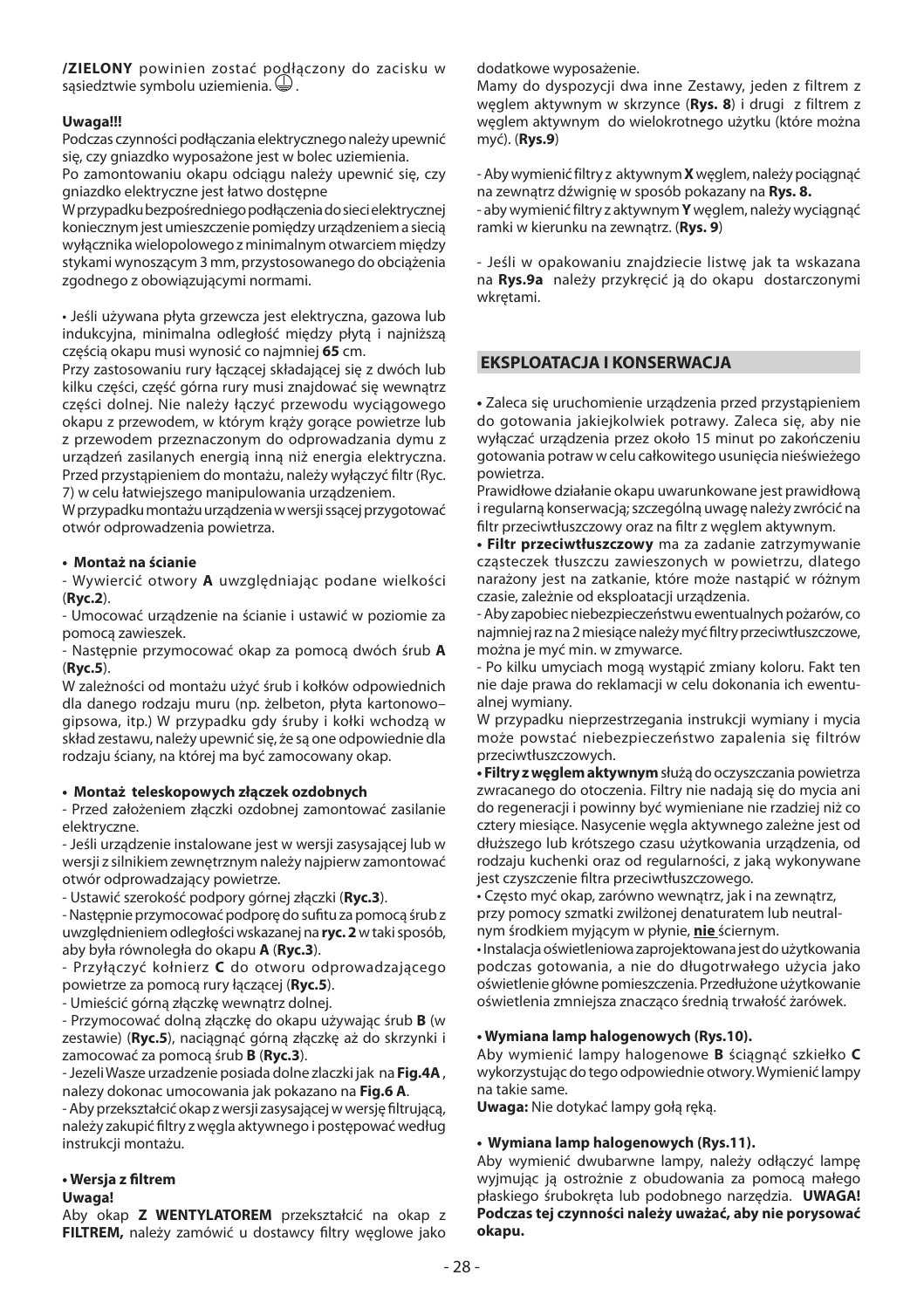**/ZIELONY** powinien zostać podłączony do zacisku w sąsiedztwie symbolu uziemienia. ⏚ .

**Uwaga!!!**

Podczas czynności podłączania elektrycznego należy upewnić się, czy gniazdko wyposażone jest w bolec uziemienia.
Po zamontowaniu okapu odciągu należy upewnić się, czy gniazdko elektryczne jest łatwo dostępne
W przypadku bezpośredniego podłączenia do sieci elektrycznej koniecznym jest umieszczenie pomiędzy urządzeniem a siecią wyłącznika wielopolowego z minimalnym otwarciem między stykami wynoszącym 3 mm, przystosowanego do obciążenia zgodnego z obowiązującymi normami.

• Jeśli używana płyta grzewcza jest elektryczna, gazowa lub indukcyjna, minimalna odległość między płytą i najniższą częścią okapu musi wynosić co najmniej **65** cm.
Przy zastosowaniu rury łączącej składającej się z dwóch lub kilku części, część górna rury musi znajdować się wewnątrz części dolnej. Nie należy łączyć przewodu wyciągowego okapu z przewodem, w którym krąży gorące powietrze lub z przewodem przeznaczonym do odprowadzania dymu z urządzeń zasilanych energią inną niż energia elektryczna. Przed przystąpieniem do montażu, należy wyłączyć filtr (Ryc. 7) w celu łatwiejszego manipulowania urządzeniem.
W przypadku montażu urządzenia w wersji ssącej przygotować otwór odprowadzenia powietrza.

**• Montaż na ścianie**

- Wywiercić otwory **A** uwzględniając podane wielkości (**Ryc.2**).
- Umocować urządzenie na ścianie i ustawić w poziomie za pomocą zawieszek.
- Następnie przymocować okap za pomocą dwóch śrub **A** (**Ryc.5**).

W zależności od montażu użyć śrub i kołków odpowiednich dla danego rodzaju muru (np. żelbeton, płyta kartonowo–gipsowa, itp.) W przypadku gdy śruby i kołki wchodzą w skład zestawu, należy upewnić się, że są one odpowiednie dla rodzaju ściany, na której ma być zamocowany okap.

**• Montaż teleskopowych złączek ozdobnych**

- Przed założeniem złączki ozdobnej zamontować zasilanie elektryczne.
- Jeśli urządzenie instalowane jest w wersji zasysającej lub w wersji z silnikiem zewnętrznym należy najpierw zamontować otwór odprowadzający powietrze.
- Ustawić szerokość podpory górnej złączki (**Ryc.3**).
- Następnie przymocować podporę do sufitu za pomocą śrub z uwzględnieniem odległości wskazanej na **ryc. 2** w taki sposób, aby była równoległa do okapu **A** (**Ryc.3**).
- Przyłączyć kołnierz **C** do otworu odprowadzającego powietrze za pomocą rury łączącej (**Ryc.5**).
- Umieścić górną złączkę wewnątrz dolnej.
- Przymocować dolną złączkę do okapu używając śrub **B** (w zestawie) (**Ryc.5**), naciągnąć górną złączkę aż do skrzynki i zamocować za pomocą śrub **B** (**Ryc.3**).
- Jezeli Wasze urzadzenie posiada dolne zlaczki jak na **Fig.4A** , nalezy dokonac umocowania jak pokazano na **Fig.6 A**.
- Aby przekształcić okap z wersji zasysającej w wersję filtrującą, należy zakupić filtry z węgla aktywnego i postępować według instrukcji montażu.

**• Wersja z filtrem**

**Uwaga!**

Aby okap **Z WENTYLATOREM** przekształcić na okap z **FILTREM,** należy zamówić u dostawcy filtry węglowe jako dodatkowe wyposażenie.
Mamy do dyspozycji dwa inne Zestawy, jeden z filtrem z węglem aktywnym w skrzynce (**Rys. 8**) i drugi z filtrem z węglem aktywnym do wielokrotnego użytku (które można myć). (**Rys.9**)

- Aby wymienić filtry z aktywnym **X** węglem, należy pociągnąć na zewnątrz dźwignię w sposób pokazany na **Rys. 8.**
- aby wymienić filtry z aktywnym **Y** węglem, należy wyciągnąć ramki w kierunku na zewnątrz. (**Rys. 9**)

- Jeśli w opakowaniu znajdziecie listwę jak ta wskazana na **Rys.9a** należy przykręcić ją do okapu dostarczonymi wkrętami.

## EKSPLOATACJA I KONSERWACJA

• Zaleca się uruchomienie urządzenia przed przystąpieniem do gotowania jakiejkolwiek potrawy. Zaleca się, aby nie wyłączać urządzenia przez około 15 minut po zakończeniu gotowania potraw w celu całkowitego usunięcia nieświeżego powietrza.
Prawidłowe działanie okapu uwarunkowane jest prawidłową i regularną konserwacją; szczególną uwagę należy zwrócić na filtr przeciwtłuszczowy oraz na filtr z węglem aktywnym.

**• Filtr przeciwtłuszczowy** ma za zadanie zatrzymywanie cząsteczek tłuszczu zawieszonych w powietrzu, dlatego narażony jest na zatkanie, które może nastąpić w różnym czasie, zależnie od eksploatacji urządzenia.
- Aby zapobiec niebezpieczeństwu ewentualnych pożarów, co najmniej raz na 2 miesiące należy myć filtry przeciwtłuszczowe, można je myć min. w zmywarce.
- Po kilku umyciach mogą wystąpić zmiany koloru. Fakt ten nie daje prawa do reklamacji w celu dokonania ich ewentualnej wymiany.
W przypadku nieprzestrzegania instrukcji wymiany i mycia może powstać niebezpieczeństwo zapalenia się filtrów przeciwtłuszczowych.

**• Filtry z węglem aktywnym** służą do oczyszczania powietrza zwracanego do otoczenia. Filtry nie nadają się do mycia ani do regeneracji i powinny być wymieniane nie rzadziej niż co cztery miesiące. Nasycenie węgla aktywnego zależne jest od dłuższego lub krótszego czasu użytkowania urządzenia, od rodzaju kuchenki oraz od regularności, z jaką wykonywane jest czyszczenie filtra przeciwtłuszczowego.

• Często myć okap, zarówno wewnątrz, jak i na zewnątrz, przy pomocy szmatki zwilżonej denaturatem lub neutralnym środkiem myjącym w płynie, **nie** ściernym.

• Instalacja oświetleniowa zaprojektowana jest do użytkowania podczas gotowania, a nie do długotrwałego użycia jako oświetlenie główne pomieszczenia. Przedłużone użytkowanie oświetlenia zmniejsza znacząco średnią trwałość żarówek.

**• Wymiana lamp halogenowych (Rys.10).**

Aby wymienić lampy halogenowe **B** ściągnąć szkiełko **C** wykorzystując do tego odpowiednie otwory. Wymienić lampy na takie same.
**Uwaga:** Nie dotykać lampy gołą ręką.

**• Wymiana lamp halogenowych (Rys.11).**

Aby wymienić dwubarwne lampy, należy odłączyć lampę wyjmując ją ostrożnie z obudowania za pomocą małego płaskiego śrubokręta lub podobnego narzędzia. **UWAGA! Podczas tej czynności należy uważać, aby nie porysować okapu.**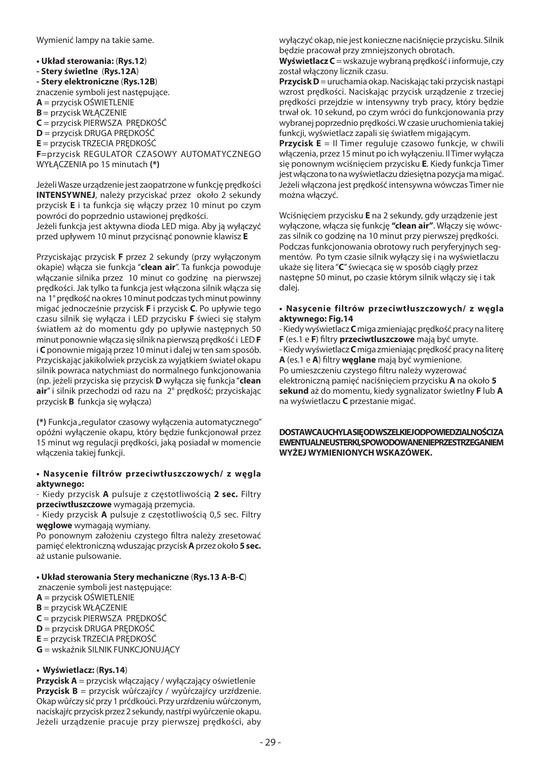Wymienić lampy na takie same.

**• Układ sterowania:** (**Rys.12**)
**- Stery świetlne** (**Rys.12A**)
**- Stery elektroniczne** (**Rys.12B**)
znaczenie symboli jest następujące.
**A** = przycisk OŚWIETLENIE
**B** = przycisk WŁĄCZENIE
**C** = przycisk PIERWSZA PRĘDKOŚĆ
**D** = przycisk DRUGA PRĘDKOŚĆ
**E** = przycisk TRZECIA PRĘDKOŚĆ
**F**=przycisk REGULATOR CZASOWY AUTOMATYCZNEGO WYŁĄCZENIA po 15 minutach **(*)**

Jeżeli Wasze urządzenie jest zaopatrzone w funkcję prędkości **INTENSYWNEJ**, należy przyciskać przez około 2 sekundy przycisk **E** i ta funkcja się włączy przez 10 minut po czym powróci do poprzednio ustawionej prędkości.
Jeżeli funkcja jest aktywna dioda LED miga. Aby ją wyłączyć przed upływem 10 minut przycisnąć ponownie klawisz **E**

Przyciskając przycisk **F** przez 2 sekundy (przy wyłączonym okapie) włącza sie funkcja "**clean air**". Ta funkcja powoduje włączanie silnika przez 10 minut co godzinę na pierwszej prędkości. Jak tylko ta funkcja jest włączona silnik włącza się na 1° prędkość na okres 10 minut podczas tych minut powinny migać jednocześnie przycisk **F** i przycisk **C**. Po upływie tego czasu silnik się wyłącza i LED przycisku **F** świeci się stałym światłem aż do momentu gdy po upływie następnych 50 minut ponownie włącza się silnik na pierwszą prędkość i LED **F** i **C** ponownie migają przez 10 minut i dalej w ten sam sposób. Przyciskając jakikolwiek przycisk za wyjątkiem świateł okapu silnik powraca natychmiast do normalnego funkcjonowania (np. jeżeli przyciska się przycisk **D** wyłącza się funkcja "**clean air**" i silnik przechodzi od razu na 2° prędkość; przyciskając przycisk **B** funkcja się wyłącza)

**(*)** Funkcja „regulator czasowy wyłączenia automatycznego" opóźni wyłączenie okapu, który będzie funkcjonował przez 15 minut wg regulacji prędkości, jaką posiadał w momencie włączenia takiej funkcji.

**• Nasycenie filtrów przeciwtłuszczowych/ z węgla aktywnego:**
- Kiedy przycisk **A** pulsuje z częstotliwością **2 sec.** Filtry **przeciwtłuszczowe** wymagają przemycia.
- Kiedy przycisk **A** pulsuje z częstotliwością 0,5 sec. Filtry **węglowe** wymagają wymiany.
Po ponownym założeniu czystego filtra należy zresetować pamięć elektroniczną wduszając przycisk **A** przez około **5 sec.** aż ustanie pulsowanie.

**• Układ sterowania Stery mechaniczne** (**Rys.13 A-B-C**)
znaczenie symboli jest następujące:
**A** = przycisk OŚWIETLENIE
**B** = przycisk WŁĄCZENIE
**C** = przycisk PIERWSZA PRĘDKOŚĆ
**D** = przycisk DRUGA PRĘDKOŚĆ
**E** = przycisk TRZECIA PRĘDKOŚĆ
**G** = wskaźnik SILNIK FUNKCJONUJĄCY

**• Wyświetlacz:** (**Rys.14**)
**Przycisk A** = przycisk włączający / wyłączający oświetlenie
**Przycisk B** = przycisk wůřczajřcy / wyůřczajřcy urzřdzenie. Okap wůřczy sić przy 1 prćdkoúci. Przy urzřdzeniu wůřczonym, naciskajřc przycisk przez 2 sekundy, nastřpi wyůřczenie okapu. Jeżeli urządzenie pracuje przy pierwszej prędkości, aby wyłączyć okap, nie jest konieczne naciśnięcie przycisku. Silnik będzie pracował przy zmniejszonych obrotach.
**Wyświetlacz C** = wskazuje wybraną prędkość i informuje, czy został włączony licznik czasu.
**Przycisk D** = uruchamia okap. Naciskając taki przycisk nastąpi wzrost prędkości. Naciskając przycisk urządzenie z trzeciej prędkości przejdzie w intensywny tryb pracy, który będzie trwał ok. 10 sekund, po czym wróci do funkcjonowania przy wybranej poprzednio prędkości. W czasie uruchomienia takiej funkcji, wyświetlacz zapali się światłem migającym.
**Przycisk E** = Il Timer reguluje czasowo funkcje, w chwili włączenia, przez 15 minut po ich wyłączeniu. Il Timer wyłącza się ponownym wciśnięciem przycisku **E**. Kiedy funkcja Timer jest włączona to na wyświetlaczu dziesiętna pozycja ma migać. Jeżeli włączona jest prędkość intensywna wówczas Timer nie można włączyć.

Wciśnięciem przycisku **E** na 2 sekundy, gdy urządzenie jest wyłączone, włącza się funkcję **"clean air"**. Włączy się wówczas silnik co godzinę na 10 minut przy pierwszej prędkości. Podczas funkcjonowania obrotowy ruch peryferyjnych segmentów. Po tym czasie silnik wyłączy się i na wyświetlaczu ukaże się litera "**C**" świecąca się w sposób ciągły przez następne 50 minut, po czasie którym silnik włączy się i tak dalej.

**• Nasycenie filtrów przeciwtłuszczowych/ z węgla aktywnego: Fig.14**
- Kiedy wyświetlacz **C** miga zmieniając prędkość pracy na literę **F** (es.1 e **F**) filtry **przeciwtluszczowe** mają być umyte.
- Kiedy wyświetlacz **C** miga zmieniając prędkość pracy na literę **A** (es.1 e **A**) filtry **węglane** mają być wymienione.
Po umieszczeniu czystego filtru należy wyzerować elektroniczną pamięć naciśnięciem przycisku **A** na około **5 sekund** aż do momentu, kiedy sygnalizator świetlny **F** lub **A** na wyświetlaczu **C** przestanie migać.

**DOSTAWCA UCHYLA SIĘ OD WSZELKIEJ ODPOWIEDZIALNOŚCI ZA EWENTUALNE USTERKI, SPOWODOWANE NIEPRZESTRZEGANIEM WYŻEJ WYMIENIONYCH WSKAZÓWEK.**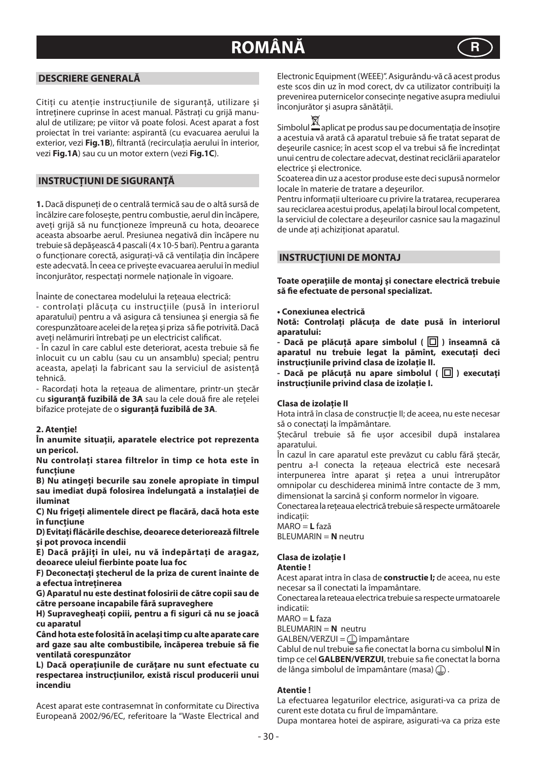# ROMÂNĂ

## DESCRIERE GENERALĂ

Citiţi cu atenţie instrucţiunile de siguranţă, utilizare şi întreţinere cuprinse în acest manual. Păstraţi cu grijă manualul de utilizare; pe viitor vă poate folosi. Acest aparat a fost proiectat în trei variante: aspirantă (cu evacuarea aerului la exterior, vezi **Fig.1B**), filtrantă (recirculaţia aerului în interior, vezi **Fig.1A**) sau cu un motor extern (vezi **Fig.1C**).

## INSTRUCŢIUNI DE SIGURANŢĂ

**1.** Dacă dispuneţi de o centrală termică sau de o altă sursă de încălzire care foloseşte, pentru combustie, aerul din încăpere, aveţi grijă să nu funcţioneze împreună cu hota, deoarece aceasta absoarbe aerul. Presiunea negativă din încăpere nu trebuie să depăşească 4 pascali (4 x 10-5 bari). Pentru a garanta o funcţionare corectă, asiguraţi-vă că ventilaţia din încăpere este adecvată. În ceea ce priveşte evacuarea aerului în mediul înconjurător, respectaţi normele naţionale în vigoare.

Înainte de conectarea modelului la reţeaua electrică:
- controlaţi plăcuţa cu instrucţiile (pusă în interiorul aparatului) pentru a vă asigura că tensiunea şi energia să fie corespunzătoare acelei de la reţea şi priza să fie potrivită. Dacă aveţi nelămuriri întrebaţi pe un electricist calificat.
- În cazul în care cablul este deteriorat, acesta trebuie să fie înlocuit cu un cablu (sau cu un ansamblu) special; pentru aceasta, apelaţi la fabricant sau la serviciul de asistenţă tehnică.
- Racordaţi hota la reţeaua de alimentare, printr-un ştecăr cu **siguranţă fuzibilă de 3A** sau la cele două fire ale reţelei bifazice protejate de o **siguranţă fuzibilă de 3A**.

**2. Atenţie!**
**În anumite situaţii, aparatele electrice pot reprezenta un pericol.**
**Nu controlaţi starea filtrelor în timp ce hota este în funcţiune**
**B) Nu atingeţi becurile sau zonele apropiate în timpul sau imediat după folosirea îndelungată a instalaţiei de iluminat**
**C) Nu frigeţi alimentele direct pe flacără, dacă hota este în funcţiune**
**D) Evitaţi flăcările deschise, deoarece deteriorează filtrele şi pot provoca incendii**
**E) Dacă prăjiţi în ulei, nu vă îndepărtaţi de aragaz, deoarece uleiul fierbinte poate lua foc**
**F) Deconectaţi ştecherul de la priza de curent înainte de a efectua întreţinerea**
**G) Aparatul nu este destinat folosirii de către copii sau de către persoane incapabile fără supraveghere**
**H) Supravegheaţi copiii, pentru a fi siguri că nu se joacă cu aparatul**
**Când hota este folosită în acelaşi timp cu alte aparate care ard gaze sau alte combustibile, încăperea trebuie să fie ventilată corespunzător**
**L) Dacă operaţiunile de curăţare nu sunt efectuate cu respectarea instrucţiunilor, există riscul producerii unui incendiu**

Acest aparat este contrasemnat în conformitate cu Directiva Europeană 2002/96/EC, referitoare la “Waste Electrical and Electronic Equipment (WEEE)”. Asigurându-vă că acest produs este scos din uz în mod corect, dv ca utilizator contribuiţi la prevenirea puternicelor consecinţe negative asupra mediului înconjurător şi asupra sănătăţii.

Simbolul aplicat pe produs sau pe documentaţia de însoţire a acestuia vă arată că aparatul trebuie să fie tratat separat de deşeurile casnice; în acest scop el va trebui să fie încredinţat unui centru de colectare adecvat, destinat reciclării aparatelor electrice şi electronice.
Scoaterea din uz a acestor produse este deci supusă normelor locale în materie de tratare a deşeurilor.
Pentru informaţii ulterioare cu privire la tratarea, recuperarea sau reciclarea acestui produs, apelaţi la biroul local competent, la serviciul de colectare a deşeurilor casnice sau la magazinul de unde aţi achiziţionat aparatul.

## INSTRUCŢIUNI DE MONTAJ

**Toate operaţiile de montaj şi conectare electrică trebuie să fie efectuate de personal specializat.**

**• Conexiunea electrică**
**Notă: Controlaţi plăcuţa de date pusă în interiorul aparatului:**
**- Dacă pe plăcuţă apare simbolul ( ⧈ ) înseamnă că aparatul nu trebuie legat la pământ, executaţi deci instrucţiunile privind clasa de izolaţie II.**
**- Dacă pe plăcuţă nu apare simbolul ( ⧈ ) executaţi instrucţiunile privind clasa de izolaţie I.**

**Clasa de izolaţie II**
Hota intră în clasa de construcţie II; de aceea, nu este necesar să o conectaţi la împământare.
Ştecărul trebuie să fie uşor accesibil după instalarea aparatului.
În cazul în care aparatul este prevăzut cu cablu fără ştecăr, pentru a-l conecta la reţeaua electrică este necesară interpunerea între aparat şi reţea a unui întrerupător omnipolar cu deschiderea minimă între contacte de 3 mm, dimensionat la sarcină şi conform normelor în vigoare.
Conectarea la reţeaua electrică trebuie să respecte următoarele indicaţii:
MARO = **L** fază
BLEUMARIN = **N** neutru

**Clasa de izolaţie I**
**Atentie !**
Acest aparat intra în clasa de **constructie I;** de aceea, nu este necesar sa îl conectati la împamântare.
Conectarea la reteaua electrica trebuie sa respecte urmatoarele indicatii:
MARO = **L** faza
BLEUMARIN = **N** neutru
GALBEN/VERZUI = ⏚ împamântare
Cablul de nul trebuie sa fie conectat la borna cu simbolul **N** în timp ce cel **GALBEN/VERZUI**, trebuie sa fie conectat la borna de lânga simbolul de împamântare (masa) ⏚.

**Atentie !**
La efectuarea legaturilor electrice, asigurati-va ca priza de curent este dotata cu firul de împamântare.
Dupa montarea hotei de aspirare, asigurati-va ca priza este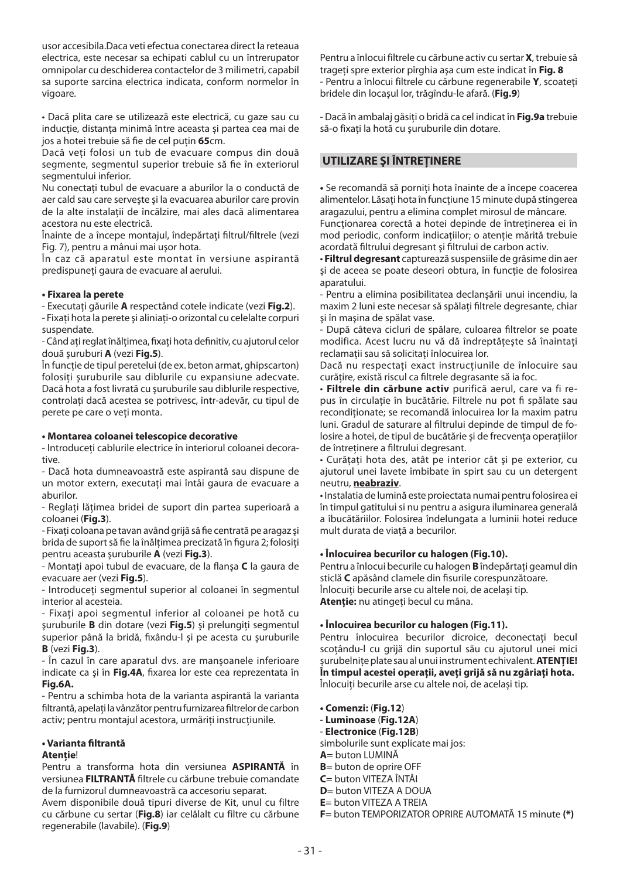usor accesibila.Daca veti efectua conectarea direct la reteaua electrica, este necesar sa echipati cablul cu un întrerupator omnipolar cu deschiderea contactelor de 3 milimetri, capabil sa suporte sarcina electrica indicata, conform normelor în vigoare.

• Dacă plita care se utilizează este electrică, cu gaze sau cu inducție, distanța minimă între aceasta și partea cea mai de jos a hotei trebuie să fie de cel puțin **65**cm.

Dacă veți folosi un tub de evacuare compus din două segmente, segmentul superior trebuie să fie în exteriorul segmentului inferior.

Nu conectați tubul de evacuare a aburilor la o conductă de aer cald sau care servește și la evacuarea aburilor care provin de la alte instalații de încălzire, mai ales dacă alimentarea acestora nu este electrică.

Înainte de a începe montajul, îndepărtați filtrul/filtrele (vezi Fig. 7), pentru a mânui mai ușor hota.

În caz că aparatul este montat în versiune aspirantă predispuneți gaura de evacuare al aerului.

**• Fixarea la perete**

- Executați găurile **A** respectând cotele indicate (vezi **Fig.2**).
- Fixați hota la perete și aliniați-o orizontal cu celelalte corpuri suspendate.
- Când ați reglat înălțimea, fixați hota definitiv, cu ajutorul celor două șuruburi **A** (vezi **Fig.5**).

În funcție de tipul peretelui (de ex. beton armat, ghipscarton) folosiți șuruburile sau diblurile cu expansiune adecvate. Dacă hota a fost livrată cu șuruburile sau diblurile respective, controlați dacă acestea se potrivesc, într-adevăr, cu tipul de perete pe care o veți monta.

**• Montarea coloanei telescopice decorative**

- Introduceți cablurile electrice în interiorul coloanei decorative.
- Dacă hota dumneavoastră este aspirantă sau dispune de un motor extern, executați mai întâi gaura de evacuare a aburilor.
- Reglați lățimea bridei de suport din partea superioară a coloanei (**Fig.3**).
- Fixați coloana pe tavan având grijă să fie centrată pe aragaz și brida de suport să fie la înălțimea precizată în figura 2; folosiți pentru aceasta șuruburile **A** (vezi **Fig.3**).
- Montați apoi tubul de evacuare, de la flanșa **C** la gaura de evacuare aer (vezi **Fig.5**).
- Introduceți segmentul superior al coloanei în segmentul interior al acesteia.
- Fixați apoi segmentul inferior al coloanei pe hotă cu șuruburile **B** din dotare (vezi **Fig.5**) și prelungiți segmentul superior până la bridă, fixându-l și pe acesta cu șuruburile **B** (vezi **Fig.3**).
- În cazul în care aparatul dvs. are manșoanele inferioare indicate ca și în **Fig.4A**, fixarea lor este cea reprezentata în **Fig.6A.**
- Pentru a schimba hota de la varianta aspirantă la varianta filtrantă, apelați la vânzător pentru furnizarea filtrelor de carbon activ; pentru montajul acestora, urmăriți instrucțiunile.

**• Varianta filtrantă**

**Atenție**!

Pentru a transforma hota din versiunea **ASPIRANTĂ** în versiunea **FILTRANTĂ** filtrele cu cărbune trebuie comandate de la furnizorul dumneavoastră ca accesoriu separat.

Avem disponibile două tipuri diverse de Kit, unul cu filtre cu cărbune cu sertar (**Fig.8**) iar celălalt cu filtre cu cărbune regenerabile (lavabile). (**Fig.9**)

Pentru a înlocui filtrele cu cărbune activ cu sertar **X**, trebuie să trageți spre exterior pîrghia așa cum este indicat în **Fig. 8**

- Pentru a înlocui filtrele cu cărbune regenerabile **Y**, scoateți bridele din locașul lor, trăgându-le afară. (**Fig.9**)

- Dacă în ambalaj găsiți o bridă ca cel indicat în **Fig.9a** trebuie să-o fixați la hotă cu șuruburile din dotare.

## UTILIZARE ŞI ÎNTREŢINERE

• Se recomandă să porniți hota înainte de a începe coacerea alimentelor. Lăsați hota în funcțiune 15 minute după stingerea aragazului, pentru a elimina complet mirosul de mâncare.

Funcționarea corectă a hotei depinde de întreținerea ei în mod periodic, conform indicațiilor; o atenție mărită trebuie acordată filtrului degresant și filtrului de carbon activ.

• **Filtrul degresant** capturează suspensiile de grăsime din aer și de aceea se poate deseori obtura, în funcție de folosirea aparatului.

- Pentru a elimina posibilitatea declanșării unui incendiu, la maxim 2 luni este necesar să spălați filtrele degresante, chiar și în mașina de spălat vase.
- După câteva cicluri de spălare, culoarea filtrelor se poate modifica. Acest lucru nu vă dă îndreptățește să înaintați reclamații sau să solicitați înlocuirea lor.

Dacă nu respectați exact instrucțiunile de înlocuire sau curățire, există riscul ca filtrele degrasante să ia foc.

• **Filtrele din cărbune activ** purifică aerul, care va fi repus în circulație în bucătărie. Filtrele nu pot fi spălate sau recondiționate; se recomandă înlocuirea lor la maxim patru luni. Gradul de saturare al filtrului depinde de timpul de folosire a hotei, de tipul de bucătărie și de frecvența operațiilor de întreținere a filtrului degresant.

• Curățați hota des, atât pe interior cât și pe exterior, cu ajutorul unei lavete îmbibate în spirt sau cu un detergent neutru, **<u>neabraziv</u>**.

• Instalatia de lumină este proiectata numai pentru folosirea ei în timpul gatitului si nu pentru a asigura iluminarea generală a ibucătăriilor. Folosirea îndelungata a luminii hotei reduce mult durata de viață a becurilor.

**• Înlocuirea becurilor cu halogen (Fig.10).**

Pentru a înlocui becurile cu halogen **B** îndepărtați geamul din sticlă **C** apăsând clamele din fisurile corespunzătoare.

Înlocuiți becurile arse cu altele noi, de același tip.

**Atenție:** nu atingeți becul cu mâna.

**• Înlocuirea becurilor cu halogen (Fig.11).**

Pentru înlocuirea becurilor dicroice, deconectați becul scoțându-l cu grijă din suportul său cu ajutorul unei mici șurubelnițe plate sau al unui instrument echivalent. **ATENȚIE! În timpul acestei operații, aveți grijă să nu zgâriați hota.**

Înlocuiți becurile arse cu altele noi, de același tip.

- **Comenzi:** (**Fig.12**)
- **Luminoase** (**Fig.12A**)
- **Electronice** (**Fig.12B**)

simbolurile sunt explicate mai jos:

**A**= buton LUMINĂ

**B**= buton de oprire OFF

**C**= buton VITEZA ÎNTÂI

**D**= buton VITEZA A DOUA

**E**= buton VITEZA A TREIA

**F**= buton TEMPORIZATOR OPRIRE AUTOMATĂ 15 minute **(*)**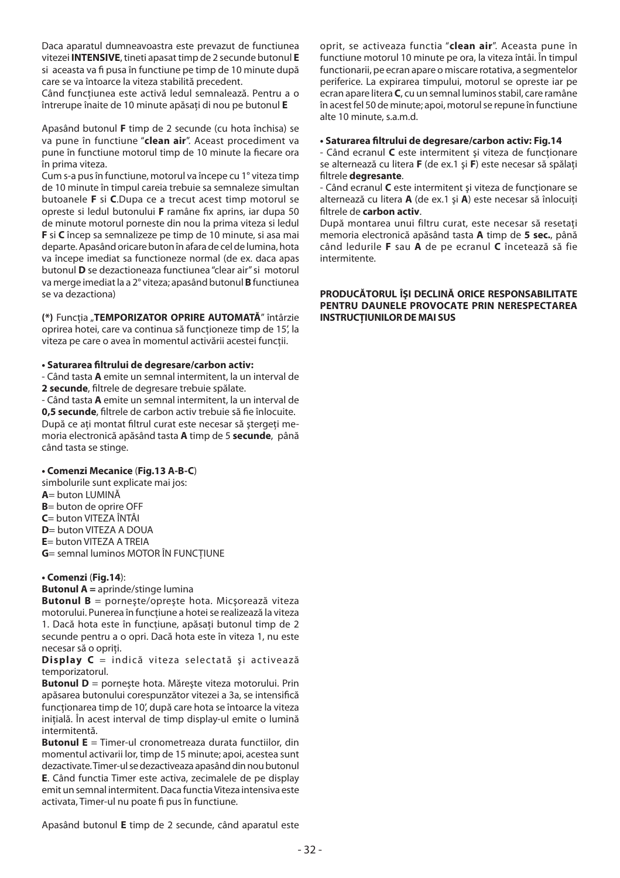Daca aparatul dumneavoastra este prevazut de functiunea vitezei **INTENSIVE**, tineti apasat timp de 2 secunde butonul **E** si aceasta va fi pusa în functiune pe timp de 10 minute după care se va întoarce la viteza stabilită precedent.
Când funcţiunea este activă ledul semnalează. Pentru a o întrerupe înaite de 10 minute apăsaţi di nou pe butonul **E**

Apasând butonul **F** timp de 2 secunde (cu hota închisa) se va pune în functiune "**clean air**". Aceast procediment va pune în functiune motorul timp de 10 minute la fiecare ora în prima viteza.
Cum s-a pus în functiune, motorul va începe cu 1° viteza timp de 10 minute în timpul careia trebuie sa semnaleze simultan butoanele **F** si **C**.Dupa ce a trecut acest timp motorul se opreste si ledul butonului **F** ramâne fix aprins, iar dupa 50 de minute motorul porneste din nou la prima viteza si ledul **F** si **C** încep sa semnalizeze pe timp de 10 minute, si asa mai departe. Apasând oricare buton în afara de cel de lumina, hota va începe imediat sa functioneze normal (de ex. daca apas butonul **D** se dezactioneaza functiunea "clear air" si motorul va merge imediat la a 2° viteza; apasând butonul **B** functiunea se va dezactiona)

**(*)** Funcţia „**TEMPORIZATOR OPRIRE AUTOMATĂ**" întârzie oprirea hotei, care va continua să funcţioneze timp de 15', la viteza pe care o avea în momentul activării acestei funcţii.

**• Saturarea filtrului de degresare/carbon activ:**
- Când tasta **A** emite un semnal intermitent, la un interval de **2 secunde**, filtrele de degresare trebuie spălate.
- Când tasta **A** emite un semnal intermitent, la un interval de **0,5 secunde**, filtrele de carbon activ trebuie să fie înlocuite.
După ce aţi montat filtrul curat este necesar să ştergeţi memoria electronică apăsând tasta **A** timp de 5 **secunde**, până când tasta se stinge.

**• Comenzi Mecanice** (**Fig.13 A-B-C**)
simbolurile sunt explicate mai jos:
**A**= buton LUMINĂ
**B**= buton de oprire OFF
**C**= buton VITEZA ÎNTÂI
**D**= buton VITEZA A DOUA
**E**= buton VITEZA A TREIA
**G**= semnal luminos MOTOR ÎN FUNCŢIUNE

**• Comenzi** (**Fig.14**):
**Butonul A =** aprinde/stinge lumina
**Butonul B** = porneşte/opreşte hota. Micşorează viteza motorului. Punerea în funcţiune a hotei se realizează la viteza 1. Dacă hota este în funcţiune, apăsaţi butonul timp de 2 secunde pentru a o opri. Dacă hota este în viteza 1, nu este necesar să o opriţi.
**Display C** = indică viteza selectată şi activează temporizatorul.
**Butonul D** = porneşte hota. Măreşte viteza motorului. Prin apăsarea butonului corespunzător vitezei a 3a, se intensifică funcţionarea timp de 10', după care hota se întoarce la viteza iniţială. În acest interval de timp display-ul emite o lumină intermitentă.
**Butonul E** = Timer-ul cronometreaza durata functiilor, din momentul activarii lor, timp de 15 minute; apoi, acestea sunt dezactivate. Timer-ul se dezactiveaza apasând din nou butonul **E**. Când functia Timer este activa, zecimalele de pe display emit un semnal intermitent. Daca functia Viteza intensiva este activata, Timer-ul nu poate fi pus în functiune.

Apasând butonul **E** timp de 2 secunde, când aparatul este oprit, se activeaza functia "**clean air**". Aceasta pune în functiune motorul 10 minute pe ora, la viteza întâi. În timpul functionarii, pe ecran apare o miscare rotativa, a segmentelor periferice. La expirarea timpului, motorul se opreste iar pe ecran apare litera **C**, cu un semnal luminos stabil, care ramâne în acest fel 50 de minute; apoi, motorul se repune în functiune alte 10 minute, s.a.m.d.

**• Saturarea filtrului de degresare/carbon activ: Fig.14**
- Când ecranul **C** este intermitent şi viteza de funcţionare se alternează cu litera **F** (de ex.1 şi **F**) este necesar să spălaţi filtrele **degresante**.
- Când ecranul **C** este intermitent şi viteza de funcţionare se alternează cu litera **A** (de ex.1 şi **A**) este necesar să înlocuiţi filtrele de **carbon activ**.
După montarea unui filtru curat, este necesar să resetaţi memoria electronică apăsând tasta **A** timp de **5 sec.**, până când ledurile **F** sau **A** de pe ecranul **C** încetează să fie intermitente.

**PRODUCĂTORUL ÎŞI DECLINĂ ORICE RESPONSABILITATE PENTRU DAUNELE PROVOCATE PRIN NERESPECTAREA INSTRUCŢIUNILOR DE MAI SUS**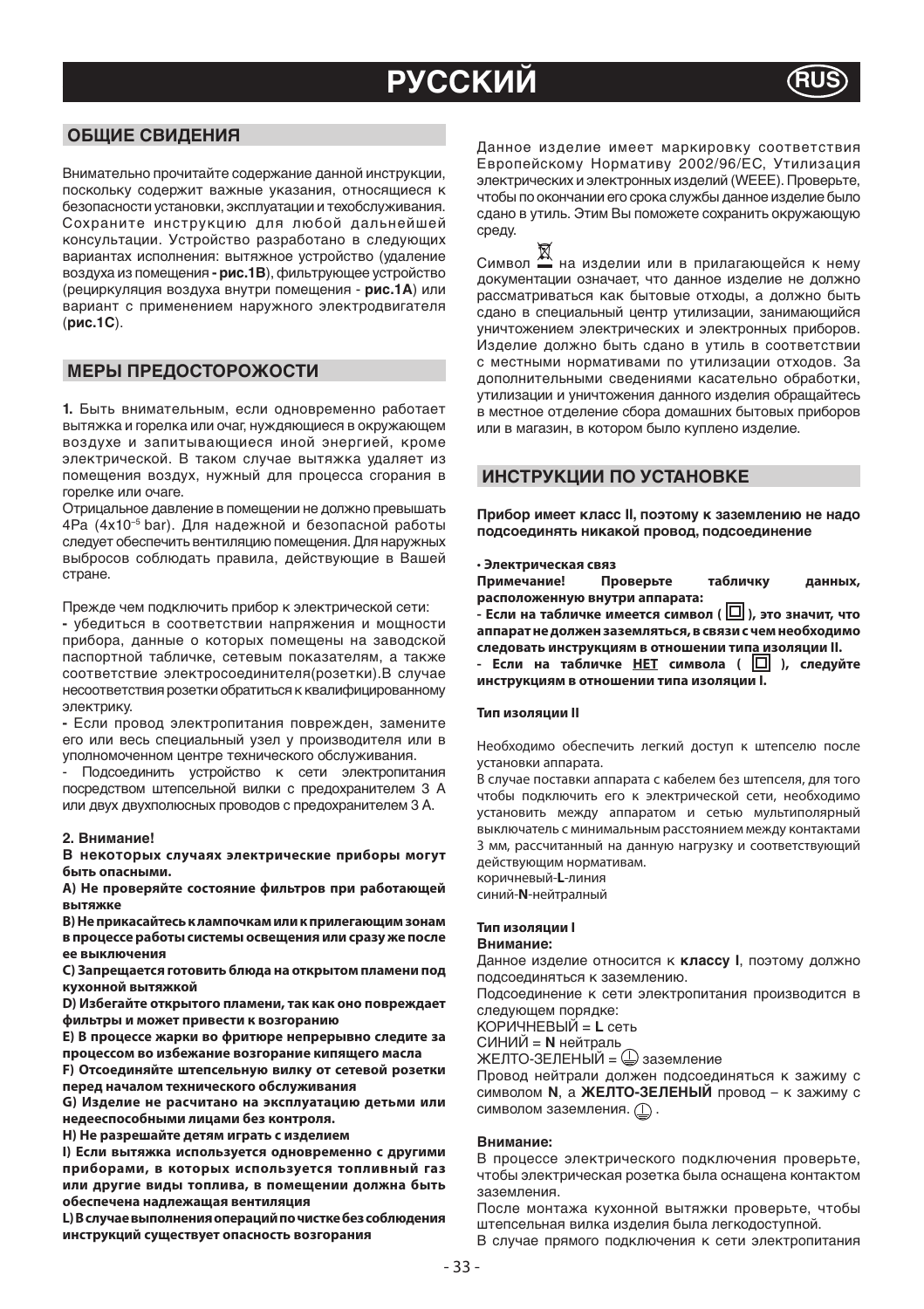# РУССКИЙ

## ОБЩИЕ СВИДЕНИЯ

Внимательно прочитайте содержание данной инструкции, поскольку содержит важные указания, относящиеся к безопасности установки, эксплуатации и техобслуживания. Сохраните инструкцию для любой дальнейшей консультации. Устройство разработано в следующих вариантах исполнения: вытяжное устройство (удаление воздуха из помещения **- рис.1B**), фильтрующее устройство (рециркуляция воздуха внутри помещения - **рис.1A**) или вариант с применением наружного электродвигателя (**рис.1C**).

## МЕРЫ ПРЕДОСТОРОЖНОСТИ

**1.** Быть внимательным, если одновременно работает вытяжка и горелка или очаг, нуждающиеся в окружающем воздухе и запитывающиеся иной энергией, кроме электрической. В таком случае вытяжка удаляет из помещения воздух, нужный для процесса сгорания в горелке или очаге.
Отрицальное давление в помещении не должно превышать 4Pa ($4x10^{-5}$ bar). Для надежной и безопасной работы следует обеспечить вентиляцию помещения. Для наружных выбросов соблюдать правила, действующие в Вашей стране.

Прежде чем подключить прибор к электрической сети:
**-** убедиться в соответствии напряжения и мощности прибора, данные о которых помещены на заводской паспортной табличке, сетевым показателям, а также соответствие электросоединителя(розетки).В случае несоответствия розетки обратиться к квалифицированному электрику.
**-** Если провод электропитания поврежден, замените его или весь специальный узел у производителя или в уполномоченном центре технического обслуживания.
- Подсоединить устройство к сети электропитания посредством штепсельной вилки с предохранителем 3 А или двух двухполюсных проводов с предохранителем 3 А.

**2. Внимание!**
**В некоторых случаях электрические приборы могут быть опасными.**
**A) Не проверяйте состояние фильтров при работающей вытяжке**
**B) Не прикасайтесь к лампочкам или к прилегающим зонам в процессе работы системы освещения или сразу же после ее выключения**
**C) Запрещается готовить блюда на открытом пламени под кухонной вытяжкой**
**D) Избегайте открытого пламени, так как оно повреждает фильтры и может привести к возгоранию**
**E) В процессе жарки во фритюре непрерывно следите за процессом во избежание возгорание кипящего масла**
**F) Отсоединяйте штепсельную вилку от сетевой розетки перед началом технического обслуживания**
**G) Изделие не расчитано на эксплуатацию детьми или недееспособными лицами без контроля.**
**H) Не разрешайте детям играть с изделием**
**I) Если вытяжка используется одновременно с другими приборами, в которых используется топливный газ или другие виды топлива, в помещении должна быть обеспечена надлежащая вентиляция**
**L) В случае выполнения операций по чистке без соблюдения инструкций существует опасность возгорания**

Данное изделие имеет маркировку соответствия Европейскому Нормативу 2002/96/EC, Утилизация электрических и электронных изделий (WEEE). Проверьте, чтобы по окончании его срока службы данное изделие было сдано в утиль. Этим Вы поможете сохранить окружающую среду.

Символ на изделии или в прилагающейся к нему документации означает, что данное изделие не должно рассматриваться как бытовые отходы, а должно быть сдано в специальный центр утилизации, занимающийся уничтожением электрических и электронных приборов. Изделие должно быть сдано в утиль в соответствии с местными нормативами по утилизации отходов. За дополнительными сведениями касательно обработки, утилизации и уничтожения данного изделия обращайтесь в местное отделение сбора домашних бытовых приборов или в магазин, в котором было куплено изделие.

## ИНСТРУКЦИИ ПО УСТАНОВКЕ

**Прибор имеет класс II, поэтому к заземлению не надо подсоединять никакой провод, подсоединение**

**• Электрическая связ**
**Примечание! Проверьте табличку данных, расположенную внутри аппарата:**
**- Если на табличке имеется символ ( ), это значит, что аппарат не должен заземляться, в связи с чем необходимо следовать инструкциям в отношении типа изоляции II.**
**- Если на табличке НЕТ символа ( ), следуйте инструкциям в отношении типа изоляции I.**

**Тип изоляции II**

Необходимо обеспечить легкий доступ к штепселю после установки аппарата.
В случае поставки аппарата с кабелем без штепселя, для того чтобы подключить его к электрической сети, необходимо установить между аппаратом и сетью мультиполярный выключатель с минимальным расстоянием между контактами 3 мм, рассчитанный на данную нагрузку и соответствующий действующим нормативам.
коричневый-**L**-линия
синий-**N**-нейтралный

**Тип изоляции I**
**Внимание:**
Данное изделие относится к **классу I**, поэтому должно подсоединяться к заземлению.
Подсоединение к сети электропитания производится в следующем порядке:
КОРИЧНЕВЫЙ = **L** сеть
СИНИЙ = **N** нейтраль
ЖЕЛТО-ЗЕЛЕНЫЙ = заземление
Провод нейтрали должен подсоединяться к зажиму с символом **N**, а **ЖЕЛТО-ЗЕЛЕНЫЙ** провод – к зажиму с символом заземления.

**Внимание:**
В процессе электрического подключения проверьте, чтобы электрическая розетка была оснащена контактом заземления.
После монтажа кухонной вытяжки проверьте, чтобы штепсельная вилка изделия была легкодоступной.
В случае прямого подключения к сети электропитания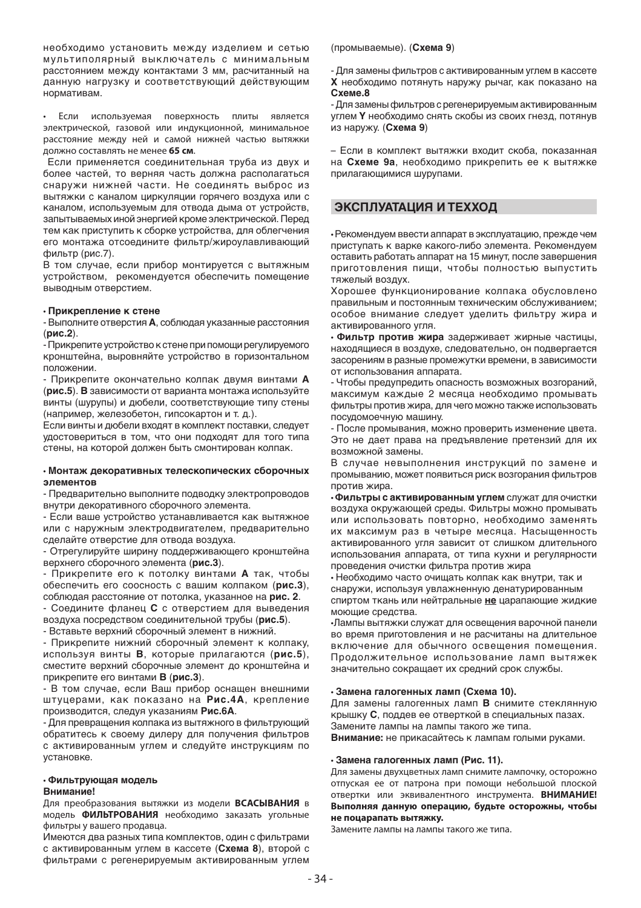необходимо установить между изделием и сетью мультиполярный выключатель с минимальным расстоянием между контактами 3 мм, расчитанный на данную нагрузку и соответствующий действующим нормативам.

• Если используемая поверхность плиты является электрической, газовой или индукционной, минимальное расстояние между ней и самой нижней частью вытяжки должно составлять не менее **65 см**.

Если применяется соединительная труба из двух и более частей, то верняя часть должна располагаться снаружи нижней части. Не соединять выброс из вытяжки с каналом циркуляции горячего воздуха или с каналом, используемым для отвода дыма от устройств, запытываемых иной энергией кроме электрической. Перед тем как приступить к сборке устройства, для облегчения его монтажа отсоедините фильтр/жироулавливающий фильтр (рис.7).

В том случае, если прибор монтируется с вытяжным устройством, рекомендуется обеспечить помещение выводным отверстием.

**• Прикрепление к стене**

- Выполните отверстия **A**, соблюдая указанные расстояния (**рис.2**).
- Прикрепите устройство к стене при помощи регулируемого кронштейна, выровняйте устройство в горизонтальном положении.
- Прикрепите окончательно колпак двумя винтами **A** (**рис.5**). **В** зависимости от варианта монтажа используйте винты (шурупы) и дюбели, соответствующие типу стены (например, железобетон, гипсокартон и т. д.).

Если винты и дюбели входят в комплект поставки, следует удостовериться в том, что они подходят для того типа стены, на которой должен быть смонтирован колпак.

**• Монтаж декоративных телескопических сборочных элементов**

- Предварительно выполните подводку электропроводов внутри декоративного сборочного элемента.
- Если ваше устройство устанавливается как вытяжное или с наружным электродвигателем, предварительно сделайте отверстие для отвода воздуха.
- Отрегулируйте ширину поддерживающего кронштейна верхнего сборочного элемента (**рис.3**).
- Прикрепите его к потолку винтами **A** так, чтобы обеспечить его соосность с вашим колпаком (**рис.3**), соблюдая расстояние от потолка, указанное на **рис. 2**.
- Соедините фланец **C** с отверстием для выведения воздуха посредством соединительной трубы (**рис.5**).
- Вставьте верхний сборочный элемент в нижний.
- Прикрепите нижний сборочный элемент к колпаку, используя винты **B**, которые прилагаются (**рис.5**), сместите верхний сборочные элемент до кронштейна и прикрепите его винтами **B** (**рис.3**).
- В том случае, если Ваш прибор оснащен внешними штуцерами, как показано на **Рис.4A**, крепление производится, следуя указаниям **Рис.6A**.
- Для превращения колпака из вытяжного в фильтрующий обратитесь к своему дилеру для получения фильтров с активированным углем и следуйте инструкциям по установке.

**• Фильтрующая модель**

**Внимание!**

Для преобразования вытяжки из модели **ВСАСЫВАНИЯ** в модель **ФИЛЬТРОВАНИЯ** необходимо заказать угольные фильтры у вашего продавца.

Имеются два разных типа комплектов, один с фильтрами с активированным углем в кассете (**Схема 8**), второй с фильтрами с регенерируемым активированным углем (промываемые). (**Схема 9**)

- Для замены фильтров с активированным углем в кассете **X** необходимо потянуть наружу рычаг, как показано на **Схеме.8**
- Для замены фильтров с регенерируемым активированным углем **Y** необходимо снять скобы из своих гнезд, потянув из наружу. (**Схема 9**)

– Если в комплект вытяжки входит скоба, показанная на **Схеме 9а**, необходимо прикрепить ее к вытяжке прилагающимися шурупами.

## ЭКСПЛУАТАЦИЯ И ТЕХХОД

• Рекомендуем ввести аппарат в эксплуатацию, прежде чем приступать к варке какого-либо элемента. Рекомендуем оставить работать аппарат на 15 минут, после завершения приготовления пищи, чтобы полностью выпустить тяжелый воздух.

Хорошее функционирование колпака обусловлено правильным и постоянным техническим обслуживанием; особое внимание следует уделить фильтру жира и активированного угля.

• **Фильтр против жира** задерживает жирные частицы, находящиеся в воздухе, следовательно, он подвергается засорениям в разные промежутки времени, в зависимости от использования аппарата.

- Чтобы предупредить опасность возможных возгораний, максимум каждые 2 месяца необходимо промывать фильтры против жира, для чего можно также использовать посудомоечную машину.
- После промывания, можно проверить изменение цвета. Это не дает права на предъявление претензий для их возможной замены.

В случае невыполнения инструкций по замене и промыванию, может появиться риск возгорания фильтров против жира.

• **Фильтры с активированным углем** служат для очистки воздуха окружающей среды. Фильтры можно промывать или использовать повторно, необходимо заменять их максимум раз в четыре месяца. Насыщенность активированного угля зависит от слишком длительного использования аппарата, от типа кухни и регулярности проведения очистки фильтра против жира

• Необходимо часто очищать колпак как внутри, так и снаружи, используя увлажненную денатурированным спиртом ткань или нейтральные **не** царапающие жидкие моющие средства.

•Лампы вытяжки служат для освещения варочной панели во время приготовления и не расчитаны на длительное включение для обычного освещения помещения. Продолжительное использование ламп вытяжек значительно сокращает их средний срок службы.

**• Замена галогенных ламп (Схема 10).**

Для замены галогенных ламп **B** снимите стеклянную крышку **C**, поддев ее отверткой в специальных пазах.

Замените лампы на лампы такого же типа.

**Внимание:** не прикасайтесь к лампам голыми руками.

**• Замена галогенных ламп (Рис. 11).**

Для замены двухцветных ламп снимите лампочку, осторожно отпуская ее от патрона при помощи небольшой плоской отвертки или эквивалентного инструмента. **ВНИМАНИЕ! Выполняя данную операцию, будьте осторожны, чтобы не поцарапать вытяжку.**

Замените лампы на лампы такого же типа.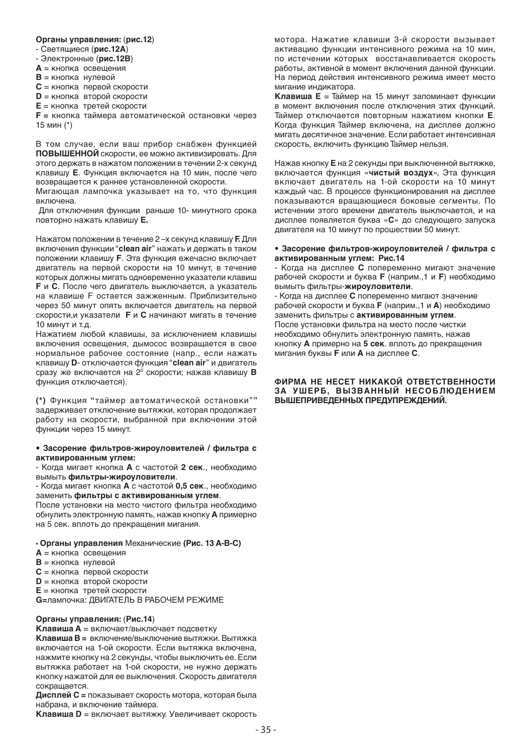**Органы управления:** (**рис.12**)

- Светящиеся (**рис.12A**)
- Электронные (**рис.12B**)

**A** = кнопка освещения
**B** = кнопка нулевой
**C** = кнопка первой скорости
**D** = кнопка второй скорости
**E** = кнопка третей скорости
**F** = кнопка таймера автоматической остановки через 15 мин (*)

В том случае, если ваш прибор снабжен функцией **ПОВЫШЕННОЙ** скорости, ее можно активизировать. Для этого держать в нажатом положении в течении 2-х секунд клавишу **E**. Функция включается на 10 мин, после чего возвращается к раннее установленной скорости.
Мигающая лампочка указывает на то, что функция включена.
Для отключения функции раньше 10- минутного срока повторно нажать клавишу **E.**

Нажатом положении в течение 2 –х секунд клавишу **F.** Для включения функции "**clean air**" нажать и держать в таком положении клавишу **F**. Эта функция ежечасно включает двигатель на первой скорости на 10 минут, в течение которых должны мигать одновременно указатели клавиш **F** и **C**. После чего двигатель выключается, а указатель на клавише F остается зажженным. Приблизительно через 50 минут опять включается двигатель на первой скорости,и указатели **F** и **C** начинают мигать в течение 10 минут и т.д.
Нажатием любой клавишы, за исключением клавишы включения освещения, дымосос возвращается в свое нормальное рабочее состояние (напр., если нажать клавишу **D**- отключается функция "**clean air**" и двигатель сразу же включается на 2[0] скорости; нажав клавишу **B** функция отключается).

**(*)** Функция "таймер автоматической остановки"" задерживает отключение вытяжки, которая продолжает работу на скорости, выбранной при включении этой функции через 15 минут.

**• Засорение фильтров-жироуловителей / фильтра с активированным углем:**

- Когда мигает кнопка **A** с частотой **2 сек**., необходимо вымыть **фильтры-жироуловители**.
- Когда мигает кнопка **A** с частотой **0,5 сек**., необходимо заменить **фильтры с активированным углем**.

После установки на место чистого фильтра необходимо обнулить электронную память, нажав кнопку **A** примерно на 5 сек. вплоть до прекращения мигания.

**• Органы управления** Механические **(Рис. 13 A-B-C)**

**A** = кнопка освещения
**B** = кнопка нулевой
**C** = кнопка первой скорости
**D** = кнопка второй скорости
**E** = кнопка третей скорости
**G**=лампочка: ДВИГАТЕЛЬ В РАБОЧЕМ РЕЖИМЕ

**Органы управления:** (**Рис.14**)

**Клавиша A** = включает/выключает подсветку
**Клавиша B =** включение/выключение вытяжки. Вытяжка включается на 1-ой скорости. Если вытяжка включена, нажмите кнопку на 2 секунды, чтобы выключить ее. Если вытяжка работает на 1-ой скорости, не нужно держать кнопку нажатой для ее выключения. Скорость двигателя сокращается.
**Дисплей C =** показывает скорость мотора, которая была набрана, и включение таймера.
**Клавиша D** = включает вытяжку. Увеличивает скорость мотора. Нажатие клавиши 3-й скорости вызывает активацию функции интенсивного режима на 10 мин, по истечении которых восстанавливается скорость работы, активной в момент включения данной функции. На период действия интенсивного режима имеет место мигание индикатора.
**Клавиша E** = Таймер на 15 минут запоминает функции в момент включения после отключения этих функций. Таймер отключается повторным нажатием кнопки **E**. Когда функция Таймер включена, на дисплее должно мигать десятичное значение. Если работает интенсивная скорость, включить функцию Таймер нельзя.

Нажав кнопку **E** на 2 секунды при выключенной вытяжке, включается функция «**чистый воздух**», Эта функция включает двигатель на 1-ой скорости на 10 минут каждый час. В процессе функционирования на дисплее показываются вращающиеся боковые сегменты. По истечении этого времени двигатель выключается, и на дисплее появляется буква «**C**» до следующего запуска двигателя на 10 минут по прошествии 50 минут.

**• Засорение фильтров-жироуловителей / фильтра с активированным углем: Рис.14**

- Когда на дисплее **C** попеременно мигают значение рабочей скорости и буква **F** (наприм.,1 и **F**) необходимо вымыть фильтры-**жироуловители**.
- Когда на дисплее **C** попеременно мигают значение рабочей скорости и буква **F** (наприм.,1 и **A**) необходимо заменить фильтры с **активированным углем**.

После установки фильтра на место после чистки необходимо обнулить электронную память, нажав кнопку **A** примерно на **5 сек**. вплоть до прекращения мигания буквы **F** или **A** на дисплее **C**.

**ФИРМА НЕ НЕСЕТ НИКАКОЙ ОТВЕТСТВЕННОСТИ ЗА УШЕРБ, ВЫЗВАННЫЙ НЕСОБЛЮДЕНИЕМ ВЫШЕПРИВЕДЕННЫХ ПРЕДУПРЕЖДЕНИЙ.**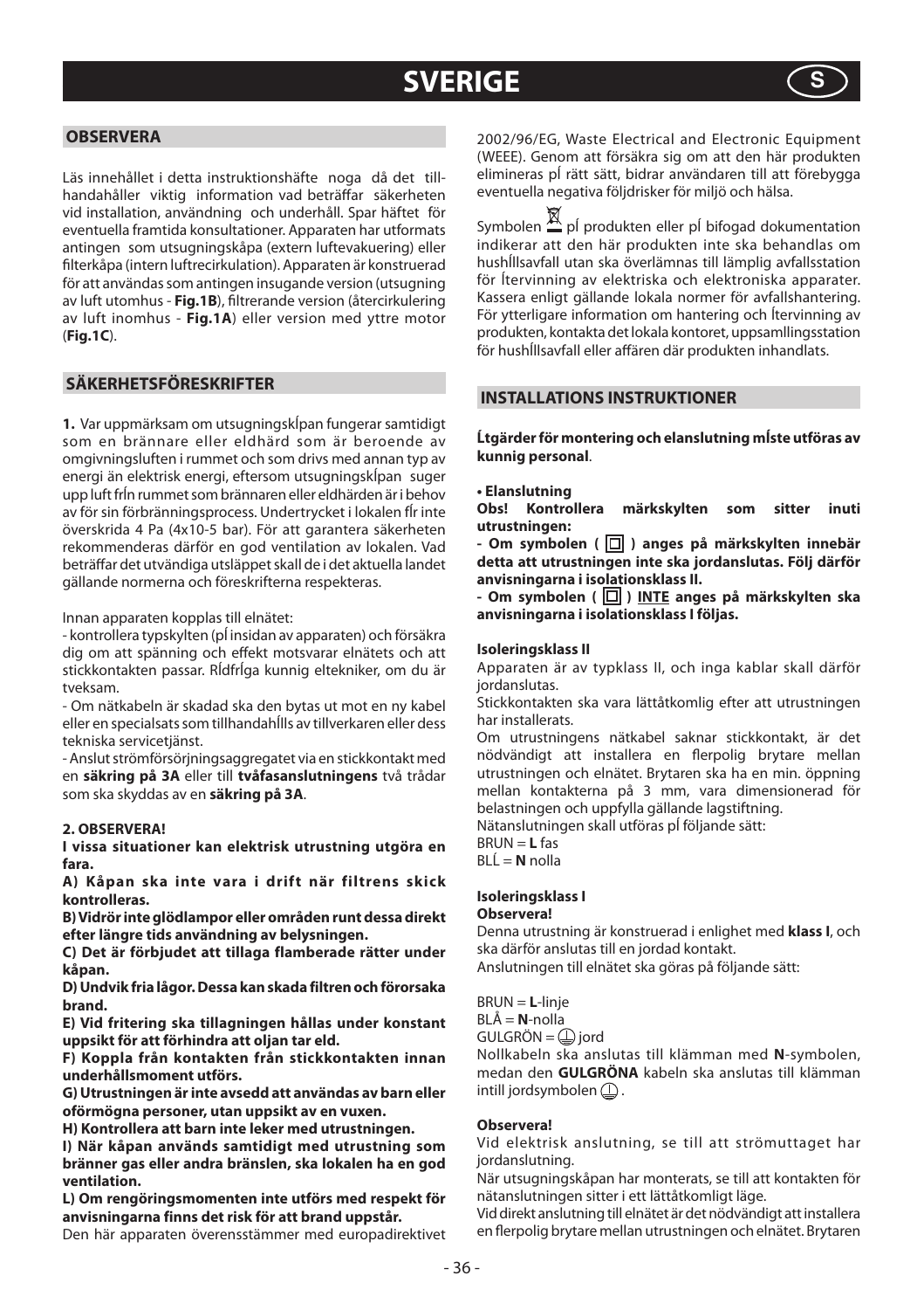# SVERIGE

## OBSERVERA

Läs innehållet i detta instruktionshäfte noga då det tillhandahåller viktig information vad beträffar säkerheten vid installation, användning och underhåll. Spar häftet för eventuella framtida konsultationer. Apparaten har utformats antingen som utsugningskåpa (extern luftevakuering) eller filterkåpa (intern luftrecirkulation). Apparaten är konstruerad för att användas som antingen insugande version (utsugning av luft utomhus - **Fig.1B**), filtrerande version (återcirkulering av luft inomhus - **Fig.1A**) eller version med yttre motor (**Fig.1C**).

## SÄKERHETSFÖRESKRIFTER

**1.** Var uppmärksam om utsugningskĺpan fungerar samtidigt som en brännare eller eldhärd som är beroende av omgivningsluften i rummet och som drivs med annan typ av energi än elektrisk energi, eftersom utsugningskĺpan suger upp luft frĺn rummet som brännaren eller eldhärden är i behov av för sin förbränningsprocess. Undertrycket i lokalen fĺr inte överskrida 4 Pa (4x10-5 bar). För att garantera säkerheten rekommenderas därför en god ventilation av lokalen. Vad beträffar det utvändiga utsläppet skall de i det aktuella landet gällande normerna och föreskrifterna respekteras.

Innan apparaten kopplas till elnätet:
- kontrollera typskylten (pĺ insidan av apparaten) och försäkra dig om att spänning och effekt motsvarar elnätets och att stickkontakten passar. Rĺdfrĺga kunnig eltekniker, om du är tveksam.
- Om nätkabeln är skadad ska den bytas ut mot en ny kabel eller en specialsats som tillhandahĺlls av tillverkaren eller dess tekniska servicetjänst.
- Anslut strömförsörjningsaggregatet via en stickkontakt med en **säkring på 3A** eller till **tvåfasanslutningens** två trådar som ska skyddas av en **säkring på 3A**.

**2. OBSERVERA!**

**I vissa situationer kan elektrisk utrustning utgöra en fara.**

**A) Kåpan ska inte vara i drift när filtrens skick kontrolleras.**

**B) Vidrör inte glödlampor eller områden runt dessa direkt efter längre tids användning av belysningen.**

**C) Det är förbjudet att tillaga flamberade rätter under kåpan.**

**D) Undvik fria lågor. Dessa kan skada filtren och förorsaka brand.**

**E) Vid fritering ska tillagningen hållas under konstant uppsikt för att förhindra att oljan tar eld.**

**F) Koppla från kontakten från stickkontakten innan underhållsmoment utförs.**

**G) Utrustningen är inte avsedd att användas av barn eller oförmögna personer, utan uppsikt av en vuxen.**

**H) Kontrollera att barn inte leker med utrustningen.**

**I) När kåpan används samtidigt med utrustning som bränner gas eller andra bränslen, ska lokalen ha en god ventilation.**

**L) Om rengöringsmomenten inte utförs med respekt för anvisningarna finns det risk för att brand uppstår.**

Den här apparaten överensstämmer med europadirektivet 2002/96/EG, Waste Electrical and Electronic Equipment (WEEE). Genom att försäkra sig om att den här produkten elimineras pĺ rätt sätt, bidrar användaren till att förebygga eventuella negativa följdrisker för miljö och hälsa.

Symbolen pĺ produkten eller pĺ bifogad dokumentation indikerar att den här produkten inte ska behandlas om hushĺllsavfall utan ska överlämnas till lämplig avfallsstation för ĺtervinning av elektriska och elektroniska apparater. Kassera enligt gällande lokala normer för avfallshantering. För ytterligare information om hantering och ĺtervinning av produkten, kontakta det lokala kontoret, uppsamllingsstation för hushĺllsavfall eller affären där produkten inhandlats.

## INSTALLATIONS INSTRUKTIONER

**Ĺtgärder för montering och elanslutning mĺste utföras av kunnig personal**.

**• Elanslutning**

**Obs! Kontrollera märkskylten som sitter inuti utrustningen:**

**- Om symbolen ( ⧈ ) anges på märkskylten innebär detta att utrustningen inte ska jordanslutas. Följ därför anvisningarna i isolationsklass II.**

**- Om symbolen ( ⧈ ) <u>INTE</u> anges på märkskylten ska anvisningarna i isolationsklass I följas.**

**Isoleringsklass II**

Apparaten är av typklass II, och inga kablar skall därför jordanslutas.

Stickkontakten ska vara lättåtkomlig efter att utrustningen har installerats.

Om utrustningens nätkabel saknar stickkontakt, är det nödvändigt att installera en flerpolig brytare mellan utrustningen och elnätet. Brytaren ska ha en min. öppning mellan kontakterna på 3 mm, vara dimensionerad för belastningen och uppfylla gällande lagstiftning.

Nätanslutningen skall utföras pĺ följande sätt:

BRUN = **L** fas
BLĹ = **N** nolla

**Isoleringsklass I**

**Observera!**

Denna utrustning är konstruerad i enlighet med **klass I**, och ska därför anslutas till en jordad kontakt.

Anslutningen till elnätet ska göras på följande sätt:

BRUN = **L**-linje
BLÅ = **N**-nolla
GULGRÖN = ⏚ jord

Nollkabeln ska anslutas till klämman med **N**-symbolen, medan den **GULGRÖNA** kabeln ska anslutas till klämman intill jordsymbolen ⏚.

**Observera!**

Vid elektrisk anslutning, se till att strömuttaget har jordanslutning.

När utsugningskåpan har monterats, se till att kontakten för nätanslutningen sitter i ett lättåtkomligt läge.

Vid direkt anslutning till elnätet är det nödvändigt att installera en flerpolig brytare mellan utrustningen och elnätet. Brytaren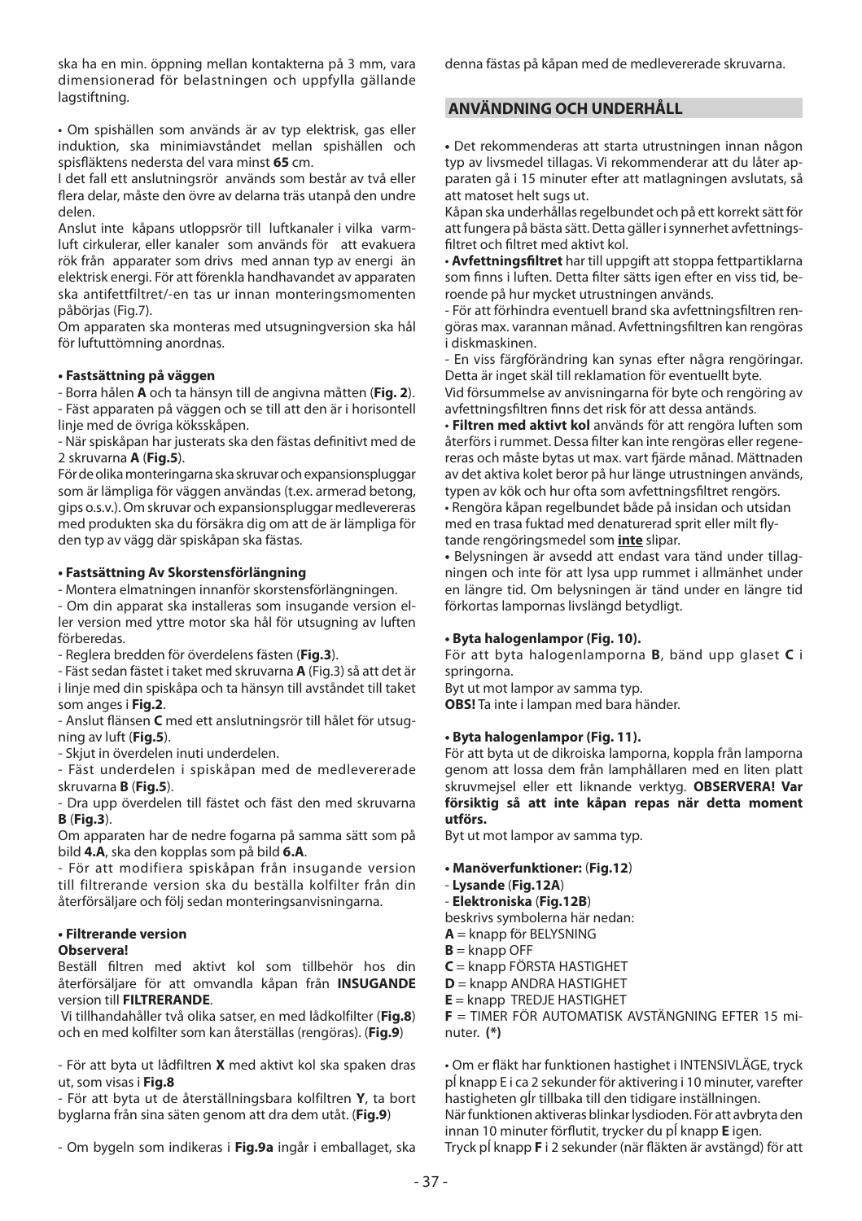ska ha en min. öppning mellan kontakterna på 3 mm, vara dimensionerad för belastningen och uppfylla gällande lagstiftning.

• Om spishällen som används är av typ elektrisk, gas eller induktion, ska minimiavståndet mellan spishällen och spisfläktens nedersta del vara minst **65** cm.

I det fall ett anslutningsrör används som består av två eller flera delar, måste den övre av delarna träs utanpå den undre delen.

Anslut inte kåpans utloppsrör till luftkanaler i vilka varmluft cirkulerar, eller kanaler som används för att evakuera rök från apparater som drivs med annan typ av energi än elektrisk energi. För att förenkla handhavandet av apparaten ska antifettfiltret/-en tas ur innan monteringsmomenten påbörjas (Fig.7).

Om apparaten ska monteras med utsugningversion ska hål för luftuttömning anordnas.

**• Fastsättning på väggen**

- Borra hålen **A** och ta hänsyn till de angivna måtten (**Fig. 2**).
- Fäst apparaten på väggen och se till att den är i horisontell linje med de övriga köksskåpen.
- När spiskåpan har justerats ska den fästas definitivt med de 2 skruvarna **A** (**Fig.5**).

För de olika monteringarna ska skruvar och expansionspluggar som är lämpliga för väggen användas (t.ex. armerad betong, gips o.s.v.). Om skruvar och expansionspluggar medlevereras med produkten ska du försäkra dig om att de är lämpliga för den typ av vägg där spiskåpan ska fästas.

**• Fastsättning Av Skorstensförlängning**

- Montera elmatningen innanför skorstensförlängningen.
- Om din apparat ska installeras som insugande version eller version med yttre motor ska hål för utsugning av luften förberedas.
- Reglera bredden för överdelens fästen (**Fig.3**).
- Fäst sedan fästet i taket med skruvarna **A** (Fig.3) så att det är i linje med din spiskåpa och ta hänsyn till avståndet till taket som anges i **Fig.2**.
- Anslut flänsen **C** med ett anslutningsrör till hålet för utsugning av luft (**Fig.5**).
- Skjut in överdelen inuti underdelen.
- Fäst underdelen i spiskåpan med de medlevererade skruvarna **B** (**Fig.5**).
- Dra upp överdelen till fästet och fäst den med skruvarna **B** (**Fig.3**).

Om apparaten har de nedre fogarna på samma sätt som på bild **4.A**, ska den kopplas som på bild **6.A**.

- För att modifiera spiskåpan från insugande version till filtrerande version ska du beställa kolfilter från din återförsäljare och följ sedan monteringsanvisningarna.

**• Filtrerande version**
**Observera!**

Beställ filtren med aktivt kol som tillbehör hos din återförsäljare för att omvandla kåpan från **INSUGANDE** version till **FILTRERANDE**.

Vi tillhandahåller två olika satser, en med lådkolfilter (**Fig.8**) och en med kolfilter som kan återställas (rengöras). (**Fig.9**)

- För att byta ut lådfiltren **X** med aktivt kol ska spaken dras ut, som visas i **Fig.8**
- För att byta ut de återställningsbara kolfiltren **Y**, ta bort byglarna från sina säten genom att dra dem utåt. (**Fig.9**)
- Om bygeln som indikeras i **Fig.9a** ingår i emballaget, ska denna fästas på kåpan med de medlevererade skruvarna.

## ANVÄNDNING OCH UNDERHÅLL

• Det rekommenderas att starta utrustningen innan någon typ av livsmedel tillagas. Vi rekommenderar att du låter apparaten gå i 15 minuter efter att matlagningen avslutats, så att matoset helt sugs ut.

Kåpan ska underhållas regelbundet och på ett korrekt sätt för att fungera på bästa sätt. Detta gäller i synnerhet avfettningsfiltret och filtret med aktivt kol.

• **Avfettningsfiltret** har till uppgift att stoppa fettpartiklarna som finns i luften. Detta filter sätts igen efter en viss tid, beroende på hur mycket utrustningen används.

- För att förhindra eventuell brand ska avfettningsfiltren rengöras max. varannan månad. Avfettningsfiltren kan rengöras i diskmaskinen.
- En viss färgförändring kan synas efter några rengöringar. Detta är inget skäl till reklamation för eventuellt byte.

Vid försummelse av anvisningarna för byte och rengöring av avfettningsfiltren finns det risk för att dessa antänds.

• **Filtren med aktivt kol** används för att rengöra luften som återförs i rummet. Dessa filter kan inte rengöras eller regenereras och måste bytas ut max. vart fjärde månad. Mättnaden av det aktiva kolet beror på hur länge utrustningen används, typen av kök och hur ofta som avfettningsfiltret rengörs.

• Rengöra kåpan regelbundet både på insidan och utsidan med en trasa fuktad med denaturerad sprit eller milt flytande rengöringsmedel som **<u>inte</u>** slipar.

• Belysningen är avsedd att endast vara tänd under tillagningen och inte för att lysa upp rummet i allmänhet under en längre tid. Om belysningen är tänd under en längre tid förkortas lampornas livslängd betydligt.

**• Byta halogenlampor (Fig. 10).**

För att byta halogenlamporna **B**, bänd upp glaset **C** i springorna.

Byt ut mot lampor av samma typ.

**OBS!** Ta inte i lampan med bara händer.

**• Byta halogenlampor (Fig. 11).**

För att byta ut de dikroiska lamporna, koppla från lamporna genom att lossa dem från lamphållaren med en liten platt skruvmejsel eller ett liknande verktyg. **OBSERVERA! Var försiktig så att inte kåpan repas när detta moment utförs.**

Byt ut mot lampor av samma typ.

**• Manöverfunktioner:** (**Fig.12**)

- **Lysande** (**Fig.12A**)
- **Elektroniska** (**Fig.12B**)

beskrivs symbolerna här nedan:

**A** = knapp för BELYSNING
**B** = knapp OFF
**C** = knapp FÖRSTA HASTIGHET
**D** = knapp ANDRA HASTIGHET
**E** = knapp TREDJE HASTIGHET
**F** = TIMER FÖR AUTOMATISK AVSTÄNGNING EFTER 15 minuter. **(*)**

• Om er fläkt har funktionen hastighet i INTENSIVLÄGE, tryck pĺ knapp E i ca 2 sekunder för aktivering i 10 minuter, varefter hastigheten gĺr tillbaka till den tidigare inställningen.

När funktionen aktiveras blinkar lysdioden. För att avbryta den innan 10 minuter förflutit, trycker du pĺ knapp **E** igen.

Tryck pĺ knapp **F** i 2 sekunder (när fläkten är avstängd) för att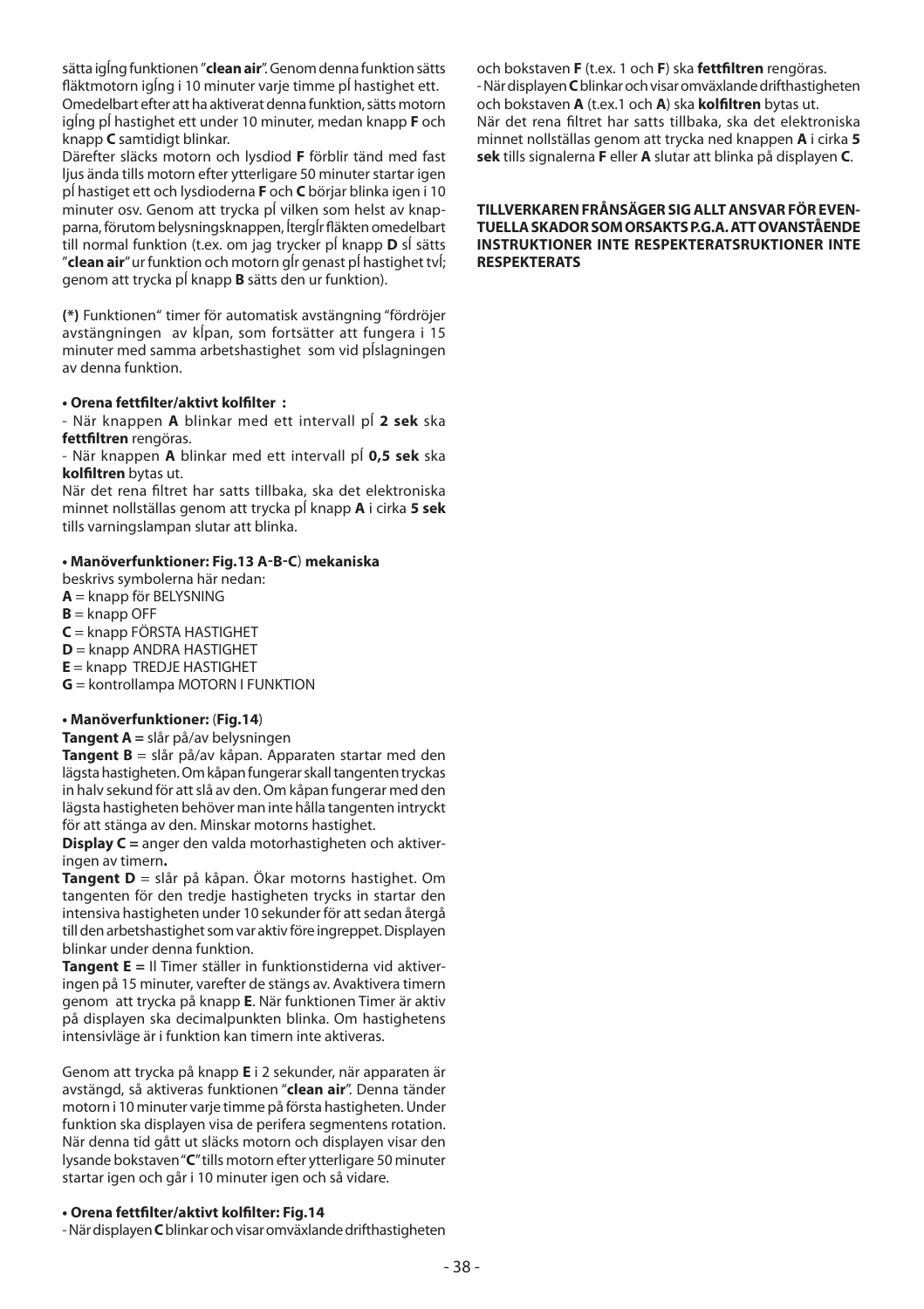sätta igĺng funktionen "**clean air**". Genom denna funktion sätts fläktmotorn igĺng i 10 minuter varje timme pĺ hastighet ett. Omedelbart efter att ha aktiverat denna funktion, sätts motorn igĺng pĺ hastighet ett under 10 minuter, medan knapp **F** och knapp **C** samtidigt blinkar.
Därefter släcks motorn och lysdiod **F** förblir tänd med fast ljus ända tills motorn efter ytterligare 50 minuter startar igen pĺ hastiget ett och lysdioderna **F** och **C** börjar blinka igen i 10 minuter osv. Genom att trycka pĺ vilken som helst av knapparna, förutom belysningsknappen, ĺtergĺr fläkten omedelbart till normal funktion (t.ex. om jag trycker pĺ knapp **D** sĺ sätts "**clean air**" ur funktion och motorn gĺr genast pĺ hastighet tvĺ; genom att trycka pĺ knapp **B** sätts den ur funktion).

**(*)** Funktionen" timer för automatisk avstängning "fördröjer avstängningen av kĺpan, som fortsätter att fungera i 15 minuter med samma arbetshastighet som vid pĺslagningen av denna funktion.

**• Orena fettfilter/aktivt kolfilter :**
- När knappen **A** blinkar med ett intervall pĺ **2 sek** ska **fettfiltren** rengöras.
- När knappen **A** blinkar med ett intervall pĺ **0,5 sek** ska **kolfiltren** bytas ut.
När det rena filtret har satts tillbaka, ska det elektroniska minnet nollställas genom att trycka pĺ knapp **A** i cirka **5 sek** tills varningslampan slutar att blinka.

**• Manöverfunktioner: Fig.13 A-B-C) mekaniska**
beskrivs symbolerna här nedan:
**A** = knapp för BELYSNING
**B** = knapp OFF
**C** = knapp FÖRSTA HASTIGHET
**D** = knapp ANDRA HASTIGHET
**E** = knapp TREDJE HASTIGHET
**G** = kontrollampa MOTORN I FUNKTION

**• Manöverfunktioner: (Fig.14)**
**Tangent A =** slår på/av belysningen
**Tangent B** = slår på/av kåpan. Apparaten startar med den lägsta hastigheten. Om kåpan fungerar skall tangenten tryckas in halv sekund för att slå av den. Om kåpan fungerar med den lägsta hastigheten behöver man inte hålla tangenten intryckt för att stänga av den. Minskar motorns hastighet.
**Display C =** anger den valda motorhastigheten och aktiveringen av timern**.**
**Tangent D** = slår på kåpan. Ökar motorns hastighet. Om tangenten för den tredje hastigheten trycks in startar den intensiva hastigheten under 10 sekunder för att sedan återgå till den arbetshastighet som var aktiv före ingreppet. Displayen blinkar under denna funktion.
**Tangent E =** Il Timer ställer in funktionstiderna vid aktiveringen på 15 minuter, varefter de stängs av. Avaktivera timern genom att trycka på knapp **E**. När funktionen Timer är aktiv på displayen ska decimalpunkten blinka. Om hastighetens intensivläge är i funktion kan timern inte aktiveras.

Genom att trycka på knapp **E** i 2 sekunder, när apparaten är avstängd, så aktiveras funktionen "**clean air**". Denna tänder motorn i 10 minuter varje timme på första hastigheten. Under funktion ska displayen visa de perifera segmentens rotation. När denna tid gått ut släcks motorn och displayen visar den lysande bokstaven "**C**" tills motorn efter ytterligare 50 minuter startar igen och går i 10 minuter igen och så vidare.

**• Orena fettfilter/aktivt kolfilter: Fig.14**
- När displayen **C** blinkar och visar omväxlande drifthastigheten och bokstaven **F** (t.ex. 1 och **F**) ska **fettfiltren** rengöras.
- När displayen **C** blinkar och visar omväxlande drifthastigheten och bokstaven **A** (t.ex.1 och **A**) ska **kolfiltren** bytas ut.
När det rena filtret har satts tillbaka, ska det elektroniska minnet nollställas genom att trycka ned knappen **A** i cirka **5 sek** tills signalerna **F** eller **A** slutar att blinka på displayen **C**.

**TILLVERKAREN FRÅNSÄGER SIG ALLT ANSVAR FÖR EVENTUELLA SKADOR SOM ORSAKTS P.G.A. ATT OVANSTÅENDE INSTRUKTIONER INTE RESPEKTERATSRUKTIONER INTE RESPEKTERATS**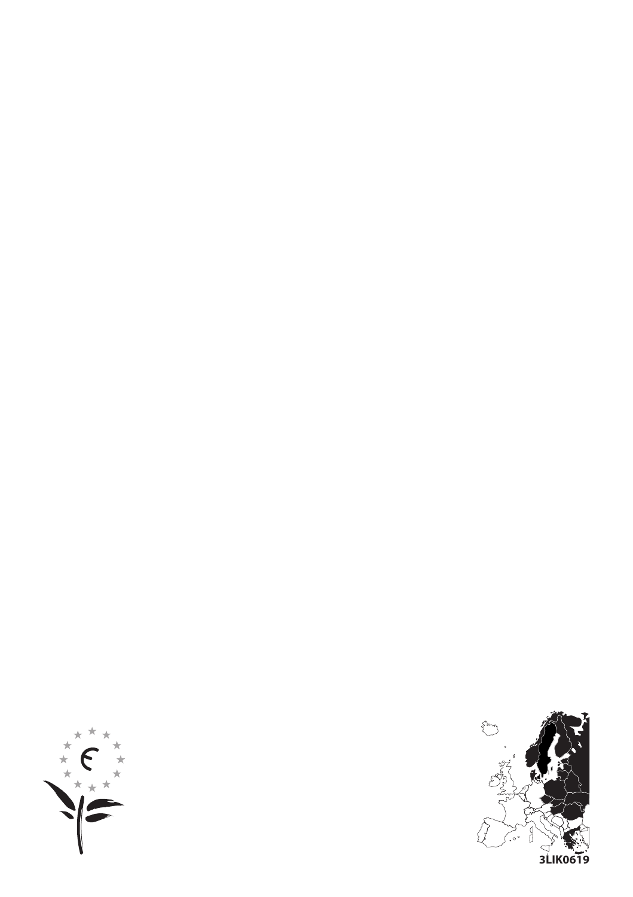3LIK0619